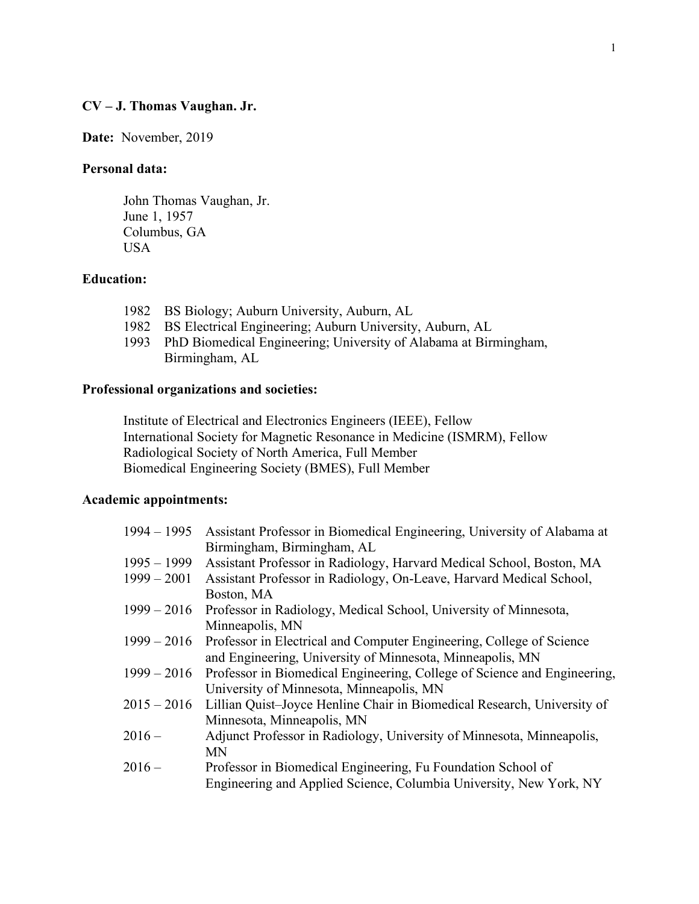**CV – J. Thomas Vaughan. Jr.**

**Date:** November, 2019

**Personal data:**

John Thomas Vaughan, Jr.
June 1, 1957
Columbus, GA
USA

**Education:**

1982 BS Biology; Auburn University, Auburn, AL
1982 BS Electrical Engineering; Auburn University, Auburn, AL
1993 PhD Biomedical Engineering; University of Alabama at Birmingham, Birmingham, AL

**Professional organizations and societies:**

Institute of Electrical and Electronics Engineers (IEEE), Fellow
International Society for Magnetic Resonance in Medicine (ISMRM), Fellow
Radiological Society of North America, Full Member
Biomedical Engineering Society (BMES), Full Member

**Academic appointments:**

1994 – 1995 Assistant Professor in Biomedical Engineering, University of Alabama at Birmingham, Birmingham, AL
1995 – 1999 Assistant Professor in Radiology, Harvard Medical School, Boston, MA
1999 – 2001 Assistant Professor in Radiology, On-Leave, Harvard Medical School, Boston, MA
1999 – 2016 Professor in Radiology, Medical School, University of Minnesota, Minneapolis, MN
1999 – 2016 Professor in Electrical and Computer Engineering, College of Science and Engineering, University of Minnesota, Minneapolis, MN
1999 – 2016 Professor in Biomedical Engineering, College of Science and Engineering, University of Minnesota, Minneapolis, MN
2015 – 2016 Lillian Quist–Joyce Henline Chair in Biomedical Research, University of Minnesota, Minneapolis, MN
2016 – Adjunct Professor in Radiology, University of Minnesota, Minneapolis, MN
2016 – Professor in Biomedical Engineering, Fu Foundation School of Engineering and Applied Science, Columbia University, New York, NY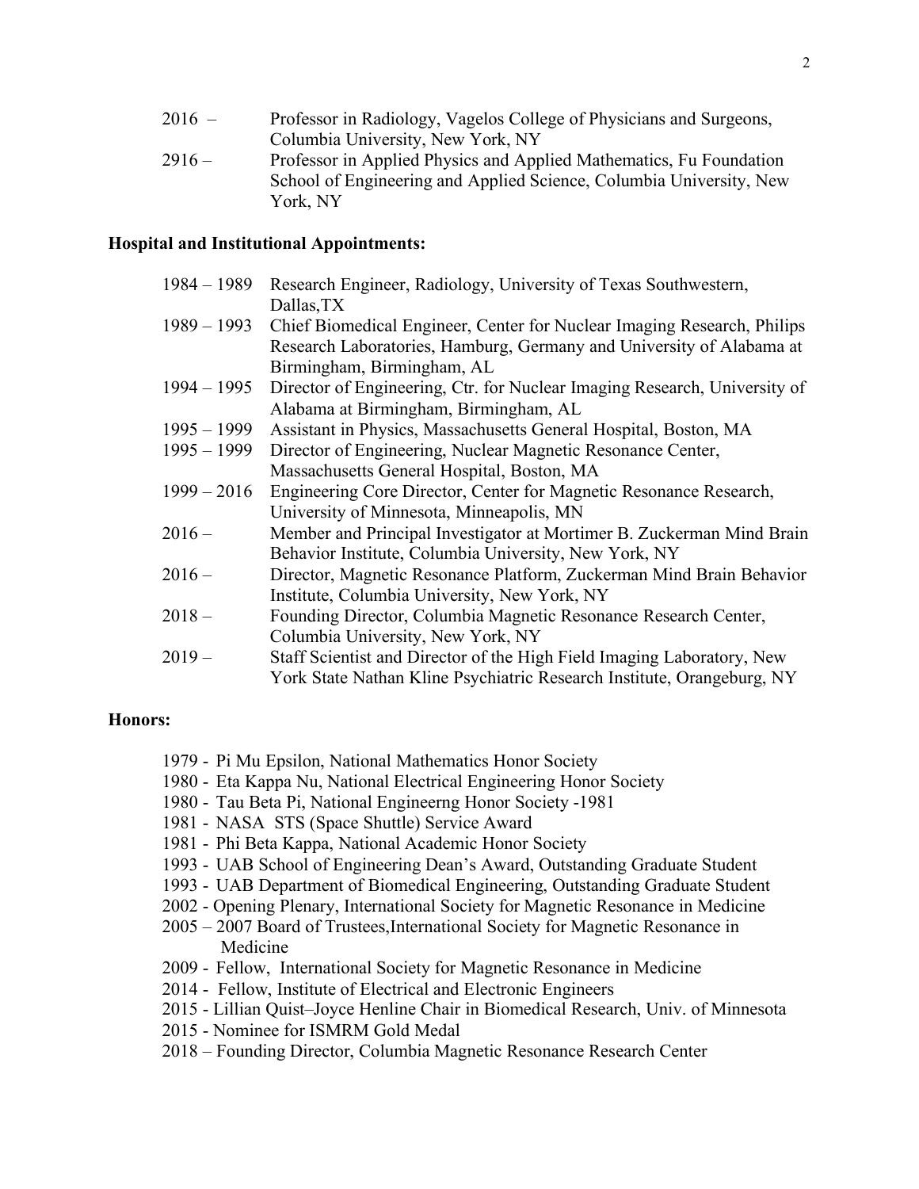| | |
|---|---|
| 2016 – | Professor in Radiology, Vagelos College of Physicians and Surgeons, Columbia University, New York, NY |
| 2916 – | Professor in Applied Physics and Applied Mathematics, Fu Foundation School of Engineering and Applied Science, Columbia University, New York, NY |

**Hospital and Institutional Appointments:**

| | |
|---|---|
| 1984 – 1989 | Research Engineer, Radiology, University of Texas Southwestern, Dallas,TX |
| 1989 – 1993 | Chief Biomedical Engineer, Center for Nuclear Imaging Research, Philips Research Laboratories, Hamburg, Germany and University of Alabama at Birmingham, Birmingham, AL |
| 1994 – 1995 | Director of Engineering, Ctr. for Nuclear Imaging Research, University of Alabama at Birmingham, Birmingham, AL |
| 1995 – 1999 | Assistant in Physics, Massachusetts General Hospital, Boston, MA |
| 1995 – 1999 | Director of Engineering, Nuclear Magnetic Resonance Center, Massachusetts General Hospital, Boston, MA |
| 1999 – 2016 | Engineering Core Director, Center for Magnetic Resonance Research, University of Minnesota, Minneapolis, MN |
| 2016 – | Member and Principal Investigator at Mortimer B. Zuckerman Mind Brain Behavior Institute, Columbia University, New York, NY |
| 2016 – | Director, Magnetic Resonance Platform, Zuckerman Mind Brain Behavior Institute, Columbia University, New York, NY |
| 2018 – | Founding Director, Columbia Magnetic Resonance Research Center, Columbia University, New York, NY |
| 2019 – | Staff Scientist and Director of the High Field Imaging Laboratory, New York State Nathan Kline Psychiatric Research Institute, Orangeburg, NY |

**Honors:**

- 1979 - Pi Mu Epsilon, National Mathematics Honor Society
- 1980 - Eta Kappa Nu, National Electrical Engineering Honor Society
- 1980 - Tau Beta Pi, National Engineerng Honor Society -1981
- 1981 - NASA STS (Space Shuttle) Service Award
- 1981 - Phi Beta Kappa, National Academic Honor Society
- 1993 - UAB School of Engineering Dean's Award, Outstanding Graduate Student
- 1993 - UAB Department of Biomedical Engineering, Outstanding Graduate Student
- 2002 - Opening Plenary, International Society for Magnetic Resonance in Medicine
- 2005 – 2007 Board of Trustees,International Society for Magnetic Resonance in Medicine
- 2009 - Fellow, International Society for Magnetic Resonance in Medicine
- 2014 - Fellow, Institute of Electrical and Electronic Engineers
- 2015 - Lillian Quist–Joyce Henline Chair in Biomedical Research, Univ. of Minnesota
- 2015 - Nominee for ISMRM Gold Medal
- 2018 – Founding Director, Columbia Magnetic Resonance Research Center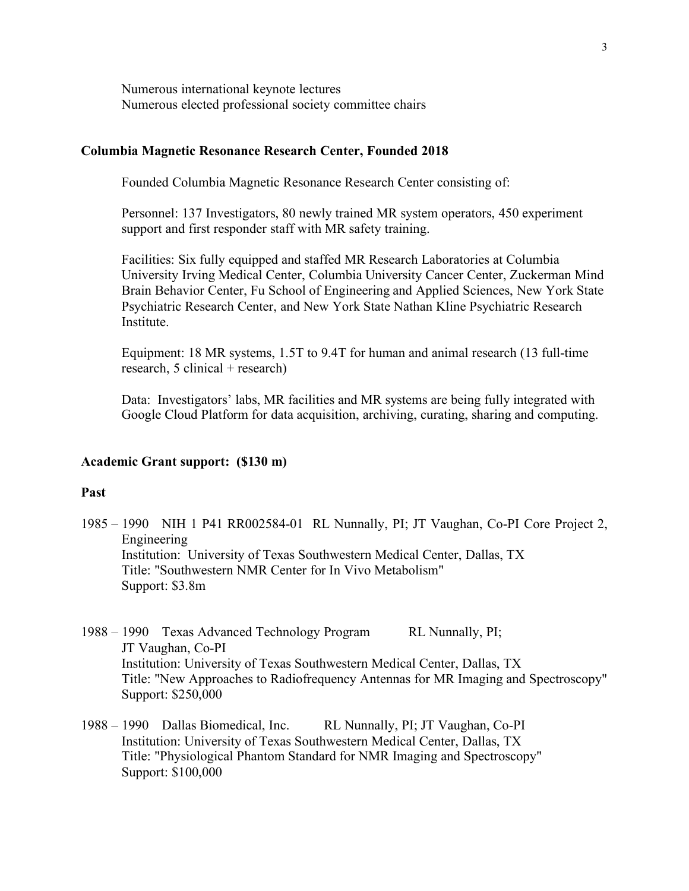Numerous international keynote lectures
Numerous elected professional society committee chairs

**Columbia Magnetic Resonance Research Center, Founded 2018**

Founded Columbia Magnetic Resonance Research Center consisting of:

Personnel: 137 Investigators, 80 newly trained MR system operators, 450 experiment support and first responder staff with MR safety training.

Facilities: Six fully equipped and staffed MR Research Laboratories at Columbia University Irving Medical Center, Columbia University Cancer Center, Zuckerman Mind Brain Behavior Center, Fu School of Engineering and Applied Sciences, New York State Psychiatric Research Center, and New York State Nathan Kline Psychiatric Research Institute.

Equipment: 18 MR systems, 1.5T to 9.4T for human and animal research (13 full-time research, 5 clinical + research)

Data: Investigators' labs, MR facilities and MR systems are being fully integrated with Google Cloud Platform for data acquisition, archiving, curating, sharing and computing.

**Academic Grant support: ($130 m)**

**Past**

1985 – 1990 NIH 1 P41 RR002584-01 RL Nunnally, PI; JT Vaughan, Co-PI Core Project 2, Engineering
Institution: University of Texas Southwestern Medical Center, Dallas, TX
Title: "Southwestern NMR Center for In Vivo Metabolism"
Support: $3.8m

1988 – 1990 Texas Advanced Technology Program RL Nunnally, PI; JT Vaughan, Co-PI
Institution: University of Texas Southwestern Medical Center, Dallas, TX
Title: "New Approaches to Radiofrequency Antennas for MR Imaging and Spectroscopy"
Support: $250,000

1988 – 1990 Dallas Biomedical, Inc. RL Nunnally, PI; JT Vaughan, Co-PI
Institution: University of Texas Southwestern Medical Center, Dallas, TX
Title: "Physiological Phantom Standard for NMR Imaging and Spectroscopy"
Support: $100,000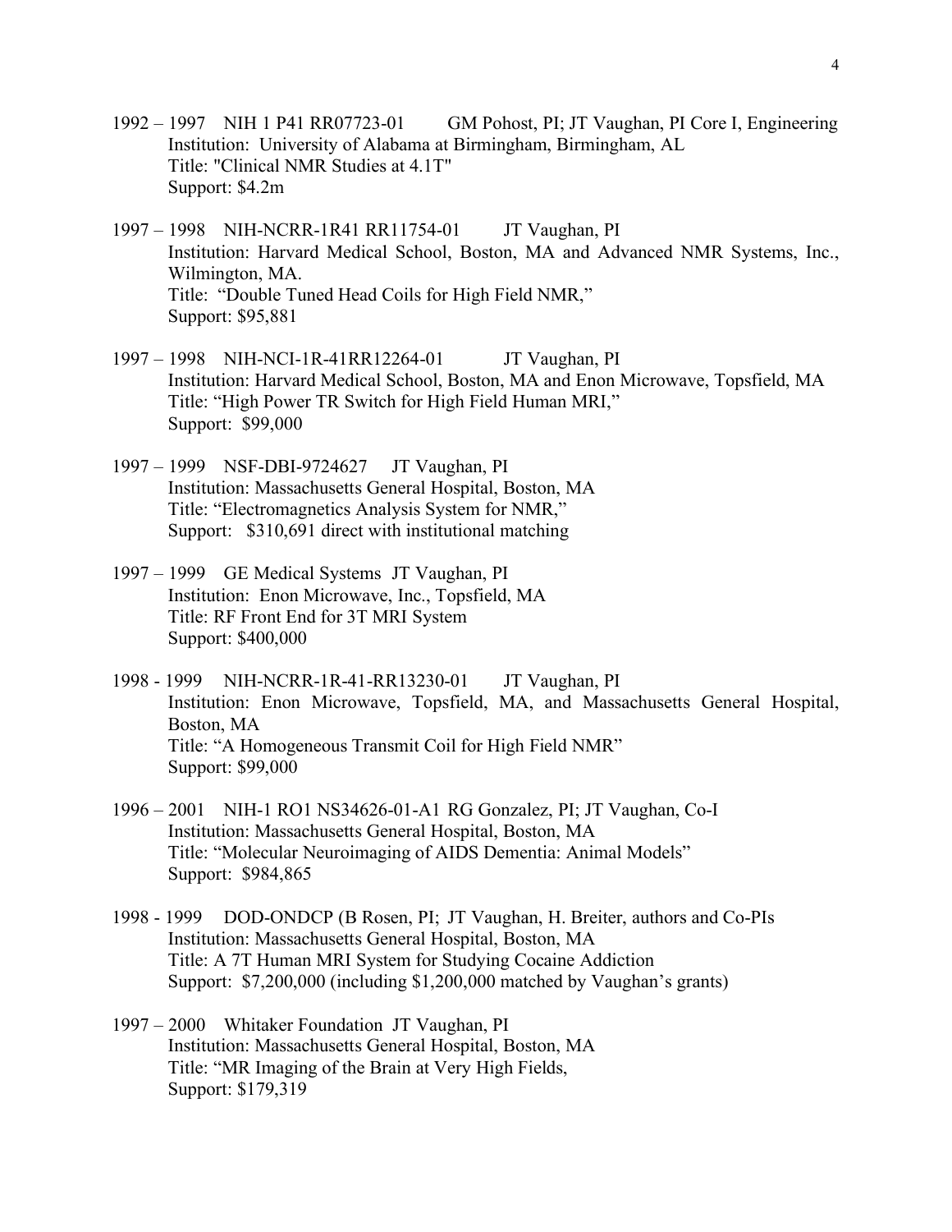1992 – 1997 NIH 1 P41 RR07723-01 GM Pohost, PI; JT Vaughan, PI Core I, Engineering
Institution: University of Alabama at Birmingham, Birmingham, AL
Title: "Clinical NMR Studies at 4.1T"
Support: $4.2m

1997 – 1998 NIH-NCRR-1R41 RR11754-01 JT Vaughan, PI
Institution: Harvard Medical School, Boston, MA and Advanced NMR Systems, Inc., Wilmington, MA.
Title: "Double Tuned Head Coils for High Field NMR,"
Support: $95,881

1997 – 1998 NIH-NCI-1R-41RR12264-01 JT Vaughan, PI
Institution: Harvard Medical School, Boston, MA and Enon Microwave, Topsfield, MA
Title: "High Power TR Switch for High Field Human MRI,"
Support: $99,000

1997 – 1999 NSF-DBI-9724627 JT Vaughan, PI
Institution: Massachusetts General Hospital, Boston, MA
Title: "Electromagnetics Analysis System for NMR,"
Support: $310,691 direct with institutional matching

1997 – 1999 GE Medical Systems JT Vaughan, PI
Institution: Enon Microwave, Inc., Topsfield, MA
Title: RF Front End for 3T MRI System
Support: $400,000

1998 - 1999 NIH-NCRR-1R-41-RR13230-01 JT Vaughan, PI
Institution: Enon Microwave, Topsfield, MA, and Massachusetts General Hospital, Boston, MA
Title: "A Homogeneous Transmit Coil for High Field NMR"
Support: $99,000

1996 – 2001 NIH-1 RO1 NS34626-01-A1 RG Gonzalez, PI; JT Vaughan, Co-I
Institution: Massachusetts General Hospital, Boston, MA
Title: "Molecular Neuroimaging of AIDS Dementia: Animal Models"
Support: $984,865

1998 - 1999 DOD-ONDCP (B Rosen, PI; JT Vaughan, H. Breiter, authors and Co-PIs
Institution: Massachusetts General Hospital, Boston, MA
Title: A 7T Human MRI System for Studying Cocaine Addiction
Support: $7,200,000 (including $1,200,000 matched by Vaughan's grants)

1997 – 2000 Whitaker Foundation JT Vaughan, PI
Institution: Massachusetts General Hospital, Boston, MA
Title: "MR Imaging of the Brain at Very High Fields,
Support: $179,319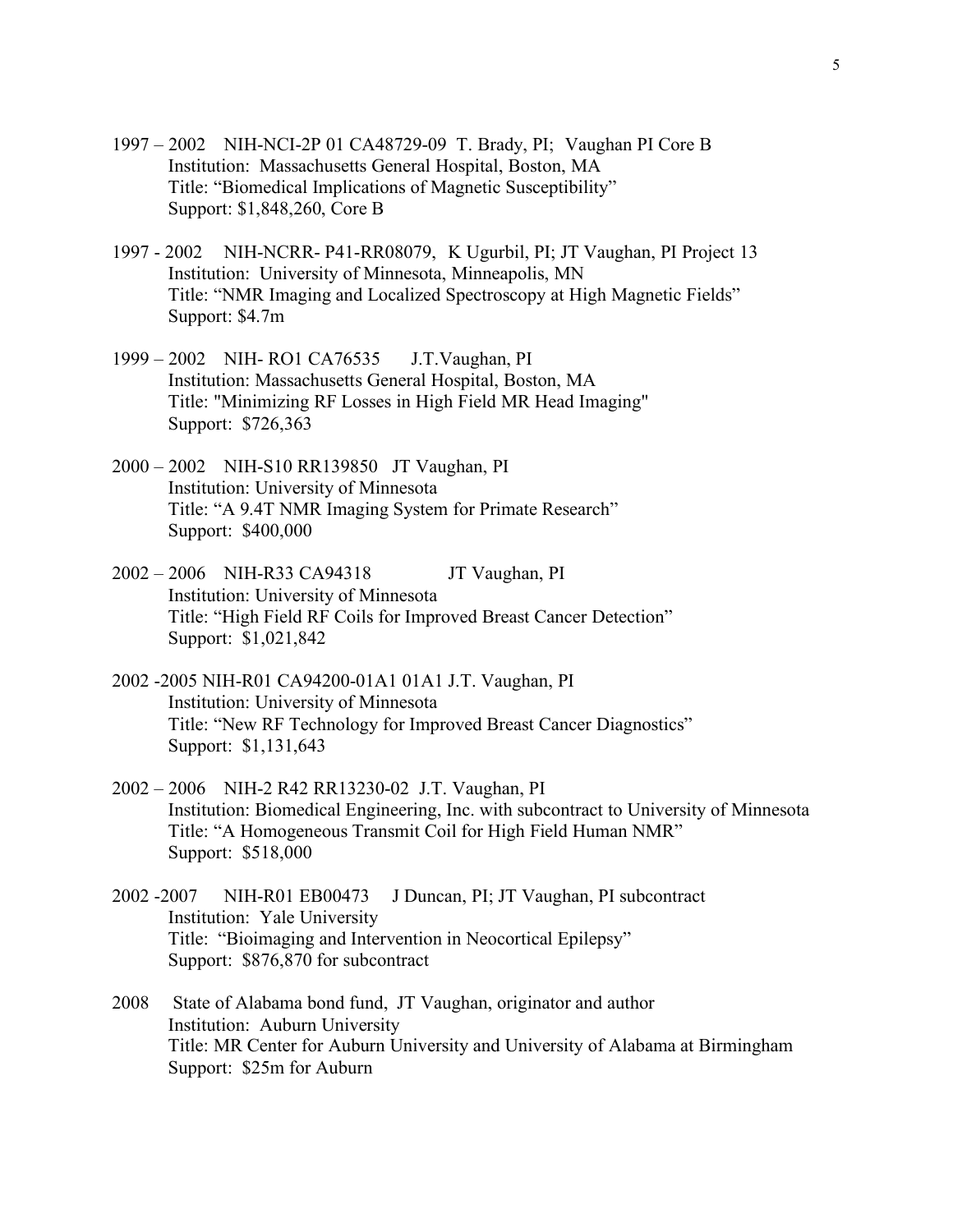1997 – 2002 NIH-NCI-2P 01 CA48729-09 T. Brady, PI; Vaughan PI Core B
Institution: Massachusetts General Hospital, Boston, MA
Title: "Biomedical Implications of Magnetic Susceptibility"
Support: $1,848,260, Core B

1997 - 2002 NIH-NCRR- P41-RR08079, K Ugurbil, PI; JT Vaughan, PI Project 13
Institution: University of Minnesota, Minneapolis, MN
Title: "NMR Imaging and Localized Spectroscopy at High Magnetic Fields"
Support: $4.7m

1999 – 2002 NIH- RO1 CA76535 J.T.Vaughan, PI
Institution: Massachusetts General Hospital, Boston, MA
Title: "Minimizing RF Losses in High Field MR Head Imaging"
Support: $726,363

2000 – 2002 NIH-S10 RR139850 JT Vaughan, PI
Institution: University of Minnesota
Title: "A 9.4T NMR Imaging System for Primate Research"
Support: $400,000

2002 – 2006 NIH-R33 CA94318 JT Vaughan, PI
Institution: University of Minnesota
Title: "High Field RF Coils for Improved Breast Cancer Detection"
Support: $1,021,842

2002 -2005 NIH-R01 CA94200-01A1 01A1 J.T. Vaughan, PI
Institution: University of Minnesota
Title: "New RF Technology for Improved Breast Cancer Diagnostics"
Support: $1,131,643

2002 – 2006 NIH-2 R42 RR13230-02 J.T. Vaughan, PI
Institution: Biomedical Engineering, Inc. with subcontract to University of Minnesota
Title: "A Homogeneous Transmit Coil for High Field Human NMR"
Support: $518,000

2002 -2007 NIH-R01 EB00473 J Duncan, PI; JT Vaughan, PI subcontract
Institution: Yale University
Title: "Bioimaging and Intervention in Neocortical Epilepsy"
Support: $876,870 for subcontract

2008 State of Alabama bond fund, JT Vaughan, originator and author
Institution: Auburn University
Title: MR Center for Auburn University and University of Alabama at Birmingham
Support: $25m for Auburn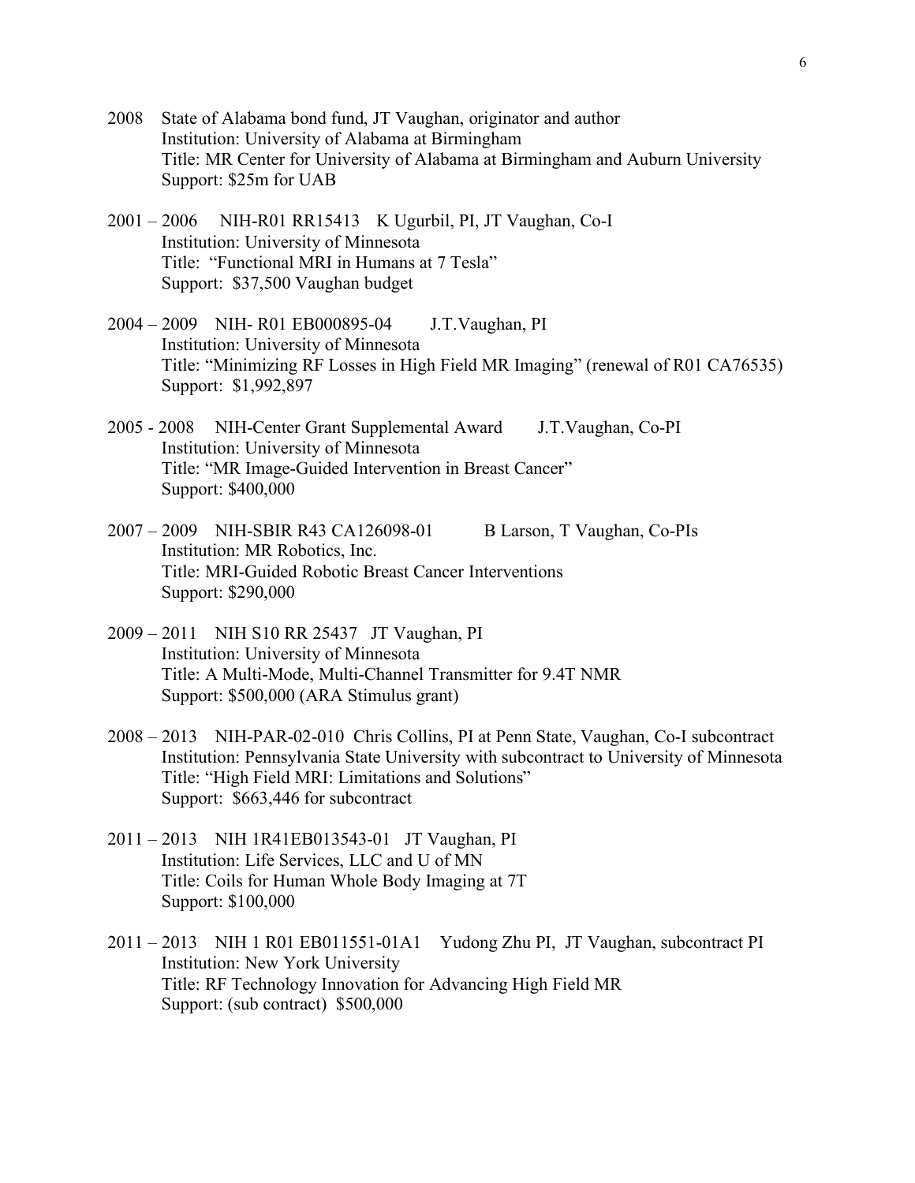2008 State of Alabama bond fund, JT Vaughan, originator and author
Institution: University of Alabama at Birmingham
Title: MR Center for University of Alabama at Birmingham and Auburn University
Support: $25m for UAB

2001 – 2006 NIH-R01 RR15413 K Ugurbil, PI, JT Vaughan, Co-I
Institution: University of Minnesota
Title: "Functional MRI in Humans at 7 Tesla"
Support: $37,500 Vaughan budget

2004 – 2009 NIH- R01 EB000895-04 J.T.Vaughan, PI
Institution: University of Minnesota
Title: "Minimizing RF Losses in High Field MR Imaging" (renewal of R01 CA76535)
Support: $1,992,897

2005 - 2008 NIH-Center Grant Supplemental Award J.T.Vaughan, Co-PI
Institution: University of Minnesota
Title: "MR Image-Guided Intervention in Breast Cancer"
Support: $400,000

2007 – 2009 NIH-SBIR R43 CA126098-01 B Larson, T Vaughan, Co-PIs
Institution: MR Robotics, Inc.
Title: MRI-Guided Robotic Breast Cancer Interventions
Support: $290,000

2009 – 2011 NIH S10 RR 25437 JT Vaughan, PI
Institution: University of Minnesota
Title: A Multi-Mode, Multi-Channel Transmitter for 9.4T NMR
Support: $500,000 (ARA Stimulus grant)

2008 – 2013 NIH-PAR-02-010 Chris Collins, PI at Penn State, Vaughan, Co-I subcontract
Institution: Pennsylvania State University with subcontract to University of Minnesota
Title: "High Field MRI: Limitations and Solutions"
Support: $663,446 for subcontract

2011 – 2013 NIH 1R41EB013543-01 JT Vaughan, PI
Institution: Life Services, LLC and U of MN
Title: Coils for Human Whole Body Imaging at 7T
Support: $100,000

2011 – 2013 NIH 1 R01 EB011551-01A1 Yudong Zhu PI, JT Vaughan, subcontract PI
Institution: New York University
Title: RF Technology Innovation for Advancing High Field MR
Support: (sub contract) $500,000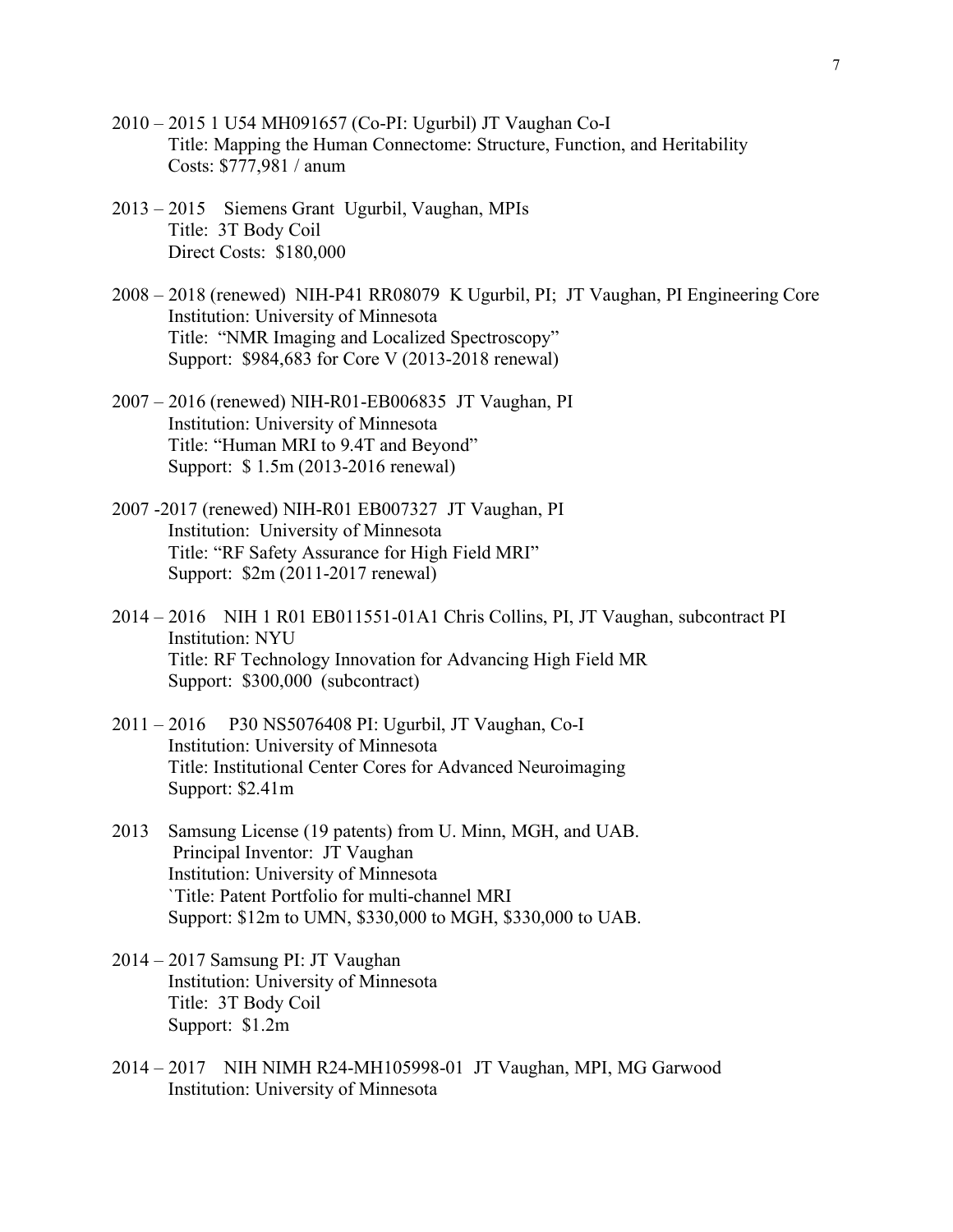2010 – 2015 1 U54 MH091657 (Co-PI: Ugurbil) JT Vaughan Co-I
Title: Mapping the Human Connectome: Structure, Function, and Heritability
Costs: $777,981 / anum

2013 – 2015 Siemens Grant Ugurbil, Vaughan, MPIs
Title: 3T Body Coil
Direct Costs: $180,000

2008 – 2018 (renewed) NIH-P41 RR08079 K Ugurbil, PI; JT Vaughan, PI Engineering Core
Institution: University of Minnesota
Title: "NMR Imaging and Localized Spectroscopy"
Support: $984,683 for Core V (2013-2018 renewal)

2007 – 2016 (renewed) NIH-R01-EB006835 JT Vaughan, PI
Institution: University of Minnesota
Title: "Human MRI to 9.4T and Beyond"
Support: $ 1.5m (2013-2016 renewal)

2007 -2017 (renewed) NIH-R01 EB007327 JT Vaughan, PI
Institution: University of Minnesota
Title: "RF Safety Assurance for High Field MRI"
Support: $2m (2011-2017 renewal)

2014 – 2016 NIH 1 R01 EB011551-01A1 Chris Collins, PI, JT Vaughan, subcontract PI
Institution: NYU
Title: RF Technology Innovation for Advancing High Field MR
Support: $300,000 (subcontract)

2011 – 2016 P30 NS5076408 PI: Ugurbil, JT Vaughan, Co-I
Institution: University of Minnesota
Title: Institutional Center Cores for Advanced Neuroimaging
Support: $2.41m

2013 Samsung License (19 patents) from U. Minn, MGH, and UAB.
Principal Inventor: JT Vaughan
Institution: University of Minnesota
`Title: Patent Portfolio for multi-channel MRI
Support: $12m to UMN, $330,000 to MGH, $330,000 to UAB.

2014 – 2017 Samsung PI: JT Vaughan
Institution: University of Minnesota
Title: 3T Body Coil
Support: $1.2m

2014 – 2017 NIH NIMH R24-MH105998-01 JT Vaughan, MPI, MG Garwood
Institution: University of Minnesota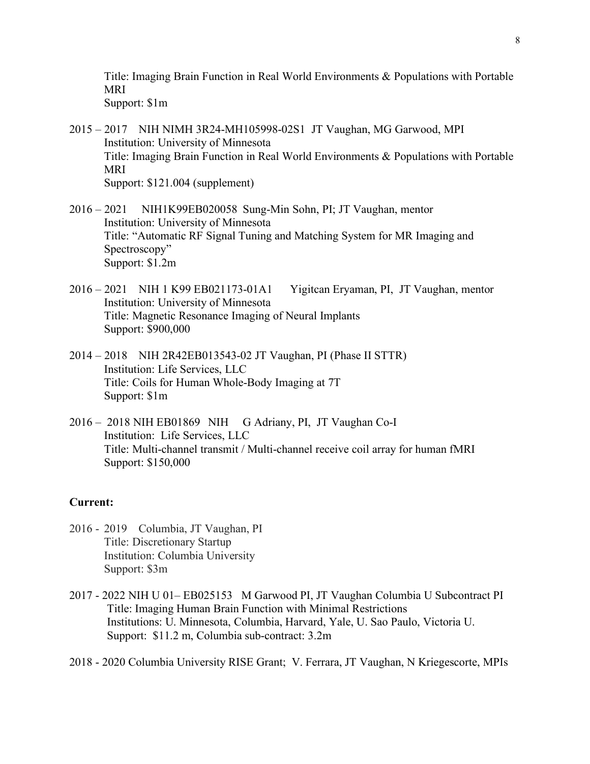Title: Imaging Brain Function in Real World Environments & Populations with Portable MRI
Support: $1m

2015 – 2017 NIH NIMH 3R24-MH105998-02S1 JT Vaughan, MG Garwood, MPI
Institution: University of Minnesota
Title: Imaging Brain Function in Real World Environments & Populations with Portable MRI
Support: $121.004 (supplement)

2016 – 2021 NIH1K99EB020058 Sung-Min Sohn, PI; JT Vaughan, mentor
Institution: University of Minnesota
Title: "Automatic RF Signal Tuning and Matching System for MR Imaging and Spectroscopy"
Support: $1.2m

2016 – 2021 NIH 1 K99 EB021173-01A1 Yigitcan Eryaman, PI, JT Vaughan, mentor
Institution: University of Minnesota
Title: Magnetic Resonance Imaging of Neural Implants
Support: $900,000

2014 – 2018 NIH 2R42EB013543-02 JT Vaughan, PI (Phase II STTR)
Institution: Life Services, LLC
Title: Coils for Human Whole-Body Imaging at 7T
Support: $1m

2016 – 2018 NIH EB01869 NIH G Adriany, PI, JT Vaughan Co-I
Institution: Life Services, LLC
Title: Multi-channel transmit / Multi-channel receive coil array for human fMRI
Support: $150,000

**Current:**

2016 - 2019 Columbia, JT Vaughan, PI
Title: Discretionary Startup
Institution: Columbia University
Support: $3m

2017 - 2022 NIH U 01– EB025153 M Garwood PI, JT Vaughan Columbia U Subcontract PI
Title: Imaging Human Brain Function with Minimal Restrictions
Institutions: U. Minnesota, Columbia, Harvard, Yale, U. Sao Paulo, Victoria U.
Support: $11.2 m, Columbia sub-contract: 3.2m

2018 - 2020 Columbia University RISE Grant; V. Ferrara, JT Vaughan, N Kriegescorte, MPIs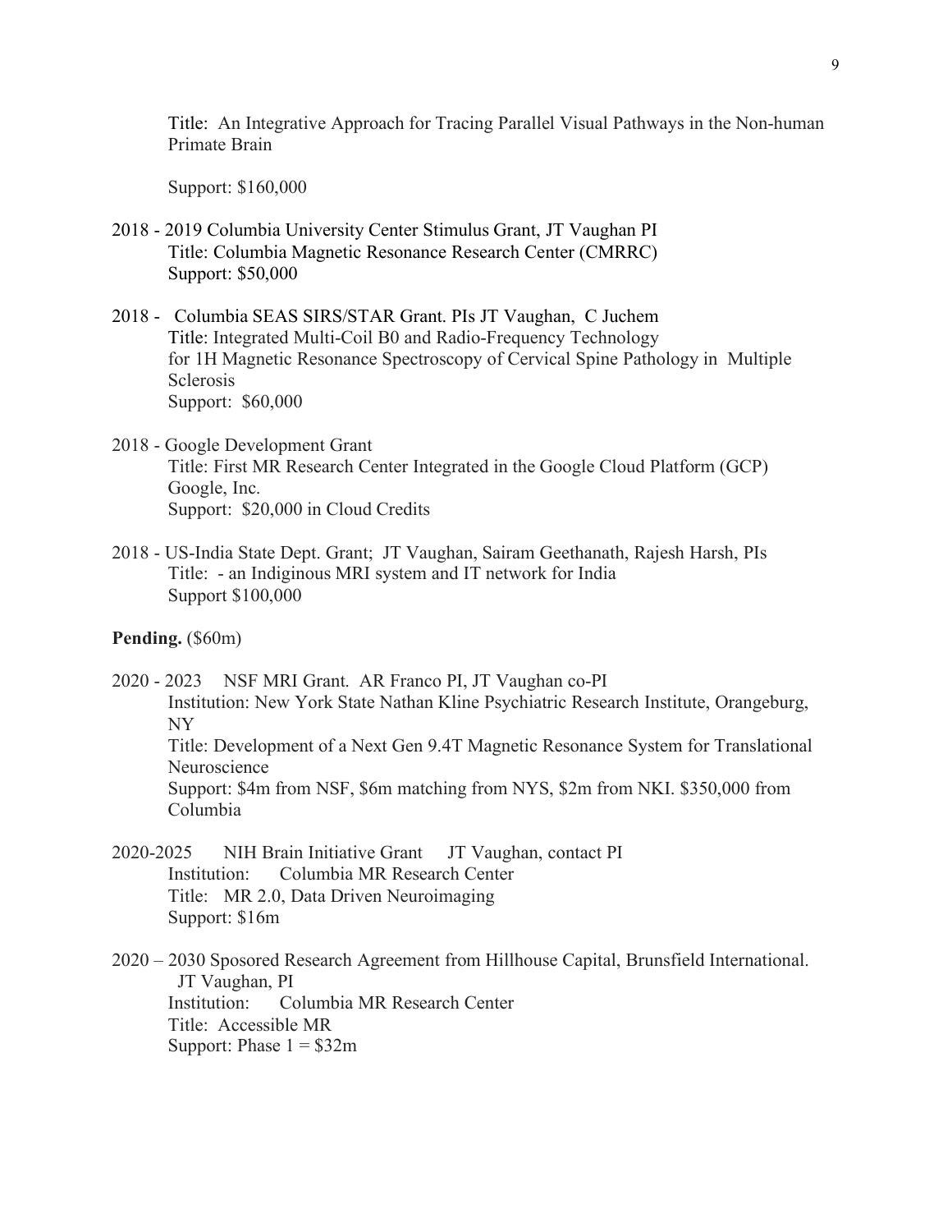Title: An Integrative Approach for Tracing Parallel Visual Pathways in the Non-human Primate Brain

Support: $160,000

2018 - 2019 Columbia University Center Stimulus Grant, JT Vaughan PI
Title: Columbia Magnetic Resonance Research Center (CMRRC)
Support: $50,000

2018 - Columbia SEAS SIRS/STAR Grant. PIs JT Vaughan, C Juchem
Title: Integrated Multi-Coil B0 and Radio-Frequency Technology for 1H Magnetic Resonance Spectroscopy of Cervical Spine Pathology in Multiple Sclerosis
Support: $60,000

2018 - Google Development Grant
Title: First MR Research Center Integrated in the Google Cloud Platform (GCP)
Google, Inc.
Support: $20,000 in Cloud Credits

2018 - US-India State Dept. Grant; JT Vaughan, Sairam Geethanath, Rajesh Harsh, PIs
Title: - an Indiginous MRI system and IT network for India
Support $100,000

**Pending.** ($60m)

2020 - 2023 NSF MRI Grant. AR Franco PI, JT Vaughan co-PI
Institution: New York State Nathan Kline Psychiatric Research Institute, Orangeburg, NY
Title: Development of a Next Gen 9.4T Magnetic Resonance System for Translational Neuroscience
Support: $4m from NSF, $6m matching from NYS, $2m from NKI. $350,000 from Columbia

2020-2025 NIH Brain Initiative Grant JT Vaughan, contact PI
Institution: Columbia MR Research Center
Title: MR 2.0, Data Driven Neuroimaging
Support: $16m

2020 – 2030 Sposored Research Agreement from Hillhouse Capital, Brunsfield International. JT Vaughan, PI
Institution: Columbia MR Research Center
Title: Accessible MR
Support: Phase 1 = $32m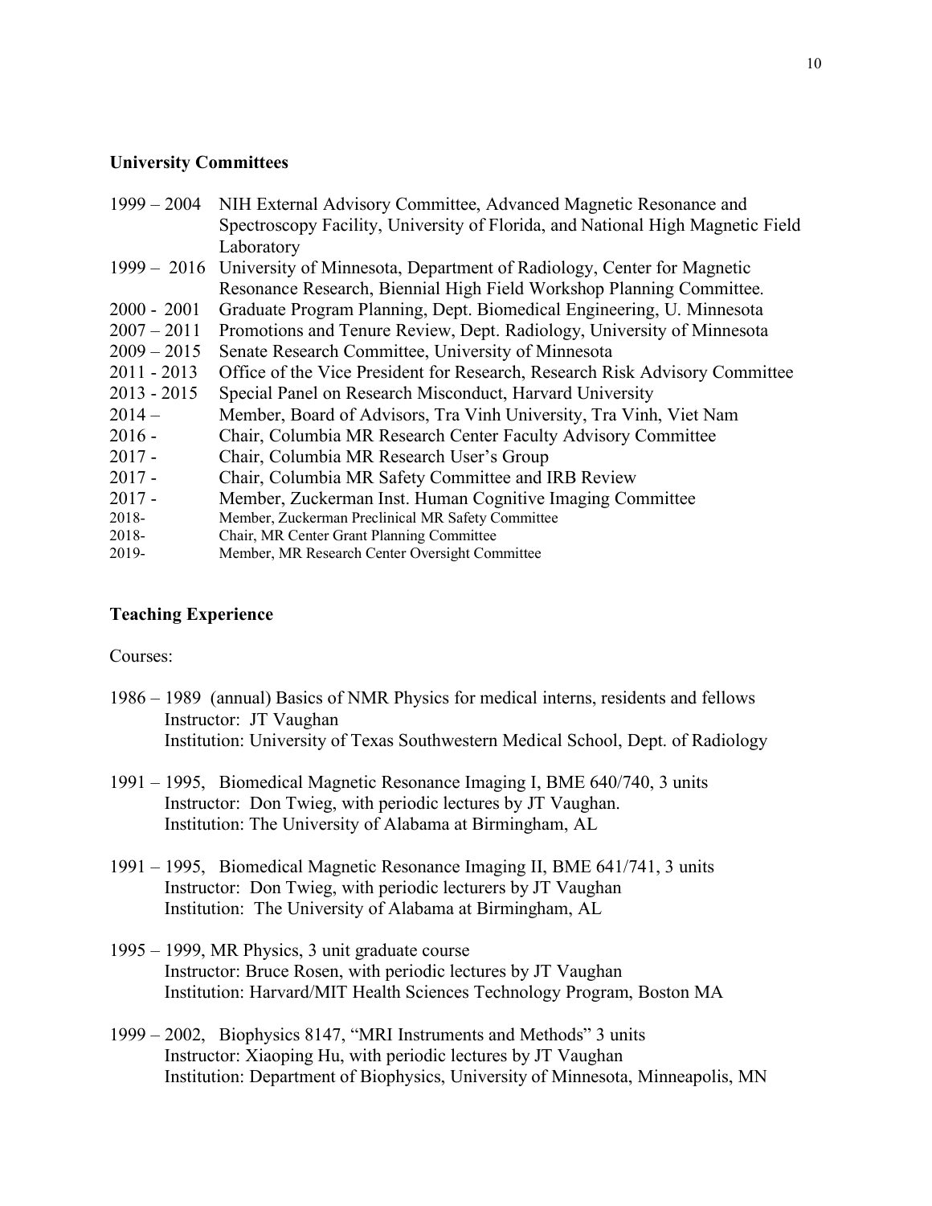## University Committees

1999 – 2004 NIH External Advisory Committee, Advanced Magnetic Resonance and Spectroscopy Facility, University of Florida, and National High Magnetic Field Laboratory

1999 – 2016 University of Minnesota, Department of Radiology, Center for Magnetic Resonance Research, Biennial High Field Workshop Planning Committee.

2000 - 2001 Graduate Program Planning, Dept. Biomedical Engineering, U. Minnesota

2007 – 2011 Promotions and Tenure Review, Dept. Radiology, University of Minnesota

2009 – 2015 Senate Research Committee, University of Minnesota

2011 - 2013 Office of the Vice President for Research, Research Risk Advisory Committee

2013 - 2015 Special Panel on Research Misconduct, Harvard University

2014 – Member, Board of Advisors, Tra Vinh University, Tra Vinh, Viet Nam

2016 - Chair, Columbia MR Research Center Faculty Advisory Committee

2017 - Chair, Columbia MR Research User's Group

2017 - Chair, Columbia MR Safety Committee and IRB Review

2017 - Member, Zuckerman Inst. Human Cognitive Imaging Committee

2018- Member, Zuckerman Preclinical MR Safety Committee

2018- Chair, MR Center Grant Planning Committee

2019- Member, MR Research Center Oversight Committee

## Teaching Experience

Courses:

1986 – 1989 (annual) Basics of NMR Physics for medical interns, residents and fellows
Instructor: JT Vaughan
Institution: University of Texas Southwestern Medical School, Dept. of Radiology

1991 – 1995, Biomedical Magnetic Resonance Imaging I, BME 640/740, 3 units
Instructor: Don Twieg, with periodic lectures by JT Vaughan.
Institution: The University of Alabama at Birmingham, AL

1991 – 1995, Biomedical Magnetic Resonance Imaging II, BME 641/741, 3 units
Instructor: Don Twieg, with periodic lecturers by JT Vaughan
Institution: The University of Alabama at Birmingham, AL

1995 – 1999, MR Physics, 3 unit graduate course
Instructor: Bruce Rosen, with periodic lectures by JT Vaughan
Institution: Harvard/MIT Health Sciences Technology Program, Boston MA

1999 – 2002, Biophysics 8147, "MRI Instruments and Methods" 3 units
Instructor: Xiaoping Hu, with periodic lectures by JT Vaughan
Institution: Department of Biophysics, University of Minnesota, Minneapolis, MN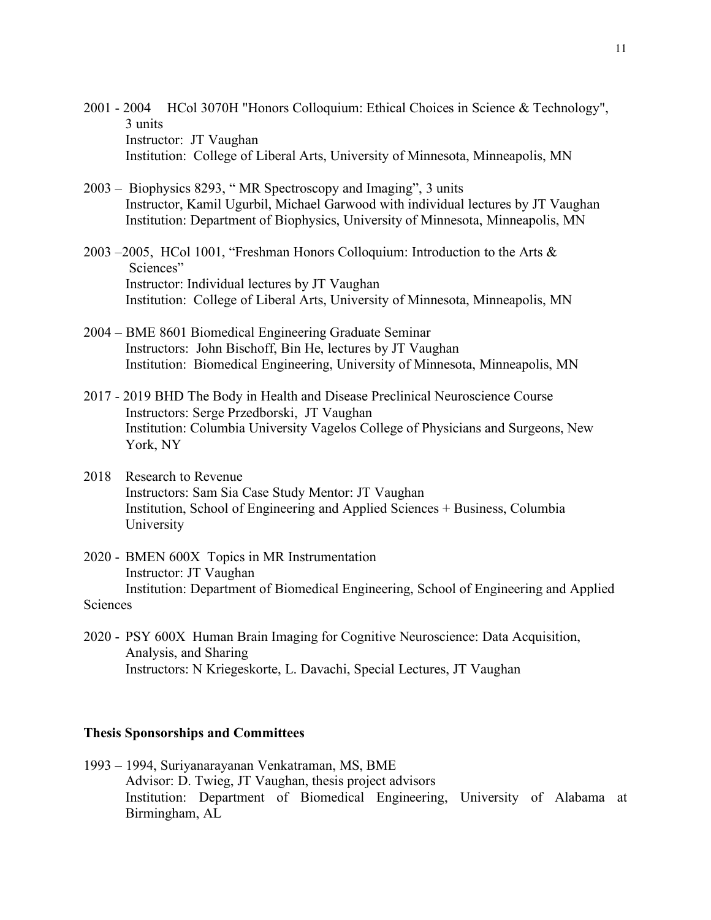2001 - 2004 HCol 3070H "Honors Colloquium: Ethical Choices in Science & Technology", 3 units
Instructor: JT Vaughan
Institution: College of Liberal Arts, University of Minnesota, Minneapolis, MN

2003 – Biophysics 8293, " MR Spectroscopy and Imaging", 3 units
Instructor, Kamil Ugurbil, Michael Garwood with individual lectures by JT Vaughan
Institution: Department of Biophysics, University of Minnesota, Minneapolis, MN

2003 –2005, HCol 1001, "Freshman Honors Colloquium: Introduction to the Arts & Sciences"
Instructor: Individual lectures by JT Vaughan
Institution: College of Liberal Arts, University of Minnesota, Minneapolis, MN

2004 – BME 8601 Biomedical Engineering Graduate Seminar
Instructors: John Bischoff, Bin He, lectures by JT Vaughan
Institution: Biomedical Engineering, University of Minnesota, Minneapolis, MN

2017 - 2019 BHD The Body in Health and Disease Preclinical Neuroscience Course
Instructors: Serge Przedborski, JT Vaughan
Institution: Columbia University Vagelos College of Physicians and Surgeons, New York, NY

2018 Research to Revenue
Instructors: Sam Sia Case Study Mentor: JT Vaughan
Institution, School of Engineering and Applied Sciences + Business, Columbia University

2020 - BMEN 600X Topics in MR Instrumentation
Instructor: JT Vaughan
Institution: Department of Biomedical Engineering, School of Engineering and Applied Sciences

2020 - PSY 600X Human Brain Imaging for Cognitive Neuroscience: Data Acquisition, Analysis, and Sharing
Instructors: N Kriegeskorte, L. Davachi, Special Lectures, JT Vaughan

**Thesis Sponsorships and Committees**

1993 – 1994, Suriyanarayanan Venkatraman, MS, BME
Advisor: D. Twieg, JT Vaughan, thesis project advisors
Institution: Department of Biomedical Engineering, University of Alabama at Birmingham, AL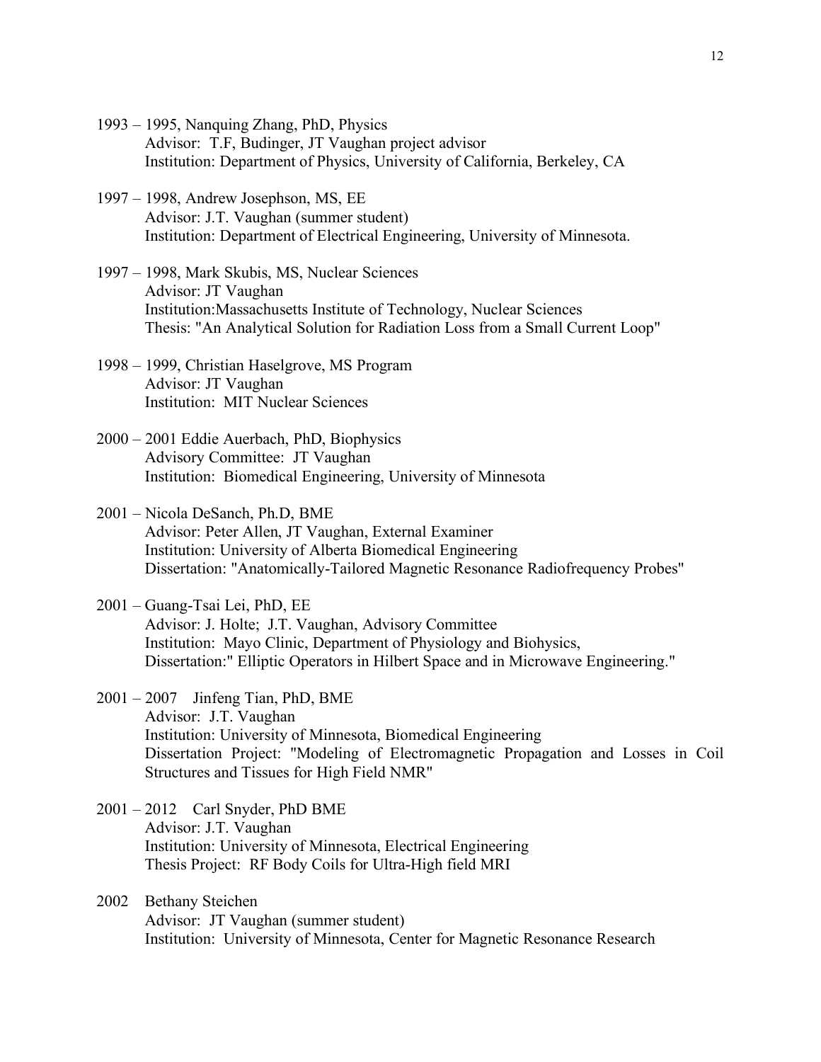1993 – 1995, Nanquing Zhang, PhD, Physics
Advisor: T.F, Budinger, JT Vaughan project advisor
Institution: Department of Physics, University of California, Berkeley, CA

1997 – 1998, Andrew Josephson, MS, EE
Advisor: J.T. Vaughan (summer student)
Institution: Department of Electrical Engineering, University of Minnesota.

1997 – 1998, Mark Skubis, MS, Nuclear Sciences
Advisor: JT Vaughan
Institution:Massachusetts Institute of Technology, Nuclear Sciences
Thesis: "An Analytical Solution for Radiation Loss from a Small Current Loop"

1998 – 1999, Christian Haselgrove, MS Program
Advisor: JT Vaughan
Institution: MIT Nuclear Sciences

2000 – 2001 Eddie Auerbach, PhD, Biophysics
Advisory Committee: JT Vaughan
Institution: Biomedical Engineering, University of Minnesota

2001 – Nicola DeSanch, Ph.D, BME
Advisor: Peter Allen, JT Vaughan, External Examiner
Institution: University of Alberta Biomedical Engineering
Dissertation: "Anatomically-Tailored Magnetic Resonance Radiofrequency Probes"

2001 – Guang-Tsai Lei, PhD, EE
Advisor: J. Holte; J.T. Vaughan, Advisory Committee
Institution: Mayo Clinic, Department of Physiology and Biohysics,
Dissertation:" Elliptic Operators in Hilbert Space and in Microwave Engineering."

2001 – 2007 Jinfeng Tian, PhD, BME
Advisor: J.T. Vaughan
Institution: University of Minnesota, Biomedical Engineering
Dissertation Project: "Modeling of Electromagnetic Propagation and Losses in Coil Structures and Tissues for High Field NMR"

2001 – 2012 Carl Snyder, PhD BME
Advisor: J.T. Vaughan
Institution: University of Minnesota, Electrical Engineering
Thesis Project: RF Body Coils for Ultra-High field MRI

2002 Bethany Steichen
Advisor: JT Vaughan (summer student)
Institution: University of Minnesota, Center for Magnetic Resonance Research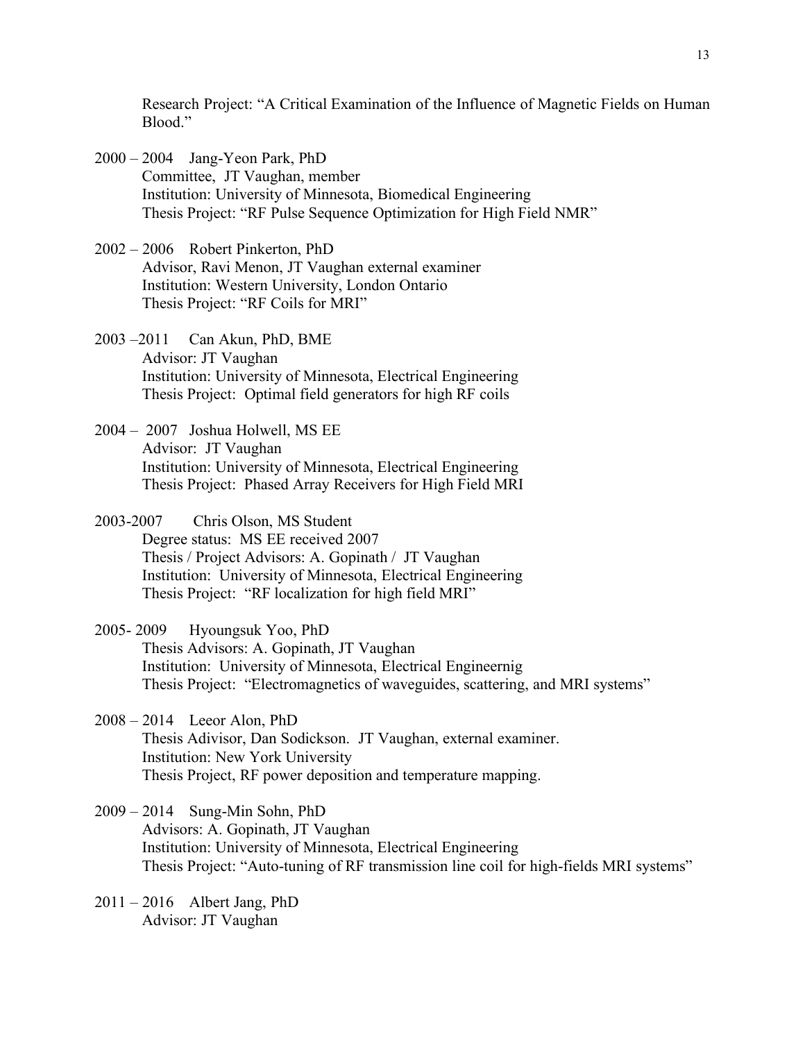Research Project: "A Critical Examination of the Influence of Magnetic Fields on Human Blood."

2000 – 2004 Jang-Yeon Park, PhD
Committee, JT Vaughan, member
Institution: University of Minnesota, Biomedical Engineering
Thesis Project: "RF Pulse Sequence Optimization for High Field NMR"

2002 – 2006 Robert Pinkerton, PhD
Advisor, Ravi Menon, JT Vaughan external examiner
Institution: Western University, London Ontario
Thesis Project: "RF Coils for MRI"

2003 –2011 Can Akun, PhD, BME
Advisor: JT Vaughan
Institution: University of Minnesota, Electrical Engineering
Thesis Project: Optimal field generators for high RF coils

2004 – 2007 Joshua Holwell, MS EE
Advisor: JT Vaughan
Institution: University of Minnesota, Electrical Engineering
Thesis Project: Phased Array Receivers for High Field MRI

2003-2007 Chris Olson, MS Student
Degree status: MS EE received 2007
Thesis / Project Advisors: A. Gopinath / JT Vaughan
Institution: University of Minnesota, Electrical Engineering
Thesis Project: "RF localization for high field MRI"

2005- 2009 Hyoungsuk Yoo, PhD
Thesis Advisors: A. Gopinath, JT Vaughan
Institution: University of Minnesota, Electrical Engineernig
Thesis Project: "Electromagnetics of waveguides, scattering, and MRI systems"

2008 – 2014 Leeor Alon, PhD
Thesis Adivisor, Dan Sodickson. JT Vaughan, external examiner.
Institution: New York University
Thesis Project, RF power deposition and temperature mapping.

2009 – 2014 Sung-Min Sohn, PhD
Advisors: A. Gopinath, JT Vaughan
Institution: University of Minnesota, Electrical Engineering
Thesis Project: "Auto-tuning of RF transmission line coil for high-fields MRI systems"

2011 – 2016 Albert Jang, PhD
Advisor: JT Vaughan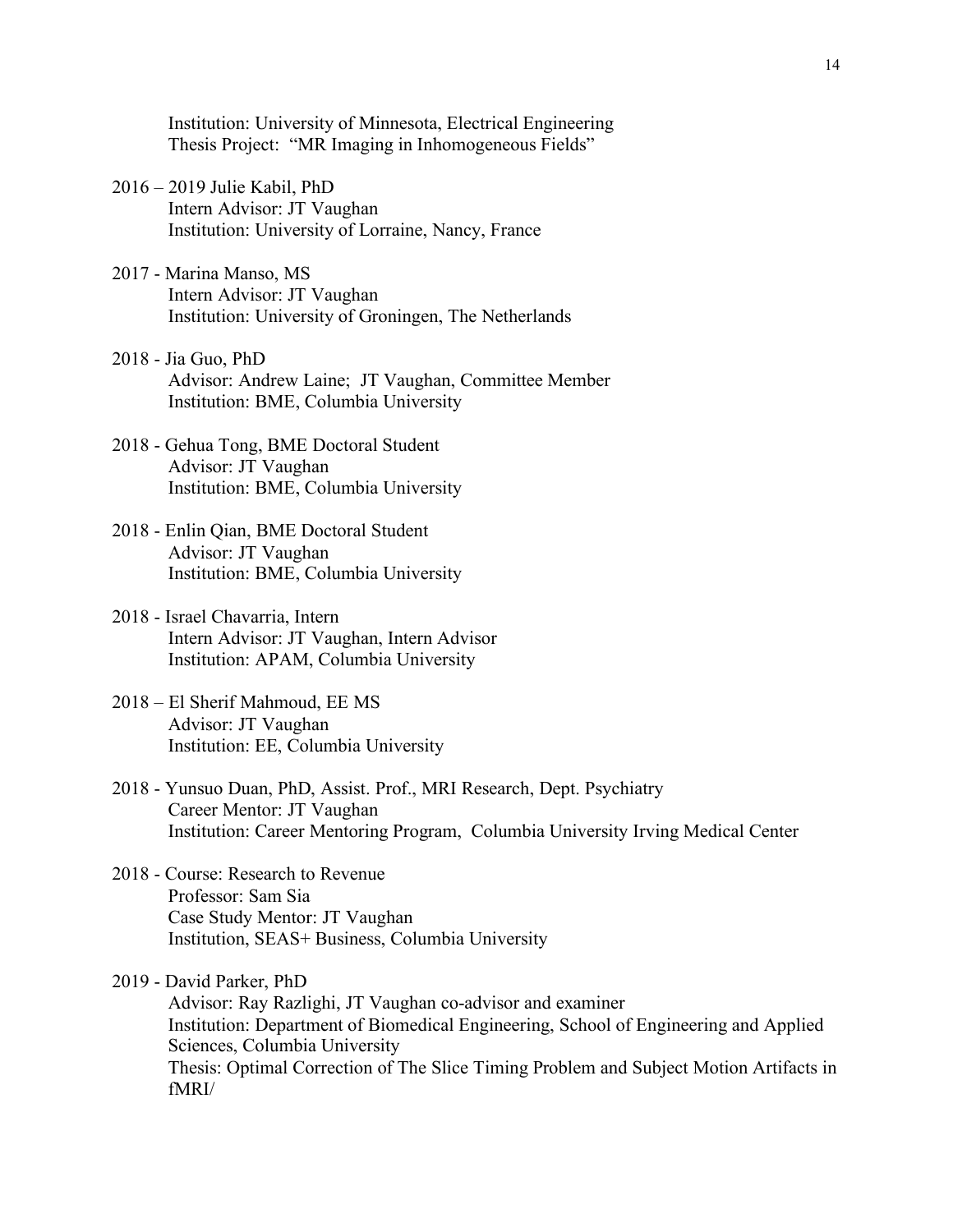Institution: University of Minnesota, Electrical Engineering
Thesis Project: "MR Imaging in Inhomogeneous Fields"

2016 – 2019 Julie Kabil, PhD
Intern Advisor: JT Vaughan
Institution: University of Lorraine, Nancy, France

2017 - Marina Manso, MS
Intern Advisor: JT Vaughan
Institution: University of Groningen, The Netherlands

2018 - Jia Guo, PhD
Advisor: Andrew Laine; JT Vaughan, Committee Member
Institution: BME, Columbia University

2018 - Gehua Tong, BME Doctoral Student
Advisor: JT Vaughan
Institution: BME, Columbia University

2018 - Enlin Qian, BME Doctoral Student
Advisor: JT Vaughan
Institution: BME, Columbia University

2018 - Israel Chavarria, Intern
Intern Advisor: JT Vaughan, Intern Advisor
Institution: APAM, Columbia University

2018 – El Sherif Mahmoud, EE MS
Advisor: JT Vaughan
Institution: EE, Columbia University

2018 - Yunsuo Duan, PhD, Assist. Prof., MRI Research, Dept. Psychiatry
Career Mentor: JT Vaughan
Institution: Career Mentoring Program, Columbia University Irving Medical Center

2018 - Course: Research to Revenue
Professor: Sam Sia
Case Study Mentor: JT Vaughan
Institution, SEAS+ Business, Columbia University

2019 - David Parker, PhD
Advisor: Ray Razlighi, JT Vaughan co-advisor and examiner
Institution: Department of Biomedical Engineering, School of Engineering and Applied Sciences, Columbia University
Thesis: Optimal Correction of The Slice Timing Problem and Subject Motion Artifacts in fMRI/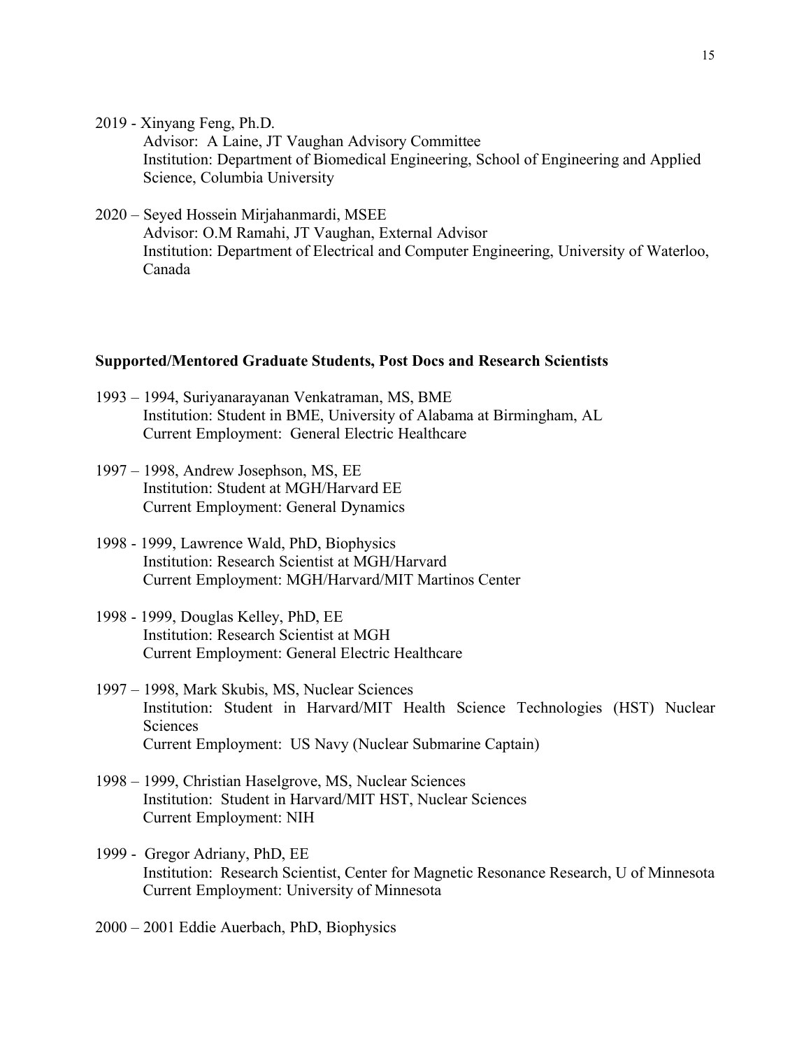2019 - Xinyang Feng, Ph.D.
Advisor: A Laine, JT Vaughan Advisory Committee
Institution: Department of Biomedical Engineering, School of Engineering and Applied Science, Columbia University

2020 – Seyed Hossein Mirjahanmardi, MSEE
Advisor: O.M Ramahi, JT Vaughan, External Advisor
Institution: Department of Electrical and Computer Engineering, University of Waterloo, Canada

**Supported/Mentored Graduate Students, Post Docs and Research Scientists**

1993 – 1994, Suriyanarayanan Venkatraman, MS, BME
Institution: Student in BME, University of Alabama at Birmingham, AL
Current Employment: General Electric Healthcare

1997 – 1998, Andrew Josephson, MS, EE
Institution: Student at MGH/Harvard EE
Current Employment: General Dynamics

1998 - 1999, Lawrence Wald, PhD, Biophysics
Institution: Research Scientist at MGH/Harvard
Current Employment: MGH/Harvard/MIT Martinos Center

1998 - 1999, Douglas Kelley, PhD, EE
Institution: Research Scientist at MGH
Current Employment: General Electric Healthcare

1997 – 1998, Mark Skubis, MS, Nuclear Sciences
Institution: Student in Harvard/MIT Health Science Technologies (HST) Nuclear Sciences
Current Employment: US Navy (Nuclear Submarine Captain)

1998 – 1999, Christian Haselgrove, MS, Nuclear Sciences
Institution: Student in Harvard/MIT HST, Nuclear Sciences
Current Employment: NIH

1999 - Gregor Adriany, PhD, EE
Institution: Research Scientist, Center for Magnetic Resonance Research, U of Minnesota
Current Employment: University of Minnesota

2000 – 2001 Eddie Auerbach, PhD, Biophysics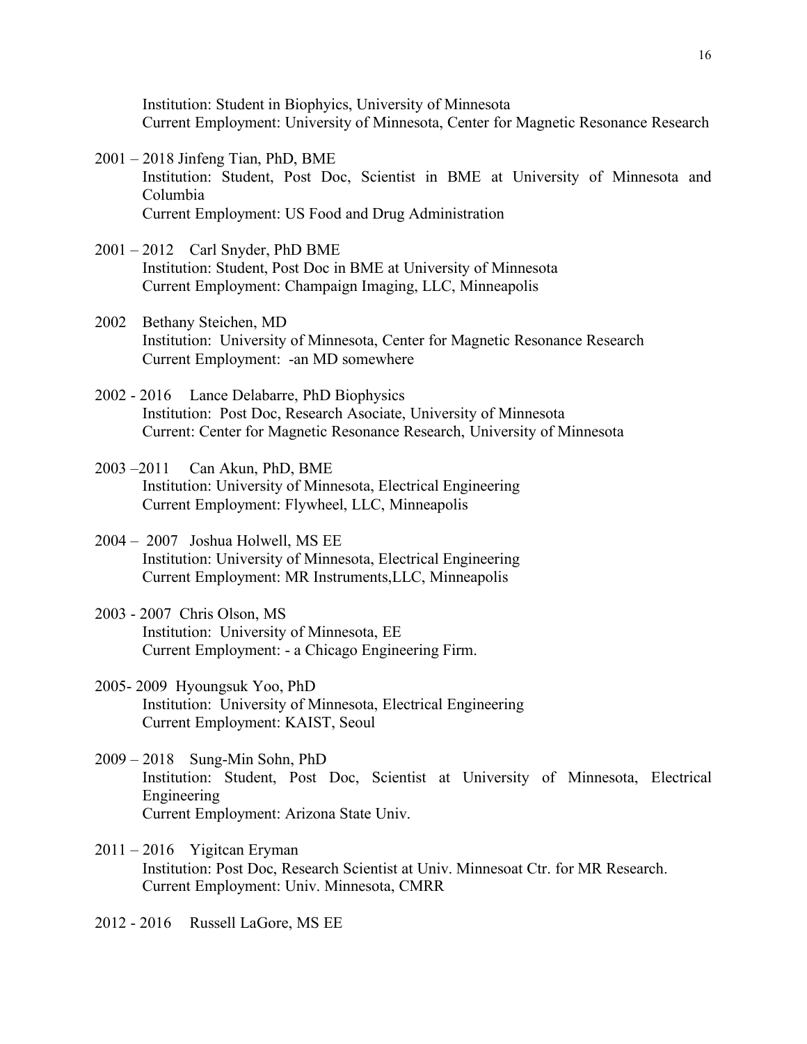Institution: Student in Biophyics, University of Minnesota
Current Employment: University of Minnesota, Center for Magnetic Resonance Research

2001 – 2018 Jinfeng Tian, PhD, BME
Institution: Student, Post Doc, Scientist in BME at University of Minnesota and Columbia
Current Employment: US Food and Drug Administration

2001 – 2012 Carl Snyder, PhD BME
Institution: Student, Post Doc in BME at University of Minnesota
Current Employment: Champaign Imaging, LLC, Minneapolis

2002 Bethany Steichen, MD
Institution: University of Minnesota, Center for Magnetic Resonance Research
Current Employment: -an MD somewhere

2002 - 2016 Lance Delabarre, PhD Biophysics
Institution: Post Doc, Research Asociate, University of Minnesota
Current: Center for Magnetic Resonance Research, University of Minnesota

2003 –2011 Can Akun, PhD, BME
Institution: University of Minnesota, Electrical Engineering
Current Employment: Flywheel, LLC, Minneapolis

2004 – 2007 Joshua Holwell, MS EE
Institution: University of Minnesota, Electrical Engineering
Current Employment: MR Instruments,LLC, Minneapolis

2003 - 2007 Chris Olson, MS
Institution: University of Minnesota, EE
Current Employment: - a Chicago Engineering Firm.

2005- 2009 Hyoungsuk Yoo, PhD
Institution: University of Minnesota, Electrical Engineering
Current Employment: KAIST, Seoul

2009 – 2018 Sung-Min Sohn, PhD
Institution: Student, Post Doc, Scientist at University of Minnesota, Electrical Engineering
Current Employment: Arizona State Univ.

2011 – 2016 Yigitcan Eryman
Institution: Post Doc, Research Scientist at Univ. Minnesoat Ctr. for MR Research.
Current Employment: Univ. Minnesota, CMRR

2012 - 2016 Russell LaGore, MS EE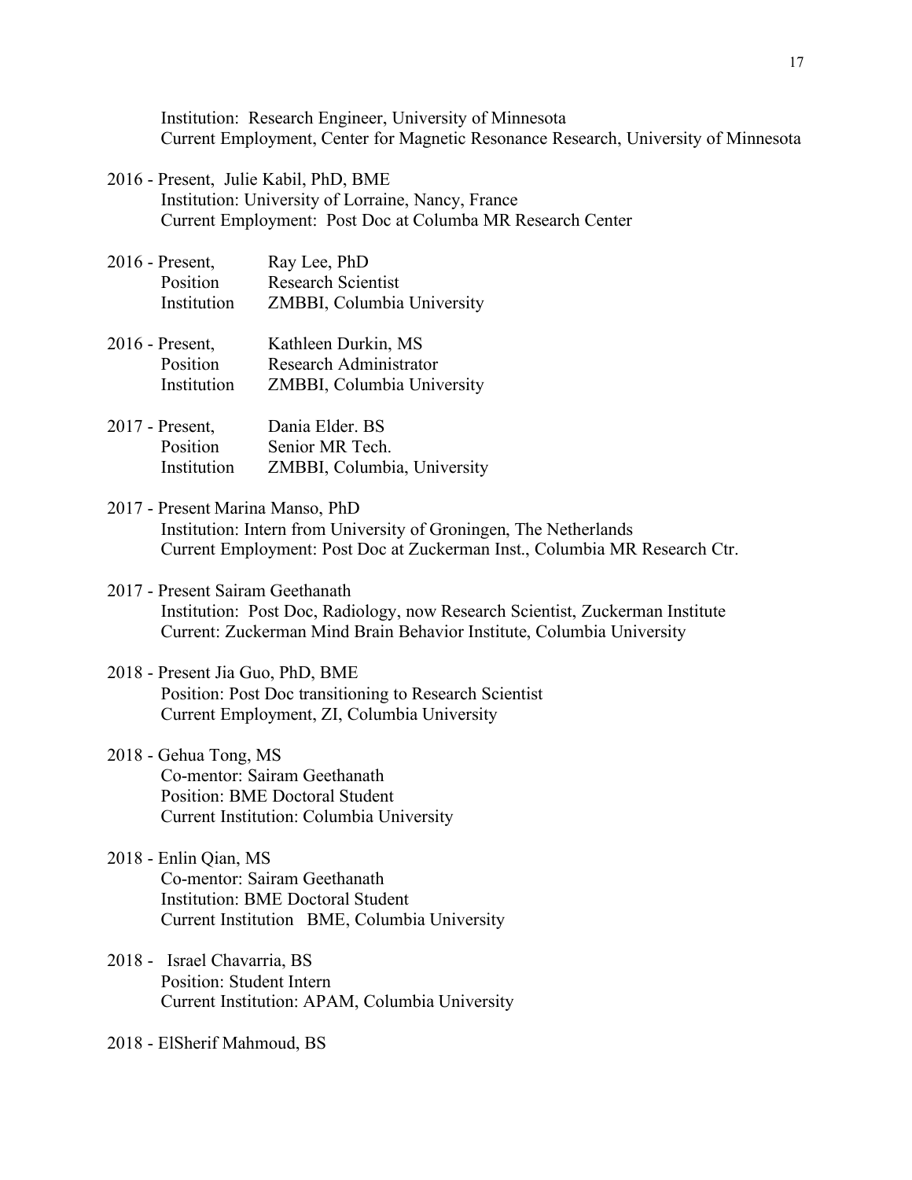Institution: Research Engineer, University of Minnesota
Current Employment, Center for Magnetic Resonance Research, University of Minnesota

2016 - Present, Julie Kabil, PhD, BME
Institution: University of Lorraine, Nancy, France
Current Employment: Post Doc at Columba MR Research Center

2016 - Present, Ray Lee, PhD
Position Research Scientist
Institution ZMBBI, Columbia University

2016 - Present, Kathleen Durkin, MS
Position Research Administrator
Institution ZMBBI, Columbia University

2017 - Present, Dania Elder. BS
Position Senior MR Tech.
Institution ZMBBI, Columbia, University

2017 - Present Marina Manso, PhD
Institution: Intern from University of Groningen, The Netherlands
Current Employment: Post Doc at Zuckerman Inst., Columbia MR Research Ctr.

2017 - Present Sairam Geethanath
Institution: Post Doc, Radiology, now Research Scientist, Zuckerman Institute
Current: Zuckerman Mind Brain Behavior Institute, Columbia University

2018 - Present Jia Guo, PhD, BME
Position: Post Doc transitioning to Research Scientist
Current Employment, ZI, Columbia University

2018 - Gehua Tong, MS
Co-mentor: Sairam Geethanath
Position: BME Doctoral Student
Current Institution: Columbia University

2018 - Enlin Qian, MS
Co-mentor: Sairam Geethanath
Institution: BME Doctoral Student
Current Institution BME, Columbia University

2018 - Israel Chavarria, BS
Position: Student Intern
Current Institution: APAM, Columbia University

2018 - ElSherif Mahmoud, BS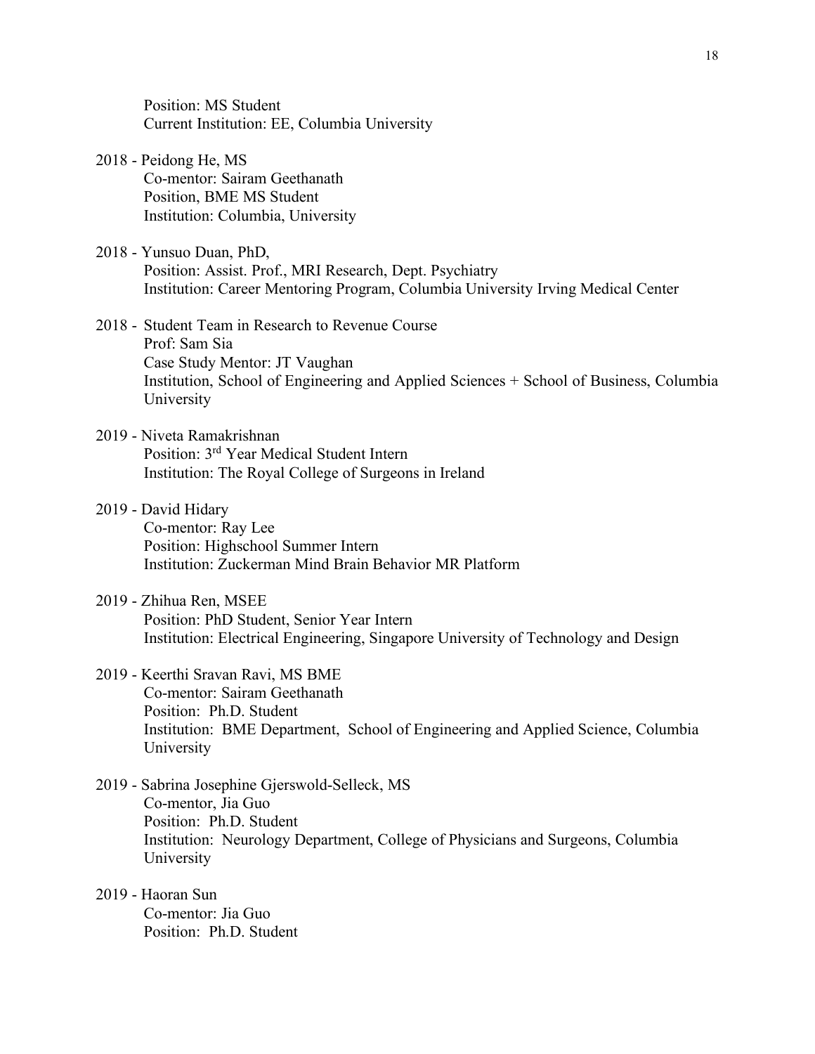Position: MS Student
Current Institution: EE, Columbia University

2018 - Peidong He, MS
Co-mentor: Sairam Geethanath
Position, BME MS Student
Institution: Columbia, University

2018 - Yunsuo Duan, PhD,
Position: Assist. Prof., MRI Research, Dept. Psychiatry
Institution: Career Mentoring Program, Columbia University Irving Medical Center

2018 - Student Team in Research to Revenue Course
Prof: Sam Sia
Case Study Mentor: JT Vaughan
Institution, School of Engineering and Applied Sciences + School of Business, Columbia University

2019 - Niveta Ramakrishnan
Position: 3rd Year Medical Student Intern
Institution: The Royal College of Surgeons in Ireland

2019 - David Hidary
Co-mentor: Ray Lee
Position: Highschool Summer Intern
Institution: Zuckerman Mind Brain Behavior MR Platform

2019 - Zhihua Ren, MSEE
Position: PhD Student, Senior Year Intern
Institution: Electrical Engineering, Singapore University of Technology and Design

2019 - Keerthi Sravan Ravi, MS BME
Co-mentor: Sairam Geethanath
Position: Ph.D. Student
Institution: BME Department, School of Engineering and Applied Science, Columbia University

2019 - Sabrina Josephine Gjerswold-Selleck, MS
Co-mentor, Jia Guo
Position: Ph.D. Student
Institution: Neurology Department, College of Physicians and Surgeons, Columbia University

2019 - Haoran Sun
Co-mentor: Jia Guo
Position: Ph.D. Student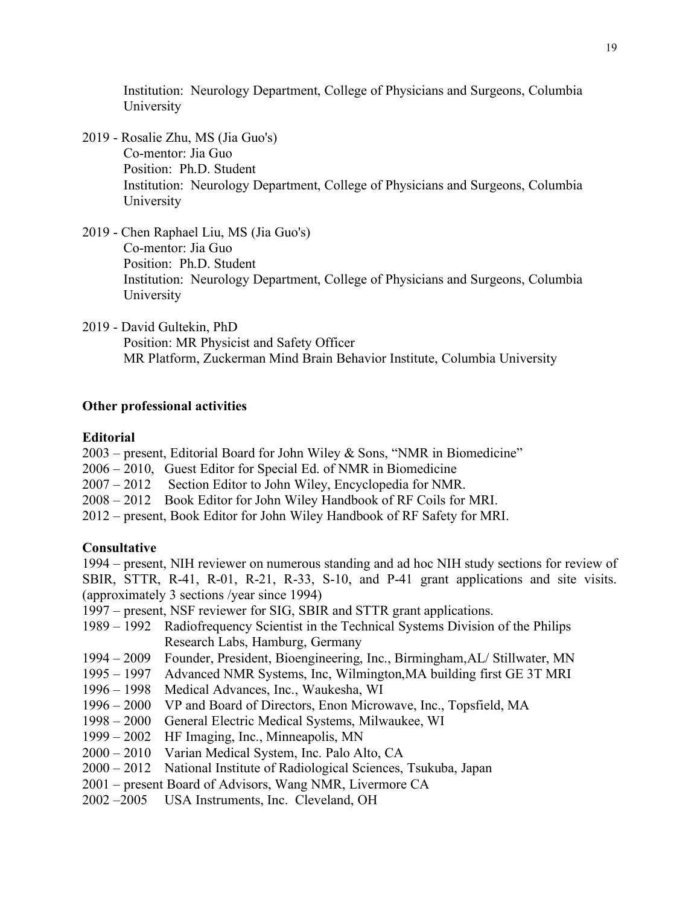Institution: Neurology Department, College of Physicians and Surgeons, Columbia University

2019 - Rosalie Zhu, MS (Jia Guo's)
Co-mentor: Jia Guo
Position: Ph.D. Student
Institution: Neurology Department, College of Physicians and Surgeons, Columbia University

2019 - Chen Raphael Liu, MS (Jia Guo's)
Co-mentor: Jia Guo
Position: Ph.D. Student
Institution: Neurology Department, College of Physicians and Surgeons, Columbia University

2019 - David Gultekin, PhD
Position: MR Physicist and Safety Officer
MR Platform, Zuckerman Mind Brain Behavior Institute, Columbia University

**Other professional activities**

**Editorial**

2003 – present, Editorial Board for John Wiley & Sons, "NMR in Biomedicine"
2006 – 2010, Guest Editor for Special Ed. of NMR in Biomedicine
2007 – 2012 Section Editor to John Wiley, Encyclopedia for NMR.
2008 – 2012 Book Editor for John Wiley Handbook of RF Coils for MRI.
2012 – present, Book Editor for John Wiley Handbook of RF Safety for MRI.

**Consultative**

1994 – present, NIH reviewer on numerous standing and ad hoc NIH study sections for review of SBIR, STTR, R-41, R-01, R-21, R-33, S-10, and P-41 grant applications and site visits. (approximately 3 sections /year since 1994)
1997 – present, NSF reviewer for SIG, SBIR and STTR grant applications.
1989 – 1992 Radiofrequency Scientist in the Technical Systems Division of the Philips Research Labs, Hamburg, Germany
1994 – 2009 Founder, President, Bioengineering, Inc., Birmingham,AL/ Stillwater, MN
1995 – 1997 Advanced NMR Systems, Inc, Wilmington,MA building first GE 3T MRI
1996 – 1998 Medical Advances, Inc., Waukesha, WI
1996 – 2000 VP and Board of Directors, Enon Microwave, Inc., Topsfield, MA
1998 – 2000 General Electric Medical Systems, Milwaukee, WI
1999 – 2002 HF Imaging, Inc., Minneapolis, MN
2000 – 2010 Varian Medical System, Inc. Palo Alto, CA
2000 – 2012 National Institute of Radiological Sciences, Tsukuba, Japan
2001 – present Board of Advisors, Wang NMR, Livermore CA
2002 –2005 USA Instruments, Inc. Cleveland, OH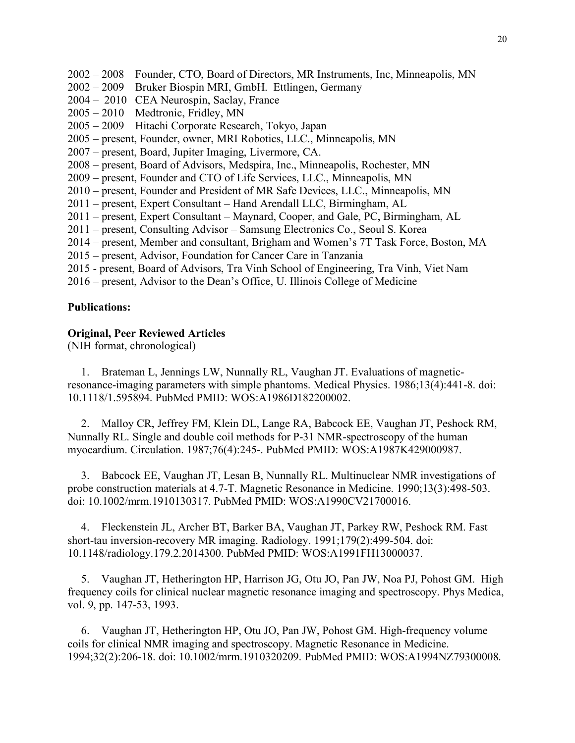2002 – 2008 Founder, CTO, Board of Directors, MR Instruments, Inc, Minneapolis, MN
2002 – 2009 Bruker Biospin MRI, GmbH. Ettlingen, Germany
2004 – 2010 CEA Neurospin, Saclay, France
2005 – 2010 Medtronic, Fridley, MN
2005 – 2009 Hitachi Corporate Research, Tokyo, Japan
2005 – present, Founder, owner, MRI Robotics, LLC., Minneapolis, MN
2007 – present, Board, Jupiter Imaging, Livermore, CA.
2008 – present, Board of Advisors, Medspira, Inc., Minneapolis, Rochester, MN
2009 – present, Founder and CTO of Life Services, LLC., Minneapolis, MN
2010 – present, Founder and President of MR Safe Devices, LLC., Minneapolis, MN
2011 – present, Expert Consultant – Hand Arendall LLC, Birmingham, AL
2011 – present, Expert Consultant – Maynard, Cooper, and Gale, PC, Birmingham, AL
2011 – present, Consulting Advisor – Samsung Electronics Co., Seoul S. Korea
2014 – present, Member and consultant, Brigham and Women's 7T Task Force, Boston, MA
2015 – present, Advisor, Foundation for Cancer Care in Tanzania
2015 - present, Board of Advisors, Tra Vinh School of Engineering, Tra Vinh, Viet Nam
2016 – present, Advisor to the Dean's Office, U. Illinois College of Medicine

**Publications:**

**Original, Peer Reviewed Articles**
(NIH format, chronological)

1. Brateman L, Jennings LW, Nunnally RL, Vaughan JT. Evaluations of magnetic-resonance-imaging parameters with simple phantoms. Medical Physics. 1986;13(4):441-8. doi: 10.1118/1.595894. PubMed PMID: WOS:A1986D182200002.

2. Malloy CR, Jeffrey FM, Klein DL, Lange RA, Babcock EE, Vaughan JT, Peshock RM, Nunnally RL. Single and double coil methods for P-31 NMR-spectroscopy of the human myocardium. Circulation. 1987;76(4):245-. PubMed PMID: WOS:A1987K429000987.

3. Babcock EE, Vaughan JT, Lesan B, Nunnally RL. Multinuclear NMR investigations of probe construction materials at 4.7-T. Magnetic Resonance in Medicine. 1990;13(3):498-503. doi: 10.1002/mrm.1910130317. PubMed PMID: WOS:A1990CV21700016.

4. Fleckenstein JL, Archer BT, Barker BA, Vaughan JT, Parkey RW, Peshock RM. Fast short-tau inversion-recovery MR imaging. Radiology. 1991;179(2):499-504. doi: 10.1148/radiology.179.2.2014300. PubMed PMID: WOS:A1991FH13000037.

5. Vaughan JT, Hetherington HP, Harrison JG, Otu JO, Pan JW, Noa PJ, Pohost GM. High frequency coils for clinical nuclear magnetic resonance imaging and spectroscopy. Phys Medica, vol. 9, pp. 147-53, 1993.

6. Vaughan JT, Hetherington HP, Otu JO, Pan JW, Pohost GM. High-frequency volume coils for clinical NMR imaging and spectroscopy. Magnetic Resonance in Medicine. 1994;32(2):206-18. doi: 10.1002/mrm.1910320209. PubMed PMID: WOS:A1994NZ79300008.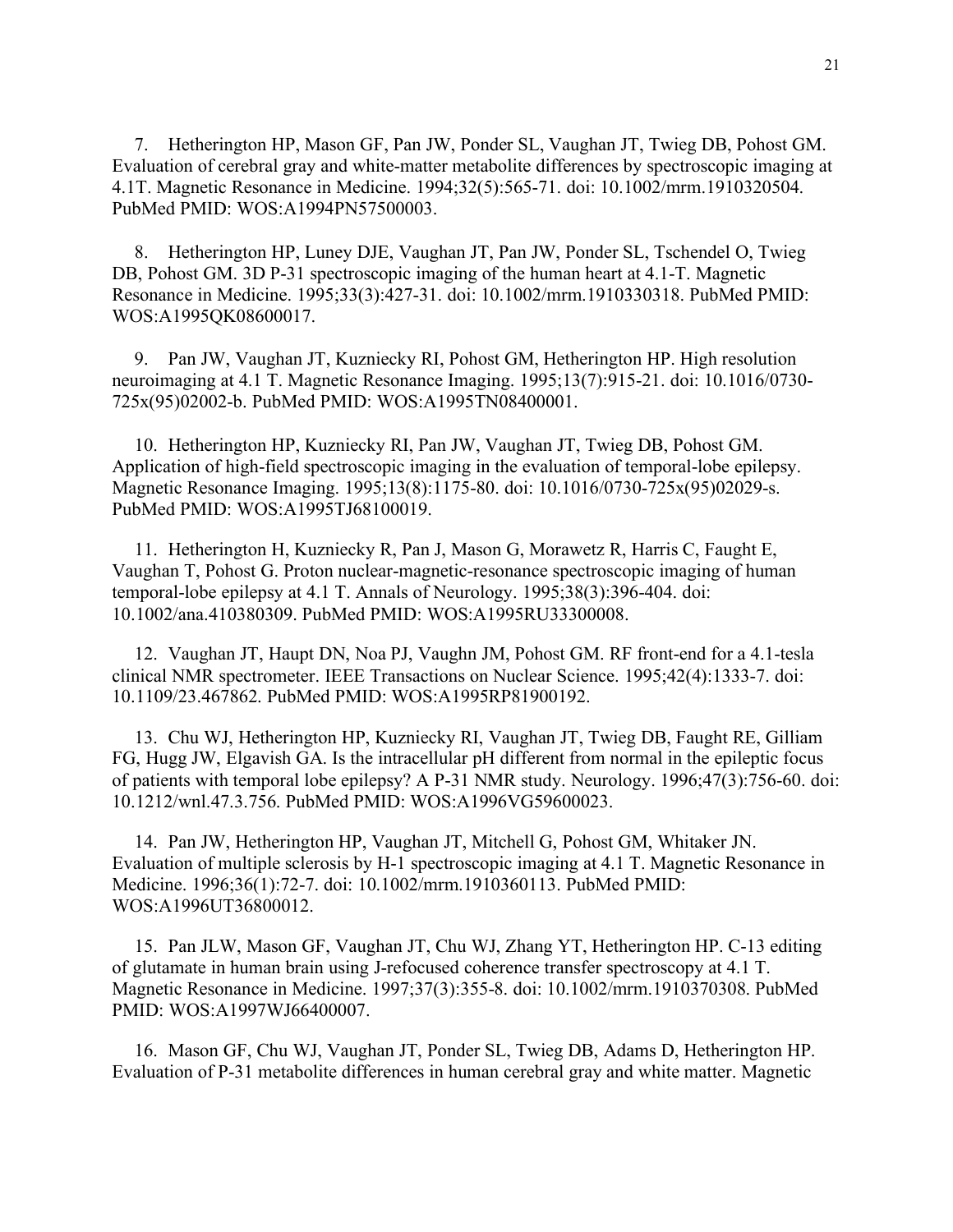7. Hetherington HP, Mason GF, Pan JW, Ponder SL, Vaughan JT, Twieg DB, Pohost GM. Evaluation of cerebral gray and white-matter metabolite differences by spectroscopic imaging at 4.1T. Magnetic Resonance in Medicine. 1994;32(5):565-71. doi: 10.1002/mrm.1910320504. PubMed PMID: WOS:A1994PN57500003.

8. Hetherington HP, Luney DJE, Vaughan JT, Pan JW, Ponder SL, Tschendel O, Twieg DB, Pohost GM. 3D P-31 spectroscopic imaging of the human heart at 4.1-T. Magnetic Resonance in Medicine. 1995;33(3):427-31. doi: 10.1002/mrm.1910330318. PubMed PMID: WOS:A1995QK08600017.

9. Pan JW, Vaughan JT, Kuzniecky RI, Pohost GM, Hetherington HP. High resolution neuroimaging at 4.1 T. Magnetic Resonance Imaging. 1995;13(7):915-21. doi: 10.1016/0730-725x(95)02002-b. PubMed PMID: WOS:A1995TN08400001.

10. Hetherington HP, Kuzniecky RI, Pan JW, Vaughan JT, Twieg DB, Pohost GM. Application of high-field spectroscopic imaging in the evaluation of temporal-lobe epilepsy. Magnetic Resonance Imaging. 1995;13(8):1175-80. doi: 10.1016/0730-725x(95)02029-s. PubMed PMID: WOS:A1995TJ68100019.

11. Hetherington H, Kuzniecky R, Pan J, Mason G, Morawetz R, Harris C, Faught E, Vaughan T, Pohost G. Proton nuclear-magnetic-resonance spectroscopic imaging of human temporal-lobe epilepsy at 4.1 T. Annals of Neurology. 1995;38(3):396-404. doi: 10.1002/ana.410380309. PubMed PMID: WOS:A1995RU33300008.

12. Vaughan JT, Haupt DN, Noa PJ, Vaughn JM, Pohost GM. RF front-end for a 4.1-tesla clinical NMR spectrometer. IEEE Transactions on Nuclear Science. 1995;42(4):1333-7. doi: 10.1109/23.467862. PubMed PMID: WOS:A1995RP81900192.

13. Chu WJ, Hetherington HP, Kuzniecky RI, Vaughan JT, Twieg DB, Faught RE, Gilliam FG, Hugg JW, Elgavish GA. Is the intracellular pH different from normal in the epileptic focus of patients with temporal lobe epilepsy? A P-31 NMR study. Neurology. 1996;47(3):756-60. doi: 10.1212/wnl.47.3.756. PubMed PMID: WOS:A1996VG59600023.

14. Pan JW, Hetherington HP, Vaughan JT, Mitchell G, Pohost GM, Whitaker JN. Evaluation of multiple sclerosis by H-1 spectroscopic imaging at 4.1 T. Magnetic Resonance in Medicine. 1996;36(1):72-7. doi: 10.1002/mrm.1910360113. PubMed PMID: WOS:A1996UT36800012.

15. Pan JLW, Mason GF, Vaughan JT, Chu WJ, Zhang YT, Hetherington HP. C-13 editing of glutamate in human brain using J-refocused coherence transfer spectroscopy at 4.1 T. Magnetic Resonance in Medicine. 1997;37(3):355-8. doi: 10.1002/mrm.1910370308. PubMed PMID: WOS:A1997WJ66400007.

16. Mason GF, Chu WJ, Vaughan JT, Ponder SL, Twieg DB, Adams D, Hetherington HP. Evaluation of P-31 metabolite differences in human cerebral gray and white matter. Magnetic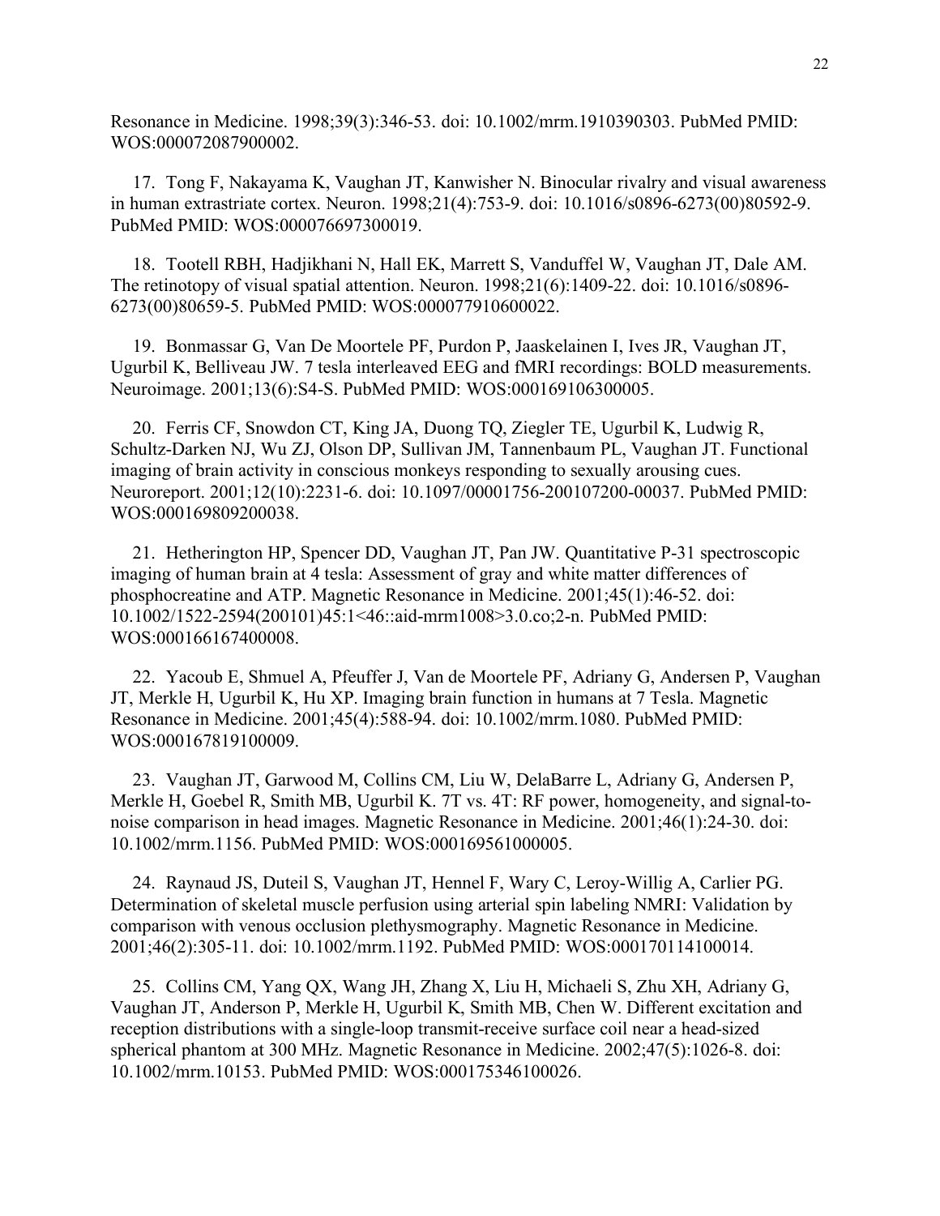Resonance in Medicine. 1998;39(3):346-53. doi: 10.1002/mrm.1910390303. PubMed PMID: WOS:000072087900002.

17. Tong F, Nakayama K, Vaughan JT, Kanwisher N. Binocular rivalry and visual awareness in human extrastriate cortex. Neuron. 1998;21(4):753-9. doi: 10.1016/s0896-6273(00)80592-9. PubMed PMID: WOS:000076697300019.

18. Tootell RBH, Hadjikhani N, Hall EK, Marrett S, Vanduffel W, Vaughan JT, Dale AM. The retinotopy of visual spatial attention. Neuron. 1998;21(6):1409-22. doi: 10.1016/s0896-6273(00)80659-5. PubMed PMID: WOS:000077910600022.

19. Bonmassar G, Van De Moortele PF, Purdon P, Jaaskelainen I, Ives JR, Vaughan JT, Ugurbil K, Belliveau JW. 7 tesla interleaved EEG and fMRI recordings: BOLD measurements. Neuroimage. 2001;13(6):S4-S. PubMed PMID: WOS:000169106300005.

20. Ferris CF, Snowdon CT, King JA, Duong TQ, Ziegler TE, Ugurbil K, Ludwig R, Schultz-Darken NJ, Wu ZJ, Olson DP, Sullivan JM, Tannenbaum PL, Vaughan JT. Functional imaging of brain activity in conscious monkeys responding to sexually arousing cues. Neuroreport. 2001;12(10):2231-6. doi: 10.1097/00001756-200107200-00037. PubMed PMID: WOS:000169809200038.

21. Hetherington HP, Spencer DD, Vaughan JT, Pan JW. Quantitative P-31 spectroscopic imaging of human brain at 4 tesla: Assessment of gray and white matter differences of phosphocreatine and ATP. Magnetic Resonance in Medicine. 2001;45(1):46-52. doi: 10.1002/1522-2594(200101)45:1<46::aid-mrm1008>3.0.co;2-n. PubMed PMID: WOS:000166167400008.

22. Yacoub E, Shmuel A, Pfeuffer J, Van de Moortele PF, Adriany G, Andersen P, Vaughan JT, Merkle H, Ugurbil K, Hu XP. Imaging brain function in humans at 7 Tesla. Magnetic Resonance in Medicine. 2001;45(4):588-94. doi: 10.1002/mrm.1080. PubMed PMID: WOS:000167819100009.

23. Vaughan JT, Garwood M, Collins CM, Liu W, DelaBarre L, Adriany G, Andersen P, Merkle H, Goebel R, Smith MB, Ugurbil K. 7T vs. 4T: RF power, homogeneity, and signal-to-noise comparison in head images. Magnetic Resonance in Medicine. 2001;46(1):24-30. doi: 10.1002/mrm.1156. PubMed PMID: WOS:000169561000005.

24. Raynaud JS, Duteil S, Vaughan JT, Hennel F, Wary C, Leroy-Willig A, Carlier PG. Determination of skeletal muscle perfusion using arterial spin labeling NMRI: Validation by comparison with venous occlusion plethysmography. Magnetic Resonance in Medicine. 2001;46(2):305-11. doi: 10.1002/mrm.1192. PubMed PMID: WOS:000170114100014.

25. Collins CM, Yang QX, Wang JH, Zhang X, Liu H, Michaeli S, Zhu XH, Adriany G, Vaughan JT, Anderson P, Merkle H, Ugurbil K, Smith MB, Chen W. Different excitation and reception distributions with a single-loop transmit-receive surface coil near a head-sized spherical phantom at 300 MHz. Magnetic Resonance in Medicine. 2002;47(5):1026-8. doi: 10.1002/mrm.10153. PubMed PMID: WOS:000175346100026.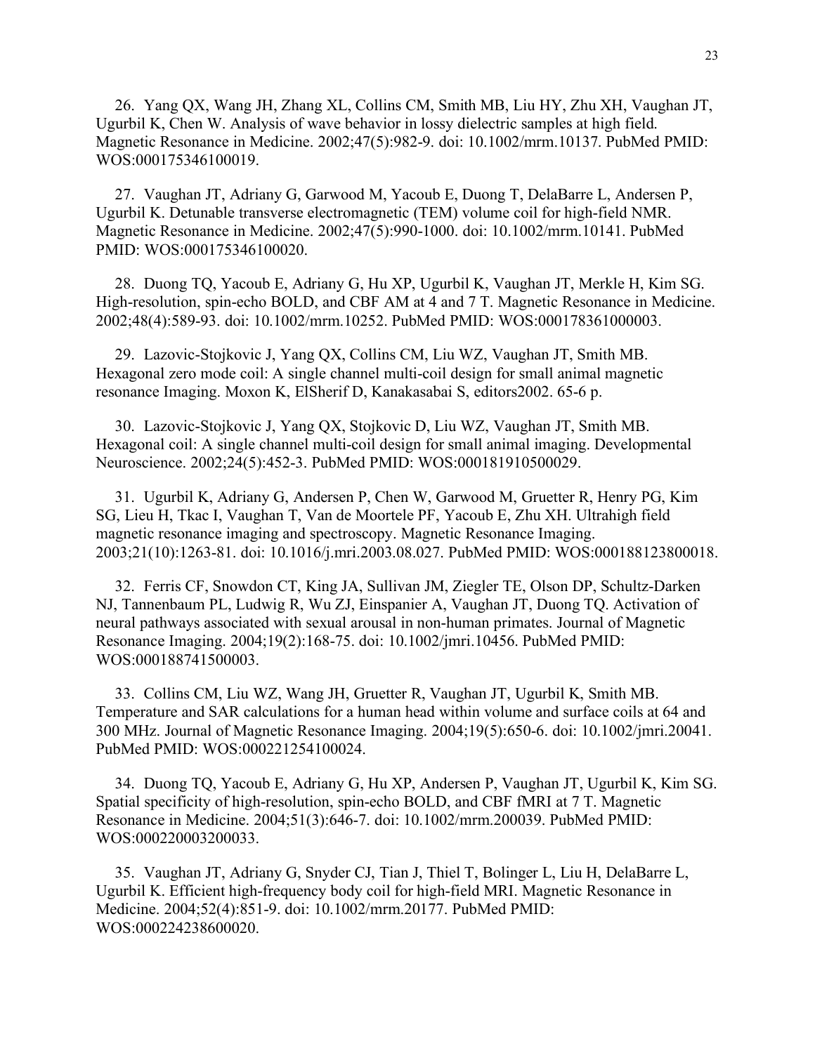26. Yang QX, Wang JH, Zhang XL, Collins CM, Smith MB, Liu HY, Zhu XH, Vaughan JT, Ugurbil K, Chen W. Analysis of wave behavior in lossy dielectric samples at high field. Magnetic Resonance in Medicine. 2002;47(5):982-9. doi: 10.1002/mrm.10137. PubMed PMID: WOS:000175346100019.

27. Vaughan JT, Adriany G, Garwood M, Yacoub E, Duong T, DelaBarre L, Andersen P, Ugurbil K. Detunable transverse electromagnetic (TEM) volume coil for high-field NMR. Magnetic Resonance in Medicine. 2002;47(5):990-1000. doi: 10.1002/mrm.10141. PubMed PMID: WOS:000175346100020.

28. Duong TQ, Yacoub E, Adriany G, Hu XP, Ugurbil K, Vaughan JT, Merkle H, Kim SG. High-resolution, spin-echo BOLD, and CBF AM at 4 and 7 T. Magnetic Resonance in Medicine. 2002;48(4):589-93. doi: 10.1002/mrm.10252. PubMed PMID: WOS:000178361000003.

29. Lazovic-Stojkovic J, Yang QX, Collins CM, Liu WZ, Vaughan JT, Smith MB. Hexagonal zero mode coil: A single channel multi-coil design for small animal magnetic resonance Imaging. Moxon K, ElSherif D, Kanakasabai S, editors2002. 65-6 p.

30. Lazovic-Stojkovic J, Yang QX, Stojkovic D, Liu WZ, Vaughan JT, Smith MB. Hexagonal coil: A single channel multi-coil design for small animal imaging. Developmental Neuroscience. 2002;24(5):452-3. PubMed PMID: WOS:000181910500029.

31. Ugurbil K, Adriany G, Andersen P, Chen W, Garwood M, Gruetter R, Henry PG, Kim SG, Lieu H, Tkac I, Vaughan T, Van de Moortele PF, Yacoub E, Zhu XH. Ultrahigh field magnetic resonance imaging and spectroscopy. Magnetic Resonance Imaging. 2003;21(10):1263-81. doi: 10.1016/j.mri.2003.08.027. PubMed PMID: WOS:000188123800018.

32. Ferris CF, Snowdon CT, King JA, Sullivan JM, Ziegler TE, Olson DP, Schultz-Darken NJ, Tannenbaum PL, Ludwig R, Wu ZJ, Einspanier A, Vaughan JT, Duong TQ. Activation of neural pathways associated with sexual arousal in non-human primates. Journal of Magnetic Resonance Imaging. 2004;19(2):168-75. doi: 10.1002/jmri.10456. PubMed PMID: WOS:000188741500003.

33. Collins CM, Liu WZ, Wang JH, Gruetter R, Vaughan JT, Ugurbil K, Smith MB. Temperature and SAR calculations for a human head within volume and surface coils at 64 and 300 MHz. Journal of Magnetic Resonance Imaging. 2004;19(5):650-6. doi: 10.1002/jmri.20041. PubMed PMID: WOS:000221254100024.

34. Duong TQ, Yacoub E, Adriany G, Hu XP, Andersen P, Vaughan JT, Ugurbil K, Kim SG. Spatial specificity of high-resolution, spin-echo BOLD, and CBF fMRI at 7 T. Magnetic Resonance in Medicine. 2004;51(3):646-7. doi: 10.1002/mrm.200039. PubMed PMID: WOS:000220003200033.

35. Vaughan JT, Adriany G, Snyder CJ, Tian J, Thiel T, Bolinger L, Liu H, DelaBarre L, Ugurbil K. Efficient high-frequency body coil for high-field MRI. Magnetic Resonance in Medicine. 2004;52(4):851-9. doi: 10.1002/mrm.20177. PubMed PMID: WOS:000224238600020.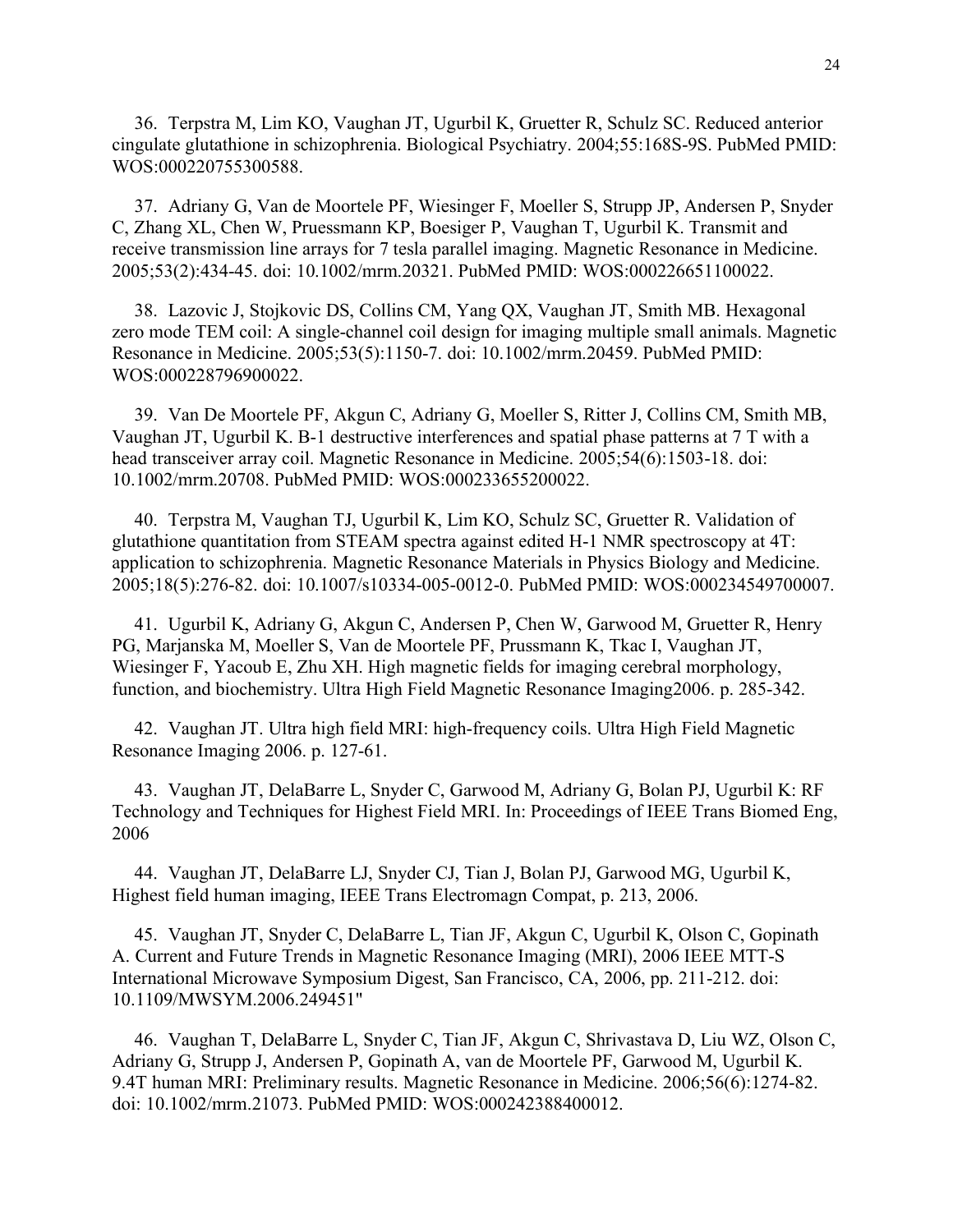36. Terpstra M, Lim KO, Vaughan JT, Ugurbil K, Gruetter R, Schulz SC. Reduced anterior cingulate glutathione in schizophrenia. Biological Psychiatry. 2004;55:168S-9S. PubMed PMID: WOS:000220755300588.

37. Adriany G, Van de Moortele PF, Wiesinger F, Moeller S, Strupp JP, Andersen P, Snyder C, Zhang XL, Chen W, Pruessmann KP, Boesiger P, Vaughan T, Ugurbil K. Transmit and receive transmission line arrays for 7 tesla parallel imaging. Magnetic Resonance in Medicine. 2005;53(2):434-45. doi: 10.1002/mrm.20321. PubMed PMID: WOS:000226651100022.

38. Lazovic J, Stojkovic DS, Collins CM, Yang QX, Vaughan JT, Smith MB. Hexagonal zero mode TEM coil: A single-channel coil design for imaging multiple small animals. Magnetic Resonance in Medicine. 2005;53(5):1150-7. doi: 10.1002/mrm.20459. PubMed PMID: WOS:000228796900022.

39. Van De Moortele PF, Akgun C, Adriany G, Moeller S, Ritter J, Collins CM, Smith MB, Vaughan JT, Ugurbil K. B-1 destructive interferences and spatial phase patterns at 7 T with a head transceiver array coil. Magnetic Resonance in Medicine. 2005;54(6):1503-18. doi: 10.1002/mrm.20708. PubMed PMID: WOS:000233655200022.

40. Terpstra M, Vaughan TJ, Ugurbil K, Lim KO, Schulz SC, Gruetter R. Validation of glutathione quantitation from STEAM spectra against edited H-1 NMR spectroscopy at 4T: application to schizophrenia. Magnetic Resonance Materials in Physics Biology and Medicine. 2005;18(5):276-82. doi: 10.1007/s10334-005-0012-0. PubMed PMID: WOS:000234549700007.

41. Ugurbil K, Adriany G, Akgun C, Andersen P, Chen W, Garwood M, Gruetter R, Henry PG, Marjanska M, Moeller S, Van de Moortele PF, Prussmann K, Tkac I, Vaughan JT, Wiesinger F, Yacoub E, Zhu XH. High magnetic fields for imaging cerebral morphology, function, and biochemistry. Ultra High Field Magnetic Resonance Imaging2006. p. 285-342.

42. Vaughan JT. Ultra high field MRI: high-frequency coils. Ultra High Field Magnetic Resonance Imaging 2006. p. 127-61.

43. Vaughan JT, DelaBarre L, Snyder C, Garwood M, Adriany G, Bolan PJ, Ugurbil K: RF Technology and Techniques for Highest Field MRI. In: Proceedings of IEEE Trans Biomed Eng, 2006

44. Vaughan JT, DelaBarre LJ, Snyder CJ, Tian J, Bolan PJ, Garwood MG, Ugurbil K, Highest field human imaging, IEEE Trans Electromagn Compat, p. 213, 2006.

45. Vaughan JT, Snyder C, DelaBarre L, Tian JF, Akgun C, Ugurbil K, Olson C, Gopinath A. Current and Future Trends in Magnetic Resonance Imaging (MRI), 2006 IEEE MTT-S International Microwave Symposium Digest, San Francisco, CA, 2006, pp. 211-212. doi: 10.1109/MWSYM.2006.249451"

46. Vaughan T, DelaBarre L, Snyder C, Tian JF, Akgun C, Shrivastava D, Liu WZ, Olson C, Adriany G, Strupp J, Andersen P, Gopinath A, van de Moortele PF, Garwood M, Ugurbil K. 9.4T human MRI: Preliminary results. Magnetic Resonance in Medicine. 2006;56(6):1274-82. doi: 10.1002/mrm.21073. PubMed PMID: WOS:000242388400012.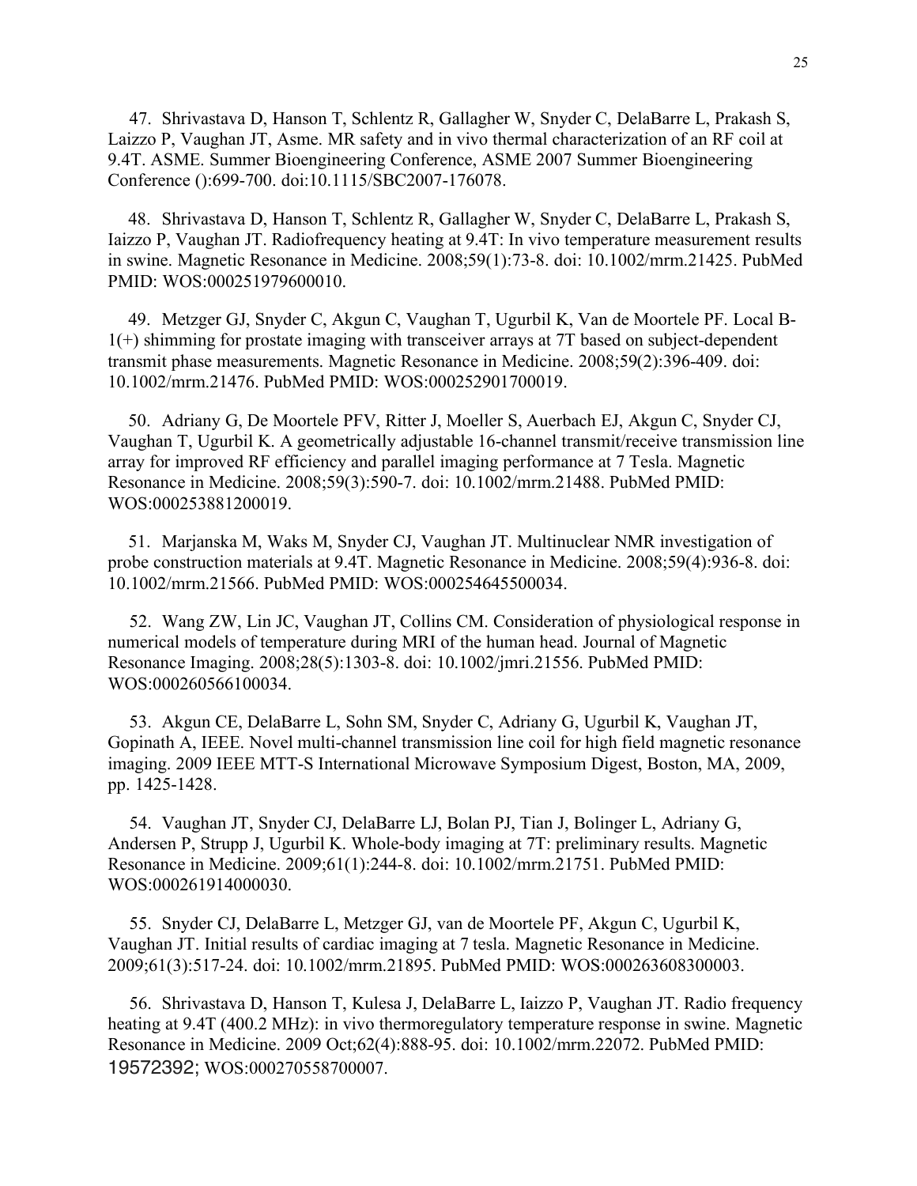47. Shrivastava D, Hanson T, Schlentz R, Gallagher W, Snyder C, DelaBarre L, Prakash S, Laizzo P, Vaughan JT, Asme. MR safety and in vivo thermal characterization of an RF coil at 9.4T. ASME. Summer Bioengineering Conference, ASME 2007 Summer Bioengineering Conference ():699-700. doi:10.1115/SBC2007-176078.

48. Shrivastava D, Hanson T, Schlentz R, Gallagher W, Snyder C, DelaBarre L, Prakash S, Iaizzo P, Vaughan JT. Radiofrequency heating at 9.4T: In vivo temperature measurement results in swine. Magnetic Resonance in Medicine. 2008;59(1):73-8. doi: 10.1002/mrm.21425. PubMed PMID: WOS:000251979600010.

49. Metzger GJ, Snyder C, Akgun C, Vaughan T, Ugurbil K, Van de Moortele PF. Local B-1(+) shimming for prostate imaging with transceiver arrays at 7T based on subject-dependent transmit phase measurements. Magnetic Resonance in Medicine. 2008;59(2):396-409. doi: 10.1002/mrm.21476. PubMed PMID: WOS:000252901700019.

50. Adriany G, De Moortele PFV, Ritter J, Moeller S, Auerbach EJ, Akgun C, Snyder CJ, Vaughan T, Ugurbil K. A geometrically adjustable 16-channel transmit/receive transmission line array for improved RF efficiency and parallel imaging performance at 7 Tesla. Magnetic Resonance in Medicine. 2008;59(3):590-7. doi: 10.1002/mrm.21488. PubMed PMID: WOS:000253881200019.

51. Marjanska M, Waks M, Snyder CJ, Vaughan JT. Multinuclear NMR investigation of probe construction materials at 9.4T. Magnetic Resonance in Medicine. 2008;59(4):936-8. doi: 10.1002/mrm.21566. PubMed PMID: WOS:000254645500034.

52. Wang ZW, Lin JC, Vaughan JT, Collins CM. Consideration of physiological response in numerical models of temperature during MRI of the human head. Journal of Magnetic Resonance Imaging. 2008;28(5):1303-8. doi: 10.1002/jmri.21556. PubMed PMID: WOS:000260566100034.

53. Akgun CE, DelaBarre L, Sohn SM, Snyder C, Adriany G, Ugurbil K, Vaughan JT, Gopinath A, IEEE. Novel multi-channel transmission line coil for high field magnetic resonance imaging. 2009 IEEE MTT-S International Microwave Symposium Digest, Boston, MA, 2009, pp. 1425-1428.

54. Vaughan JT, Snyder CJ, DelaBarre LJ, Bolan PJ, Tian J, Bolinger L, Adriany G, Andersen P, Strupp J, Ugurbil K. Whole-body imaging at 7T: preliminary results. Magnetic Resonance in Medicine. 2009;61(1):244-8. doi: 10.1002/mrm.21751. PubMed PMID: WOS:000261914000030.

55. Snyder CJ, DelaBarre L, Metzger GJ, van de Moortele PF, Akgun C, Ugurbil K, Vaughan JT. Initial results of cardiac imaging at 7 tesla. Magnetic Resonance in Medicine. 2009;61(3):517-24. doi: 10.1002/mrm.21895. PubMed PMID: WOS:000263608300003.

56. Shrivastava D, Hanson T, Kulesa J, DelaBarre L, Iaizzo P, Vaughan JT. Radio frequency heating at 9.4T (400.2 MHz): in vivo thermoregulatory temperature response in swine. Magnetic Resonance in Medicine. 2009 Oct;62(4):888-95. doi: 10.1002/mrm.22072. PubMed PMID: 19572392; WOS:000270558700007.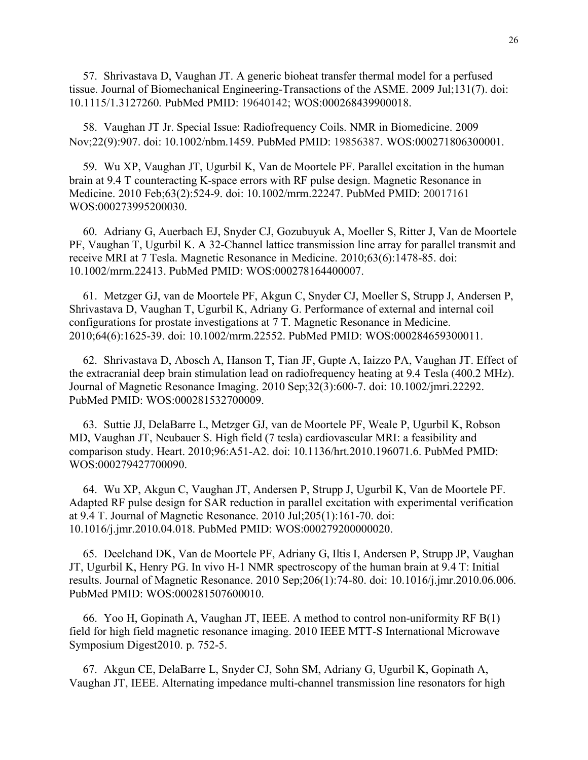57. Shrivastava D, Vaughan JT. A generic bioheat transfer thermal model for a perfused tissue. Journal of Biomechanical Engineering-Transactions of the ASME. 2009 Jul;131(7). doi: 10.1115/1.3127260. PubMed PMID: 19640142; WOS:000268439900018.

58. Vaughan JT Jr. Special Issue: Radiofrequency Coils. NMR in Biomedicine. 2009 Nov;22(9):907. doi: 10.1002/nbm.1459. PubMed PMID: 19856387. WOS:000271806300001.

59. Wu XP, Vaughan JT, Ugurbil K, Van de Moortele PF. Parallel excitation in the human brain at 9.4 T counteracting K-space errors with RF pulse design. Magnetic Resonance in Medicine. 2010 Feb;63(2):524-9. doi: 10.1002/mrm.22247. PubMed PMID: 20017161 WOS:000273995200030.

60. Adriany G, Auerbach EJ, Snyder CJ, Gozubuyuk A, Moeller S, Ritter J, Van de Moortele PF, Vaughan T, Ugurbil K. A 32-Channel lattice transmission line array for parallel transmit and receive MRI at 7 Tesla. Magnetic Resonance in Medicine. 2010;63(6):1478-85. doi: 10.1002/mrm.22413. PubMed PMID: WOS:000278164400007.

61. Metzger GJ, van de Moortele PF, Akgun C, Snyder CJ, Moeller S, Strupp J, Andersen P, Shrivastava D, Vaughan T, Ugurbil K, Adriany G. Performance of external and internal coil configurations for prostate investigations at 7 T. Magnetic Resonance in Medicine. 2010;64(6):1625-39. doi: 10.1002/mrm.22552. PubMed PMID: WOS:000284659300011.

62. Shrivastava D, Abosch A, Hanson T, Tian JF, Gupte A, Iaizzo PA, Vaughan JT. Effect of the extracranial deep brain stimulation lead on radiofrequency heating at 9.4 Tesla (400.2 MHz). Journal of Magnetic Resonance Imaging. 2010 Sep;32(3):600-7. doi: 10.1002/jmri.22292. PubMed PMID: WOS:000281532700009.

63. Suttie JJ, DelaBarre L, Metzger GJ, van de Moortele PF, Weale P, Ugurbil K, Robson MD, Vaughan JT, Neubauer S. High field (7 tesla) cardiovascular MRI: a feasibility and comparison study. Heart. 2010;96:A51-A2. doi: 10.1136/hrt.2010.196071.6. PubMed PMID: WOS:000279427700090.

64. Wu XP, Akgun C, Vaughan JT, Andersen P, Strupp J, Ugurbil K, Van de Moortele PF. Adapted RF pulse design for SAR reduction in parallel excitation with experimental verification at 9.4 T. Journal of Magnetic Resonance. 2010 Jul;205(1):161-70. doi: 10.1016/j.jmr.2010.04.018. PubMed PMID: WOS:000279200000020.

65. Deelchand DK, Van de Moortele PF, Adriany G, Iltis I, Andersen P, Strupp JP, Vaughan JT, Ugurbil K, Henry PG. In vivo H-1 NMR spectroscopy of the human brain at 9.4 T: Initial results. Journal of Magnetic Resonance. 2010 Sep;206(1):74-80. doi: 10.1016/j.jmr.2010.06.006. PubMed PMID: WOS:000281507600010.

66. Yoo H, Gopinath A, Vaughan JT, IEEE. A method to control non-uniformity RF B(1) field for high field magnetic resonance imaging. 2010 IEEE MTT-S International Microwave Symposium Digest2010. p. 752-5.

67. Akgun CE, DelaBarre L, Snyder CJ, Sohn SM, Adriany G, Ugurbil K, Gopinath A, Vaughan JT, IEEE. Alternating impedance multi-channel transmission line resonators for high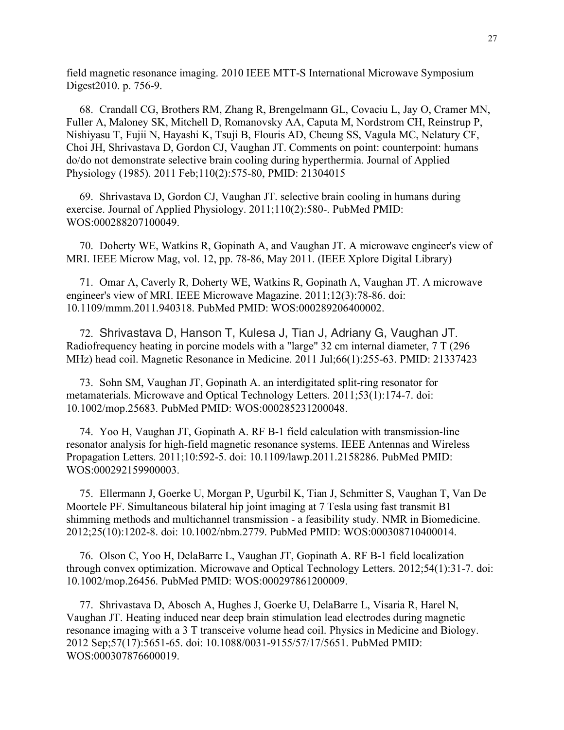field magnetic resonance imaging. 2010 IEEE MTT-S International Microwave Symposium Digest2010. p. 756-9.

68. Crandall CG, Brothers RM, Zhang R, Brengelmann GL, Covaciu L, Jay O, Cramer MN, Fuller A, Maloney SK, Mitchell D, Romanovsky AA, Caputa M, Nordstrom CH, Reinstrup P, Nishiyasu T, Fujii N, Hayashi K, Tsuji B, Flouris AD, Cheung SS, Vagula MC, Nelatury CF, Choi JH, Shrivastava D, Gordon CJ, Vaughan JT. Comments on point: counterpoint: humans do/do not demonstrate selective brain cooling during hyperthermia. Journal of Applied Physiology (1985). 2011 Feb;110(2):575-80, PMID: 21304015

69. Shrivastava D, Gordon CJ, Vaughan JT. selective brain cooling in humans during exercise. Journal of Applied Physiology. 2011;110(2):580-. PubMed PMID: WOS:000288207100049.

70. Doherty WE, Watkins R, Gopinath A, and Vaughan JT. A microwave engineer's view of MRI. IEEE Microw Mag, vol. 12, pp. 78-86, May 2011. (IEEE Xplore Digital Library)

71. Omar A, Caverly R, Doherty WE, Watkins R, Gopinath A, Vaughan JT. A microwave engineer's view of MRI. IEEE Microwave Magazine. 2011;12(3):78-86. doi: 10.1109/mmm.2011.940318. PubMed PMID: WOS:000289206400002.

72. Shrivastava D, Hanson T, Kulesa J, Tian J, Adriany G, Vaughan JT. Radiofrequency heating in porcine models with a "large" 32 cm internal diameter, 7 T (296 MHz) head coil. Magnetic Resonance in Medicine. 2011 Jul;66(1):255-63. PMID: 21337423

73. Sohn SM, Vaughan JT, Gopinath A. an interdigitated split-ring resonator for metamaterials. Microwave and Optical Technology Letters. 2011;53(1):174-7. doi: 10.1002/mop.25683. PubMed PMID: WOS:000285231200048.

74. Yoo H, Vaughan JT, Gopinath A. RF B-1 field calculation with transmission-line resonator analysis for high-field magnetic resonance systems. IEEE Antennas and Wireless Propagation Letters. 2011;10:592-5. doi: 10.1109/lawp.2011.2158286. PubMed PMID: WOS:000292159900003.

75. Ellermann J, Goerke U, Morgan P, Ugurbil K, Tian J, Schmitter S, Vaughan T, Van De Moortele PF. Simultaneous bilateral hip joint imaging at 7 Tesla using fast transmit B1 shimming methods and multichannel transmission - a feasibility study. NMR in Biomedicine. 2012;25(10):1202-8. doi: 10.1002/nbm.2779. PubMed PMID: WOS:000308710400014.

76. Olson C, Yoo H, DelaBarre L, Vaughan JT, Gopinath A. RF B-1 field localization through convex optimization. Microwave and Optical Technology Letters. 2012;54(1):31-7. doi: 10.1002/mop.26456. PubMed PMID: WOS:000297861200009.

77. Shrivastava D, Abosch A, Hughes J, Goerke U, DelaBarre L, Visaria R, Harel N, Vaughan JT. Heating induced near deep brain stimulation lead electrodes during magnetic resonance imaging with a 3 T transceive volume head coil. Physics in Medicine and Biology. 2012 Sep;57(17):5651-65. doi: 10.1088/0031-9155/57/17/5651. PubMed PMID: WOS:000307876600019.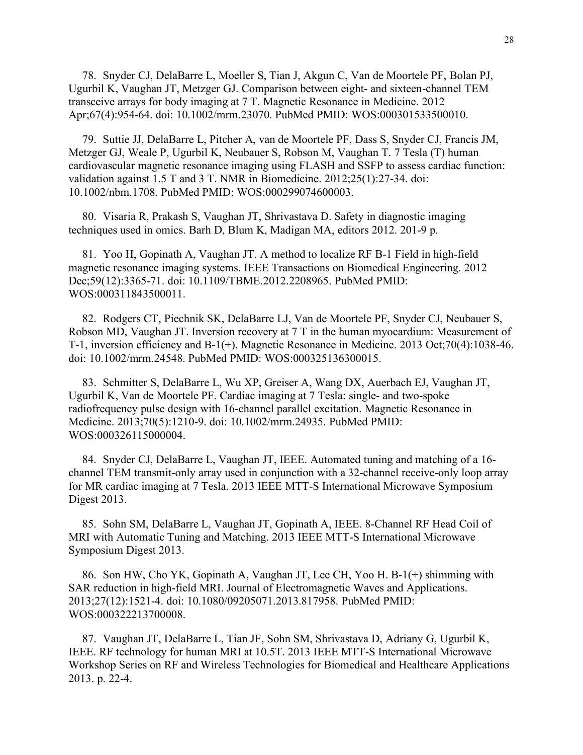78. Snyder CJ, DelaBarre L, Moeller S, Tian J, Akgun C, Van de Moortele PF, Bolan PJ, Ugurbil K, Vaughan JT, Metzger GJ. Comparison between eight- and sixteen-channel TEM transceive arrays for body imaging at 7 T. Magnetic Resonance in Medicine. 2012 Apr;67(4):954-64. doi: 10.1002/mrm.23070. PubMed PMID: WOS:000301533500010.

79. Suttie JJ, DelaBarre L, Pitcher A, van de Moortele PF, Dass S, Snyder CJ, Francis JM, Metzger GJ, Weale P, Ugurbil K, Neubauer S, Robson M, Vaughan T. 7 Tesla (T) human cardiovascular magnetic resonance imaging using FLASH and SSFP to assess cardiac function: validation against 1.5 T and 3 T. NMR in Biomedicine. 2012;25(1):27-34. doi: 10.1002/nbm.1708. PubMed PMID: WOS:000299074600003.

80. Visaria R, Prakash S, Vaughan JT, Shrivastava D. Safety in diagnostic imaging techniques used in omics. Barh D, Blum K, Madigan MA, editors 2012. 201-9 p.

81. Yoo H, Gopinath A, Vaughan JT. A method to localize RF B-1 Field in high-field magnetic resonance imaging systems. IEEE Transactions on Biomedical Engineering. 2012 Dec;59(12):3365-71. doi: 10.1109/TBME.2012.2208965. PubMed PMID: WOS:000311843500011.

82. Rodgers CT, Piechnik SK, DelaBarre LJ, Van de Moortele PF, Snyder CJ, Neubauer S, Robson MD, Vaughan JT. Inversion recovery at 7 T in the human myocardium: Measurement of T-1, inversion efficiency and B-1(+). Magnetic Resonance in Medicine. 2013 Oct;70(4):1038-46. doi: 10.1002/mrm.24548. PubMed PMID: WOS:000325136300015.

83. Schmitter S, DelaBarre L, Wu XP, Greiser A, Wang DX, Auerbach EJ, Vaughan JT, Ugurbil K, Van de Moortele PF. Cardiac imaging at 7 Tesla: single- and two-spoke radiofrequency pulse design with 16-channel parallel excitation. Magnetic Resonance in Medicine. 2013;70(5):1210-9. doi: 10.1002/mrm.24935. PubMed PMID: WOS:000326115000004.

84. Snyder CJ, DelaBarre L, Vaughan JT, IEEE. Automated tuning and matching of a 16-channel TEM transmit-only array used in conjunction with a 32-channel receive-only loop array for MR cardiac imaging at 7 Tesla. 2013 IEEE MTT-S International Microwave Symposium Digest 2013.

85. Sohn SM, DelaBarre L, Vaughan JT, Gopinath A, IEEE. 8-Channel RF Head Coil of MRI with Automatic Tuning and Matching. 2013 IEEE MTT-S International Microwave Symposium Digest 2013.

86. Son HW, Cho YK, Gopinath A, Vaughan JT, Lee CH, Yoo H. B-1(+) shimming with SAR reduction in high-field MRI. Journal of Electromagnetic Waves and Applications. 2013;27(12):1521-4. doi: 10.1080/09205071.2013.817958. PubMed PMID: WOS:000322213700008.

87. Vaughan JT, DelaBarre L, Tian JF, Sohn SM, Shrivastava D, Adriany G, Ugurbil K, IEEE. RF technology for human MRI at 10.5T. 2013 IEEE MTT-S International Microwave Workshop Series on RF and Wireless Technologies for Biomedical and Healthcare Applications 2013. p. 22-4.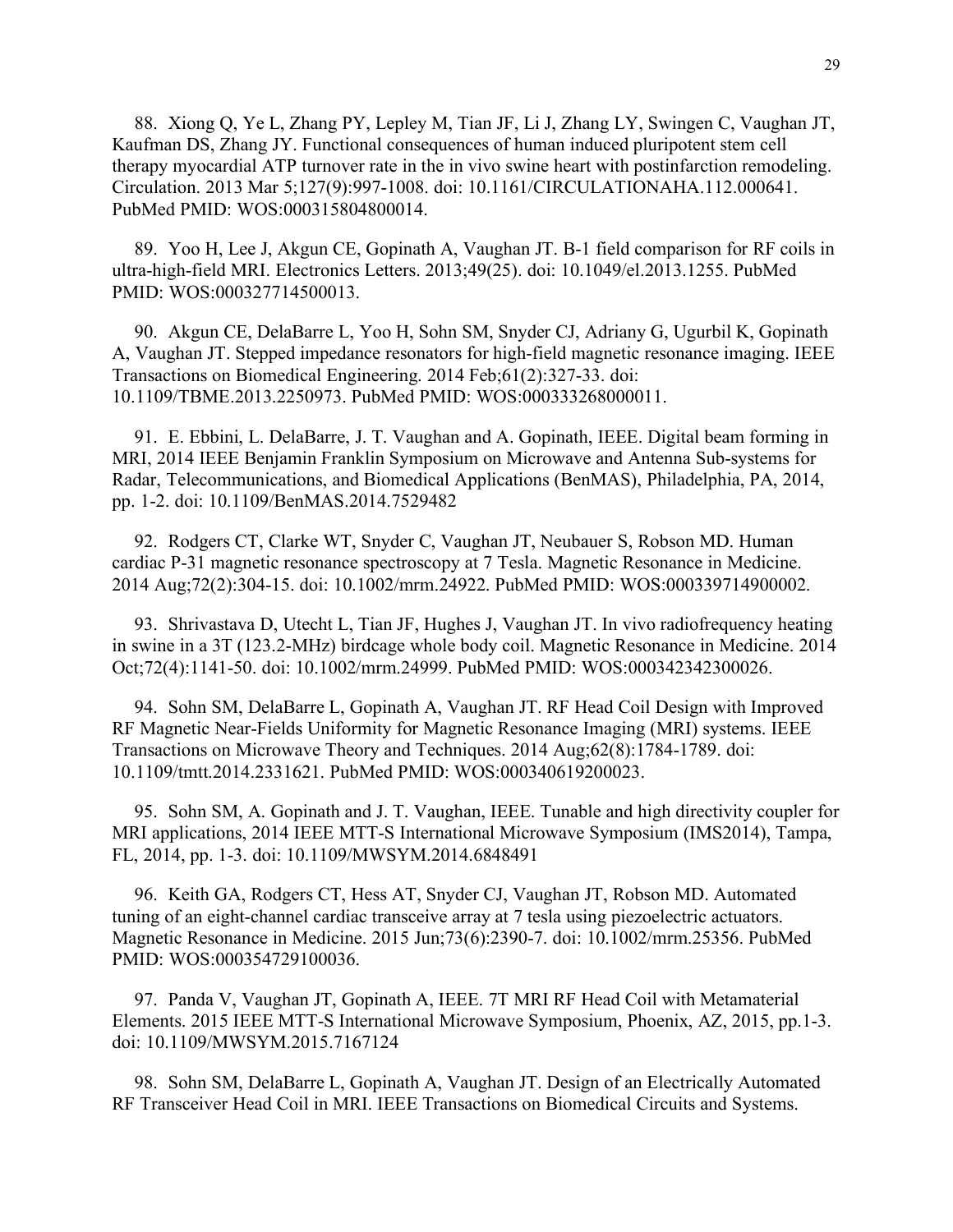88. Xiong Q, Ye L, Zhang PY, Lepley M, Tian JF, Li J, Zhang LY, Swingen C, Vaughan JT, Kaufman DS, Zhang JY. Functional consequences of human induced pluripotent stem cell therapy myocardial ATP turnover rate in the in vivo swine heart with postinfarction remodeling. Circulation. 2013 Mar 5;127(9):997-1008. doi: 10.1161/CIRCULATIONAHA.112.000641. PubMed PMID: WOS:000315804800014.

89. Yoo H, Lee J, Akgun CE, Gopinath A, Vaughan JT. B-1 field comparison for RF coils in ultra-high-field MRI. Electronics Letters. 2013;49(25). doi: 10.1049/el.2013.1255. PubMed PMID: WOS:000327714500013.

90. Akgun CE, DelaBarre L, Yoo H, Sohn SM, Snyder CJ, Adriany G, Ugurbil K, Gopinath A, Vaughan JT. Stepped impedance resonators for high-field magnetic resonance imaging. IEEE Transactions on Biomedical Engineering. 2014 Feb;61(2):327-33. doi: 10.1109/TBME.2013.2250973. PubMed PMID: WOS:000333268000011.

91. E. Ebbini, L. DelaBarre, J. T. Vaughan and A. Gopinath, IEEE. Digital beam forming in MRI, 2014 IEEE Benjamin Franklin Symposium on Microwave and Antenna Sub-systems for Radar, Telecommunications, and Biomedical Applications (BenMAS), Philadelphia, PA, 2014, pp. 1-2. doi: 10.1109/BenMAS.2014.7529482

92. Rodgers CT, Clarke WT, Snyder C, Vaughan JT, Neubauer S, Robson MD. Human cardiac P-31 magnetic resonance spectroscopy at 7 Tesla. Magnetic Resonance in Medicine. 2014 Aug;72(2):304-15. doi: 10.1002/mrm.24922. PubMed PMID: WOS:000339714900002.

93. Shrivastava D, Utecht L, Tian JF, Hughes J, Vaughan JT. In vivo radiofrequency heating in swine in a 3T (123.2-MHz) birdcage whole body coil. Magnetic Resonance in Medicine. 2014 Oct;72(4):1141-50. doi: 10.1002/mrm.24999. PubMed PMID: WOS:000342342300026.

94. Sohn SM, DelaBarre L, Gopinath A, Vaughan JT. RF Head Coil Design with Improved RF Magnetic Near-Fields Uniformity for Magnetic Resonance Imaging (MRI) systems. IEEE Transactions on Microwave Theory and Techniques. 2014 Aug;62(8):1784-1789. doi: 10.1109/tmtt.2014.2331621. PubMed PMID: WOS:000340619200023.

95. Sohn SM, A. Gopinath and J. T. Vaughan, IEEE. Tunable and high directivity coupler for MRI applications, 2014 IEEE MTT-S International Microwave Symposium (IMS2014), Tampa, FL, 2014, pp. 1-3. doi: 10.1109/MWSYM.2014.6848491

96. Keith GA, Rodgers CT, Hess AT, Snyder CJ, Vaughan JT, Robson MD. Automated tuning of an eight-channel cardiac transceive array at 7 tesla using piezoelectric actuators. Magnetic Resonance in Medicine. 2015 Jun;73(6):2390-7. doi: 10.1002/mrm.25356. PubMed PMID: WOS:000354729100036.

97. Panda V, Vaughan JT, Gopinath A, IEEE. 7T MRI RF Head Coil with Metamaterial Elements. 2015 IEEE MTT-S International Microwave Symposium, Phoenix, AZ, 2015, pp.1-3. doi: 10.1109/MWSYM.2015.7167124

98. Sohn SM, DelaBarre L, Gopinath A, Vaughan JT. Design of an Electrically Automated RF Transceiver Head Coil in MRI. IEEE Transactions on Biomedical Circuits and Systems.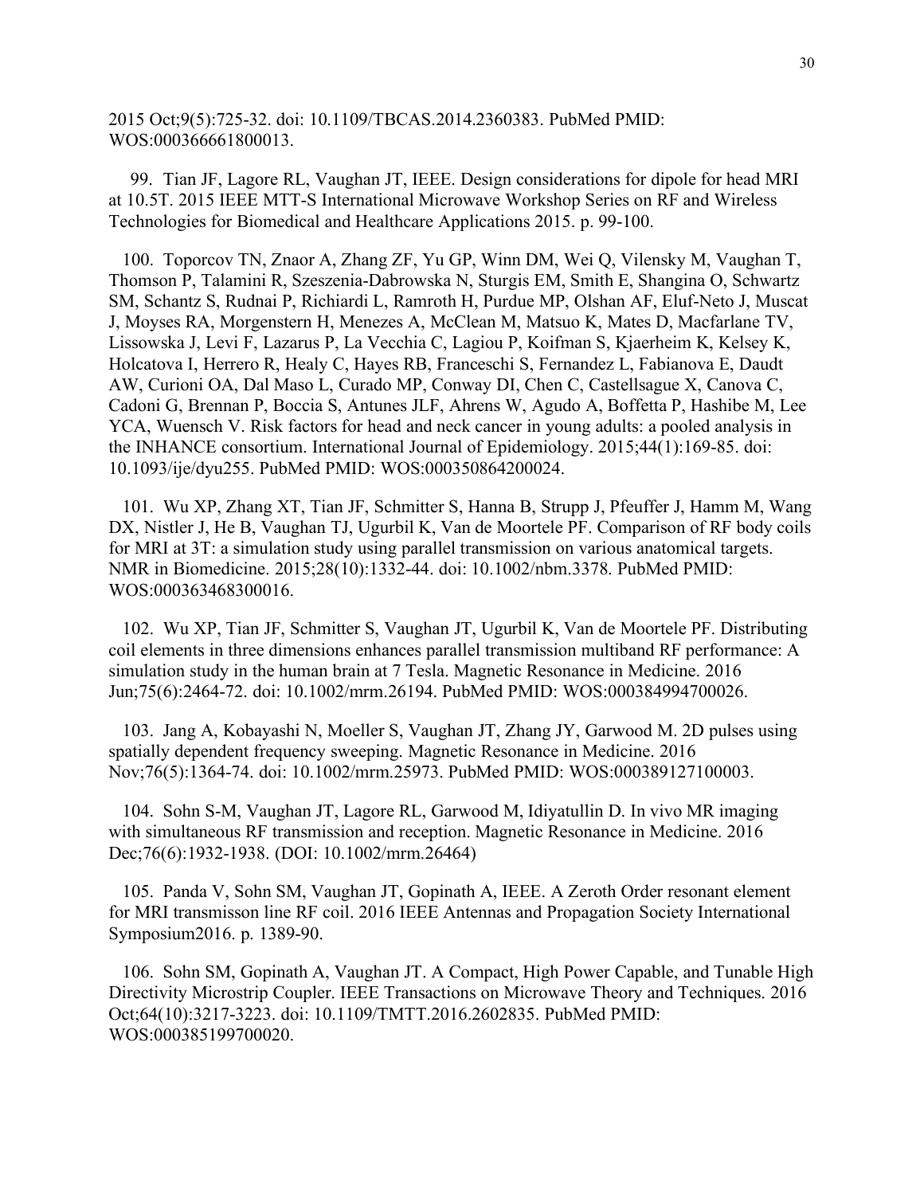2015 Oct;9(5):725-32. doi: 10.1109/TBCAS.2014.2360383. PubMed PMID: WOS:000366661800013.

99. Tian JF, Lagore RL, Vaughan JT, IEEE. Design considerations for dipole for head MRI at 10.5T. 2015 IEEE MTT-S International Microwave Workshop Series on RF and Wireless Technologies for Biomedical and Healthcare Applications 2015. p. 99-100.

100. Toporcov TN, Znaor A, Zhang ZF, Yu GP, Winn DM, Wei Q, Vilensky M, Vaughan T, Thomson P, Talamini R, Szeszenia-Dabrowska N, Sturgis EM, Smith E, Shangina O, Schwartz SM, Schantz S, Rudnai P, Richiardi L, Ramroth H, Purdue MP, Olshan AF, Eluf-Neto J, Muscat J, Moyses RA, Morgenstern H, Menezes A, McClean M, Matsuo K, Mates D, Macfarlane TV, Lissowska J, Levi F, Lazarus P, La Vecchia C, Lagiou P, Koifman S, Kjaerheim K, Kelsey K, Holcatova I, Herrero R, Healy C, Hayes RB, Franceschi S, Fernandez L, Fabianova E, Daudt AW, Curioni OA, Dal Maso L, Curado MP, Conway DI, Chen C, Castellsague X, Canova C, Cadoni G, Brennan P, Boccia S, Antunes JLF, Ahrens W, Agudo A, Boffetta P, Hashibe M, Lee YCA, Wuensch V. Risk factors for head and neck cancer in young adults: a pooled analysis in the INHANCE consortium. International Journal of Epidemiology. 2015;44(1):169-85. doi: 10.1093/ije/dyu255. PubMed PMID: WOS:000350864200024.

101. Wu XP, Zhang XT, Tian JF, Schmitter S, Hanna B, Strupp J, Pfeuffer J, Hamm M, Wang DX, Nistler J, He B, Vaughan TJ, Ugurbil K, Van de Moortele PF. Comparison of RF body coils for MRI at 3T: a simulation study using parallel transmission on various anatomical targets. NMR in Biomedicine. 2015;28(10):1332-44. doi: 10.1002/nbm.3378. PubMed PMID: WOS:000363468300016.

102. Wu XP, Tian JF, Schmitter S, Vaughan JT, Ugurbil K, Van de Moortele PF. Distributing coil elements in three dimensions enhances parallel transmission multiband RF performance: A simulation study in the human brain at 7 Tesla. Magnetic Resonance in Medicine. 2016 Jun;75(6):2464-72. doi: 10.1002/mrm.26194. PubMed PMID: WOS:000384994700026.

103. Jang A, Kobayashi N, Moeller S, Vaughan JT, Zhang JY, Garwood M. 2D pulses using spatially dependent frequency sweeping. Magnetic Resonance in Medicine. 2016 Nov;76(5):1364-74. doi: 10.1002/mrm.25973. PubMed PMID: WOS:000389127100003.

104. Sohn S-M, Vaughan JT, Lagore RL, Garwood M, Idiyatullin D. In vivo MR imaging with simultaneous RF transmission and reception. Magnetic Resonance in Medicine. 2016 Dec;76(6):1932-1938. (DOI: 10.1002/mrm.26464)

105. Panda V, Sohn SM, Vaughan JT, Gopinath A, IEEE. A Zeroth Order resonant element for MRI transmisson line RF coil. 2016 IEEE Antennas and Propagation Society International Symposium2016. p. 1389-90.

106. Sohn SM, Gopinath A, Vaughan JT. A Compact, High Power Capable, and Tunable High Directivity Microstrip Coupler. IEEE Transactions on Microwave Theory and Techniques. 2016 Oct;64(10):3217-3223. doi: 10.1109/TMTT.2016.2602835. PubMed PMID: WOS:000385199700020.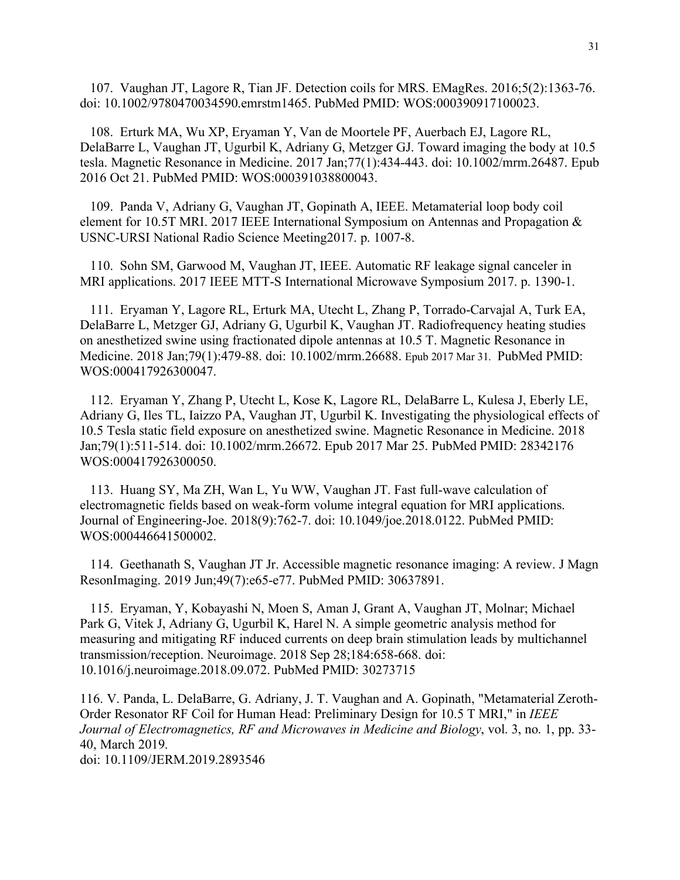107. Vaughan JT, Lagore R, Tian JF. Detection coils for MRS. EMagRes. 2016;5(2):1363-76. doi: 10.1002/9780470034590.emrstm1465. PubMed PMID: WOS:000390917100023.

108. Erturk MA, Wu XP, Eryaman Y, Van de Moortele PF, Auerbach EJ, Lagore RL, DelaBarre L, Vaughan JT, Ugurbil K, Adriany G, Metzger GJ. Toward imaging the body at 10.5 tesla. Magnetic Resonance in Medicine. 2017 Jan;77(1):434-443. doi: 10.1002/mrm.26487. Epub 2016 Oct 21. PubMed PMID: WOS:000391038800043.

109. Panda V, Adriany G, Vaughan JT, Gopinath A, IEEE. Metamaterial loop body coil element for 10.5T MRI. 2017 IEEE International Symposium on Antennas and Propagation & USNC-URSI National Radio Science Meeting2017. p. 1007-8.

110. Sohn SM, Garwood M, Vaughan JT, IEEE. Automatic RF leakage signal canceler in MRI applications. 2017 IEEE MTT-S International Microwave Symposium 2017. p. 1390-1.

111. Eryaman Y, Lagore RL, Erturk MA, Utecht L, Zhang P, Torrado-Carvajal A, Turk EA, DelaBarre L, Metzger GJ, Adriany G, Ugurbil K, Vaughan JT. Radiofrequency heating studies on anesthetized swine using fractionated dipole antennas at 10.5 T. Magnetic Resonance in Medicine. 2018 Jan;79(1):479-88. doi: 10.1002/mrm.26688. Epub 2017 Mar 31. PubMed PMID: WOS:000417926300047.

112. Eryaman Y, Zhang P, Utecht L, Kose K, Lagore RL, DelaBarre L, Kulesa J, Eberly LE, Adriany G, Iles TL, Iaizzo PA, Vaughan JT, Ugurbil K. Investigating the physiological effects of 10.5 Tesla static field exposure on anesthetized swine. Magnetic Resonance in Medicine. 2018 Jan;79(1):511-514. doi: 10.1002/mrm.26672. Epub 2017 Mar 25. PubMed PMID: 28342176 WOS:000417926300050.

113. Huang SY, Ma ZH, Wan L, Yu WW, Vaughan JT. Fast full-wave calculation of electromagnetic fields based on weak-form volume integral equation for MRI applications. Journal of Engineering-Joe. 2018(9):762-7. doi: 10.1049/joe.2018.0122. PubMed PMID: WOS:000446641500002.

114. Geethanath S, Vaughan JT Jr. Accessible magnetic resonance imaging: A review. J Magn ResonImaging. 2019 Jun;49(7):e65-e77. PubMed PMID: 30637891.

115. Eryaman, Y, Kobayashi N, Moen S, Aman J, Grant A, Vaughan JT, Molnar; Michael Park G, Vitek J, Adriany G, Ugurbil K, Harel N. A simple geometric analysis method for measuring and mitigating RF induced currents on deep brain stimulation leads by multichannel transmission/reception. Neuroimage. 2018 Sep 28;184:658-668. doi: 10.1016/j.neuroimage.2018.09.072. PubMed PMID: 30273715

116. V. Panda, L. DelaBarre, G. Adriany, J. T. Vaughan and A. Gopinath, "Metamaterial Zeroth-Order Resonator RF Coil for Human Head: Preliminary Design for 10.5 T MRI," in *IEEE Journal of Electromagnetics, RF and Microwaves in Medicine and Biology*, vol. 3, no. 1, pp. 33-40, March 2019.
doi: 10.1109/JERM.2019.2893546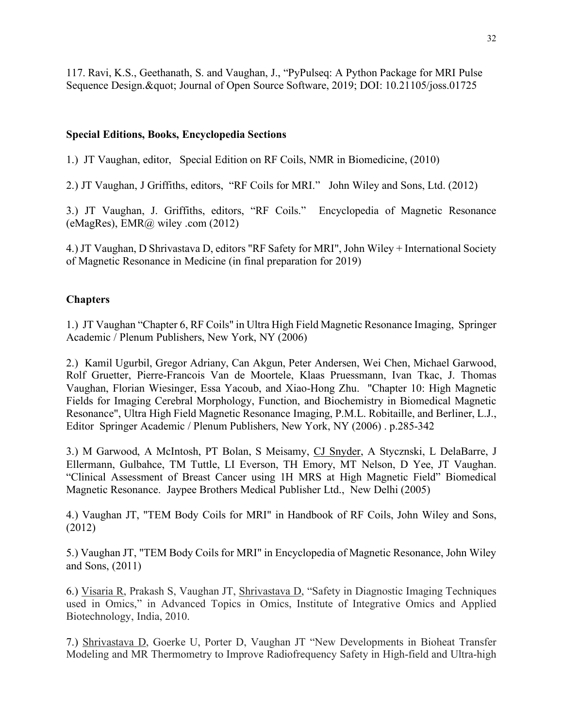117. Ravi, K.S., Geethanath, S. and Vaughan, J., "PyPulseq: A Python Package for MRI Pulse Sequence Design.&quot; Journal of Open Source Software, 2019; DOI: 10.21105/joss.01725

**Special Editions, Books, Encyclopedia Sections**

1.) JT Vaughan, editor, Special Edition on RF Coils, NMR in Biomedicine, (2010)

2.) JT Vaughan, J Griffiths, editors, "RF Coils for MRI." John Wiley and Sons, Ltd. (2012)

3.) JT Vaughan, J. Griffiths, editors, "RF Coils." Encyclopedia of Magnetic Resonance (eMagRes), EMR@ wiley .com (2012)

4.) JT Vaughan, D Shrivastava D, editors "RF Safety for MRI", John Wiley + International Society of Magnetic Resonance in Medicine (in final preparation for 2019)

**Chapters**

1.) JT Vaughan "Chapter 6, RF Coils" in Ultra High Field Magnetic Resonance Imaging, Springer Academic / Plenum Publishers, New York, NY (2006)

2.) Kamil Ugurbil, Gregor Adriany, Can Akgun, Peter Andersen, Wei Chen, Michael Garwood, Rolf Gruetter, Pierre-Francois Van de Moortele, Klaas Pruessmann, Ivan Tkac, J. Thomas Vaughan, Florian Wiesinger, Essa Yacoub, and Xiao-Hong Zhu. "Chapter 10: High Magnetic Fields for Imaging Cerebral Morphology, Function, and Biochemistry in Biomedical Magnetic Resonance", Ultra High Field Magnetic Resonance Imaging, P.M.L. Robitaille, and Berliner, L.J., Editor Springer Academic / Plenum Publishers, New York, NY (2006) . p.285-342

3.) M Garwood, A McIntosh, PT Bolan, S Meisamy, CJ Snyder, A Stycznski, L DelaBarre, J Ellermann, Gulbahce, TM Tuttle, LI Everson, TH Emory, MT Nelson, D Yee, JT Vaughan. "Clinical Assessment of Breast Cancer using 1H MRS at High Magnetic Field" Biomedical Magnetic Resonance. Jaypee Brothers Medical Publisher Ltd., New Delhi (2005)

4.) Vaughan JT, "TEM Body Coils for MRI" in Handbook of RF Coils, John Wiley and Sons, (2012)

5.) Vaughan JT, "TEM Body Coils for MRI" in Encyclopedia of Magnetic Resonance, John Wiley and Sons, (2011)

6.) Visaria R, Prakash S, Vaughan JT, Shrivastava D, "Safety in Diagnostic Imaging Techniques used in Omics," in Advanced Topics in Omics, Institute of Integrative Omics and Applied Biotechnology, India, 2010.

7.) Shrivastava D, Goerke U, Porter D, Vaughan JT "New Developments in Bioheat Transfer Modeling and MR Thermometry to Improve Radiofrequency Safety in High-field and Ultra-high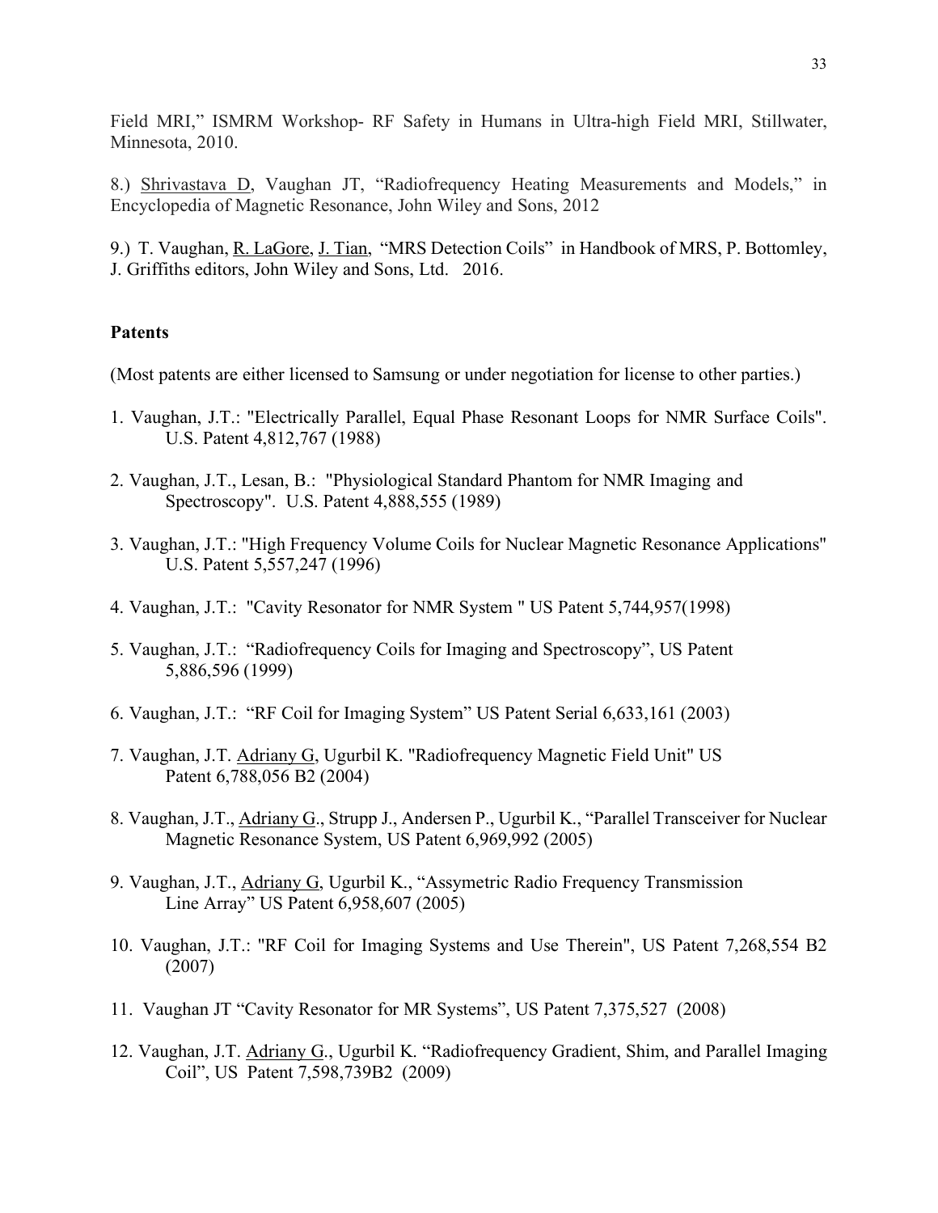Field MRI," ISMRM Workshop- RF Safety in Humans in Ultra-high Field MRI, Stillwater, Minnesota, 2010.

8.) <u>Shrivastava D</u>, Vaughan JT, "Radiofrequency Heating Measurements and Models," in Encyclopedia of Magnetic Resonance, John Wiley and Sons, 2012

9.) T. Vaughan, <u>R. LaGore</u>, <u>J. Tian</u>, "MRS Detection Coils" in Handbook of MRS, P. Bottomley, J. Griffiths editors, John Wiley and Sons, Ltd. 2016.

**Patents**

(Most patents are either licensed to Samsung or under negotiation for license to other parties.)

1. Vaughan, J.T.: "Electrically Parallel, Equal Phase Resonant Loops for NMR Surface Coils". U.S. Patent 4,812,767 (1988)

2. Vaughan, J.T., Lesan, B.: "Physiological Standard Phantom for NMR Imaging and Spectroscopy". U.S. Patent 4,888,555 (1989)

3. Vaughan, J.T.: "High Frequency Volume Coils for Nuclear Magnetic Resonance Applications" U.S. Patent 5,557,247 (1996)

4. Vaughan, J.T.: "Cavity Resonator for NMR System " US Patent 5,744,957(1998)

5. Vaughan, J.T.: "Radiofrequency Coils for Imaging and Spectroscopy", US Patent 5,886,596 (1999)

6. Vaughan, J.T.: "RF Coil for Imaging System" US Patent Serial 6,633,161 (2003)

7. Vaughan, J.T. <u>Adriany G</u>, Ugurbil K. "Radiofrequency Magnetic Field Unit" US Patent 6,788,056 B2 (2004)

8. Vaughan, J.T., <u>Adriany G</u>., Strupp J., Andersen P., Ugurbil K., "Parallel Transceiver for Nuclear Magnetic Resonance System, US Patent 6,969,992 (2005)

9. Vaughan, J.T., <u>Adriany G</u>, Ugurbil K., "Assymetric Radio Frequency Transmission Line Array" US Patent 6,958,607 (2005)

10. Vaughan, J.T.: "RF Coil for Imaging Systems and Use Therein", US Patent 7,268,554 B2 (2007)

11. Vaughan JT "Cavity Resonator for MR Systems", US Patent 7,375,527 (2008)

12. Vaughan, J.T. <u>Adriany G</u>., Ugurbil K. "Radiofrequency Gradient, Shim, and Parallel Imaging Coil", US Patent 7,598,739B2 (2009)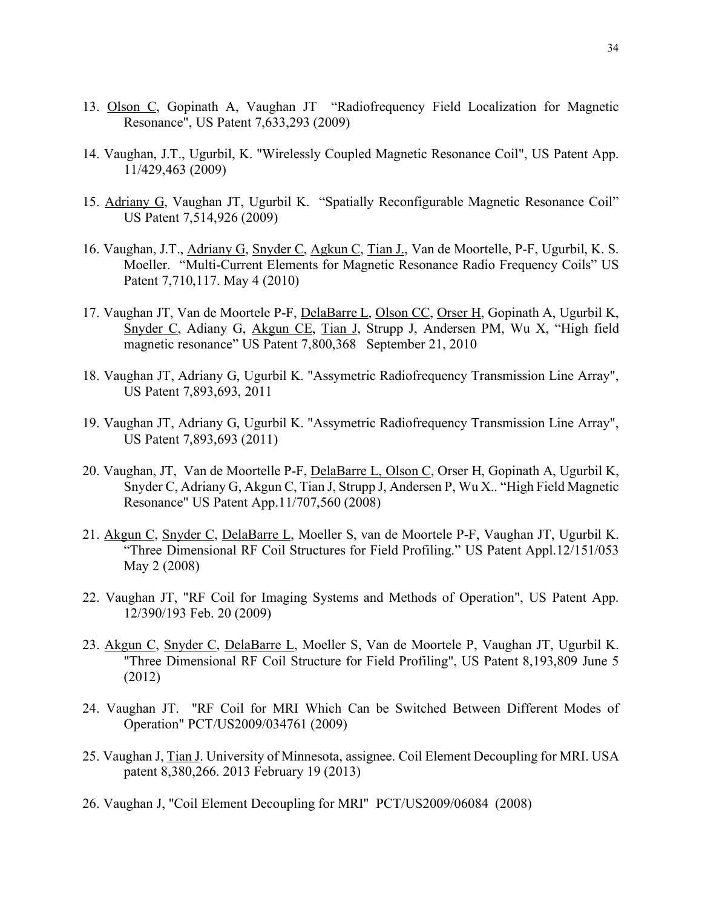13. <u>Olson C</u>, Gopinath A, Vaughan JT "Radiofrequency Field Localization for Magnetic Resonance", US Patent 7,633,293 (2009)

14. Vaughan, J.T., Ugurbil, K. "Wirelessly Coupled Magnetic Resonance Coil", US Patent App. 11/429,463 (2009)

15. <u>Adriany G</u>, Vaughan JT, Ugurbil K. "Spatially Reconfigurable Magnetic Resonance Coil" US Patent 7,514,926 (2009)

16. Vaughan, J.T., <u>Adriany G</u>, <u>Snyder C</u>, <u>Agkun C</u>, <u>Tian J.</u>, Van de Moortelle, P-F, Ugurbil, K. S. Moeller. "Multi-Current Elements for Magnetic Resonance Radio Frequency Coils" US Patent 7,710,117. May 4 (2010)

17. Vaughan JT, Van de Moortele P-F, <u>DelaBarre L</u>, <u>Olson CC</u>, <u>Orser H</u>, Gopinath A, Ugurbil K, <u>Snyder C</u>, Adiany G, <u>Akgun CE</u>, <u>Tian J</u>, Strupp J, Andersen PM, Wu X, "High field magnetic resonance" US Patent 7,800,368 September 21, 2010

18. Vaughan JT, Adriany G, Ugurbil K. "Assymetric Radiofrequency Transmission Line Array", US Patent 7,893,693, 2011

19. Vaughan JT, Adriany G, Ugurbil K. "Assymetric Radiofrequency Transmission Line Array", US Patent 7,893,693 (2011)

20. Vaughan, JT, Van de Moortelle P-F, <u>DelaBarre L, Olson C</u>, Orser H, Gopinath A, Ugurbil K, Snyder C, Adriany G, Akgun C, Tian J, Strupp J, Andersen P, Wu X.. "High Field Magnetic Resonance" US Patent App.11/707,560 (2008)

21. <u>Akgun C</u>, <u>Snyder C</u>, <u>DelaBarre L</u>, Moeller S, van de Moortele P-F, Vaughan JT, Ugurbil K. "Three Dimensional RF Coil Structures for Field Profiling." US Patent Appl.12/151/053 May 2 (2008)

22. Vaughan JT, "RF Coil for Imaging Systems and Methods of Operation", US Patent App. 12/390/193 Feb. 20 (2009)

23. <u>Akgun C</u>, <u>Snyder C</u>, <u>DelaBarre L</u>, Moeller S, Van de Moortele P, Vaughan JT, Ugurbil K. "Three Dimensional RF Coil Structure for Field Profiling", US Patent 8,193,809 June 5 (2012)

24. Vaughan JT. "RF Coil for MRI Which Can be Switched Between Different Modes of Operation" PCT/US2009/034761 (2009)

25. Vaughan J, <u>Tian J</u>. University of Minnesota, assignee. Coil Element Decoupling for MRI. USA patent 8,380,266. 2013 February 19 (2013)

26. Vaughan J, "Coil Element Decoupling for MRI" PCT/US2009/06084 (2008)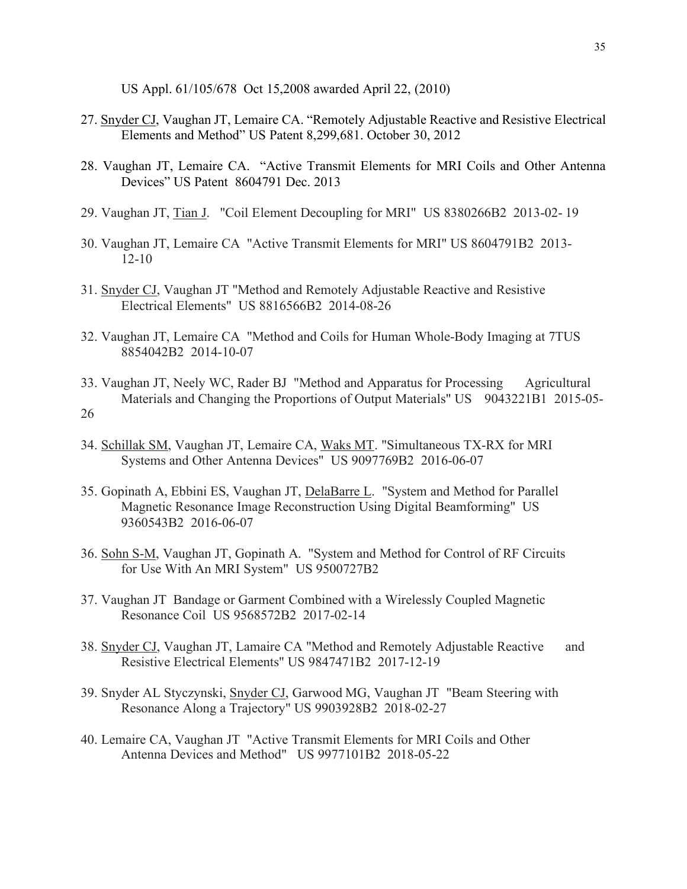US Appl. 61/105/678  Oct 15,2008 awarded April 22, (2010)

27. <u>Snyder CJ</u>, Vaughan JT, Lemaire CA. "Remotely Adjustable Reactive and Resistive Electrical Elements and Method" US Patent 8,299,681. October 30, 2012

28. Vaughan JT, Lemaire CA. "Active Transmit Elements for MRI Coils and Other Antenna Devices" US Patent 8604791 Dec. 2013

29. Vaughan JT, <u>Tian J</u>. "Coil Element Decoupling for MRI" US 8380266B2 2013-02- 19

30. Vaughan JT, Lemaire CA "Active Transmit Elements for MRI" US 8604791B2 2013-12-10

31. <u>Snyder CJ</u>, Vaughan JT "Method and Remotely Adjustable Reactive and Resistive Electrical Elements" US 8816566B2 2014-08-26

32. Vaughan JT, Lemaire CA "Method and Coils for Human Whole-Body Imaging at 7TUS 8854042B2 2014-10-07

33. Vaughan JT, Neely WC, Rader BJ "Method and Apparatus for Processing Agricultural Materials and Changing the Proportions of Output Materials" US 9043221B1 2015-05-26

34. <u>Schillak SM</u>, Vaughan JT, Lemaire CA, <u>Waks MT</u>. "Simultaneous TX-RX for MRI Systems and Other Antenna Devices" US 9097769B2 2016-06-07

35. Gopinath A, Ebbini ES, Vaughan JT, <u>DelaBarre L</u>. "System and Method for Parallel Magnetic Resonance Image Reconstruction Using Digital Beamforming" US 9360543B2 2016-06-07

36. <u>Sohn S-M</u>, Vaughan JT, Gopinath A. "System and Method for Control of RF Circuits for Use With An MRI System" US 9500727B2

37. Vaughan JT Bandage or Garment Combined with a Wirelessly Coupled Magnetic Resonance Coil US 9568572B2 2017-02-14

38. <u>Snyder CJ</u>, Vaughan JT, Lamaire CA "Method and Remotely Adjustable Reactive and Resistive Electrical Elements" US 9847471B2 2017-12-19

39. Snyder AL Styczynski, <u>Snyder CJ</u>, Garwood MG, Vaughan JT "Beam Steering with Resonance Along a Trajectory" US 9903928B2 2018-02-27

40. Lemaire CA, Vaughan JT "Active Transmit Elements for MRI Coils and Other Antenna Devices and Method" US 9977101B2 2018-05-22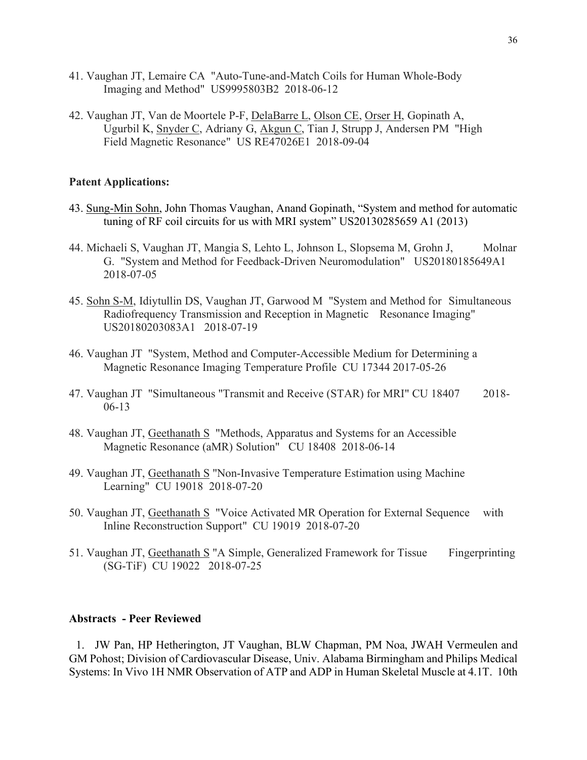41. Vaughan JT, Lemaire CA "Auto-Tune-and-Match Coils for Human Whole-Body Imaging and Method" US9995803B2 2018-06-12

42. Vaughan JT, Van de Moortele P-F, <u>DelaBarre L</u>, <u>Olson CE</u>, <u>Orser H</u>, Gopinath A, Ugurbil K, <u>Snyder C</u>, Adriany G, <u>Akgun C</u>, Tian J, Strupp J, Andersen PM "High Field Magnetic Resonance" US RE47026E1 2018-09-04

**Patent Applications:**

43. <u>Sung-Min Sohn</u>, John Thomas Vaughan, Anand Gopinath, "System and method for automatic tuning of RF coil circuits for us with MRI system" US20130285659 A1 (2013)

44. Michaeli S, Vaughan JT, Mangia S, Lehto L, Johnson L, Slopsema M, Grohn J, Molnar G. "System and Method for Feedback-Driven Neuromodulation" US20180185649A1 2018-07-05

45. <u>Sohn S-M</u>, Idiytullin DS, Vaughan JT, Garwood M "System and Method for Simultaneous Radiofrequency Transmission and Reception in Magnetic Resonance Imaging" US20180203083A1 2018-07-19

46. Vaughan JT "System, Method and Computer-Accessible Medium for Determining a Magnetic Resonance Imaging Temperature Profile CU 17344 2017-05-26

47. Vaughan JT "Simultaneous "Transmit and Receive (STAR) for MRI" CU 18407 2018-06-13

48. Vaughan JT, <u>Geethanath S</u> "Methods, Apparatus and Systems for an Accessible Magnetic Resonance (aMR) Solution" CU 18408 2018-06-14

49. Vaughan JT, <u>Geethanath S</u> "Non-Invasive Temperature Estimation using Machine Learning" CU 19018 2018-07-20

50. Vaughan JT, <u>Geethanath S</u> "Voice Activated MR Operation for External Sequence with Inline Reconstruction Support" CU 19019 2018-07-20

51. Vaughan JT, <u>Geethanath S</u> "A Simple, Generalized Framework for Tissue Fingerprinting (SG-TiF) CU 19022 2018-07-25

**Abstracts - Peer Reviewed**

1. JW Pan, HP Hetherington, JT Vaughan, BLW Chapman, PM Noa, JWAH Vermeulen and GM Pohost; Division of Cardiovascular Disease, Univ. Alabama Birmingham and Philips Medical Systems: In Vivo 1H NMR Observation of ATP and ADP in Human Skeletal Muscle at 4.1T. 10th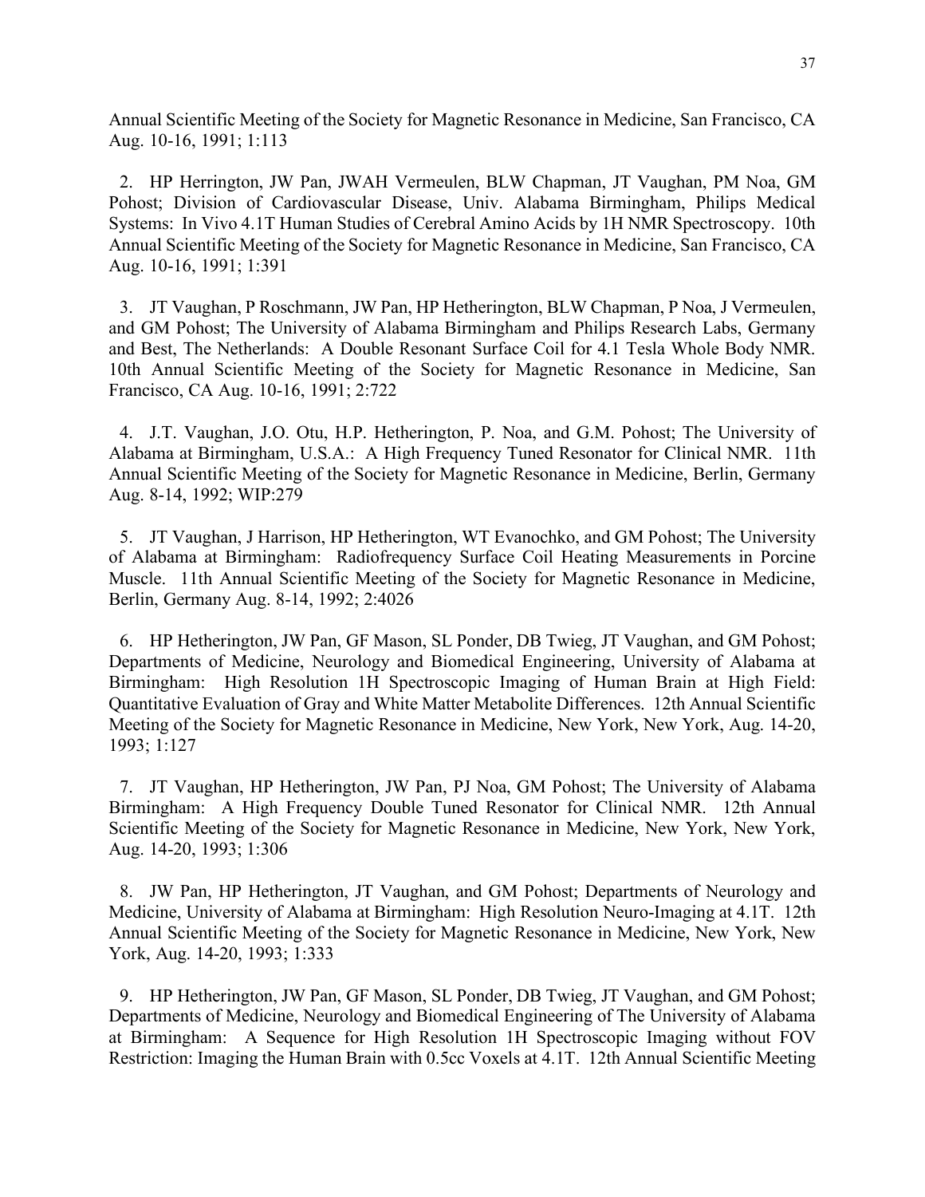Annual Scientific Meeting of the Society for Magnetic Resonance in Medicine, San Francisco, CA Aug. 10-16, 1991; 1:113

2. HP Herrington, JW Pan, JWAH Vermeulen, BLW Chapman, JT Vaughan, PM Noa, GM Pohost; Division of Cardiovascular Disease, Univ. Alabama Birmingham, Philips Medical Systems: In Vivo 4.1T Human Studies of Cerebral Amino Acids by 1H NMR Spectroscopy. 10th Annual Scientific Meeting of the Society for Magnetic Resonance in Medicine, San Francisco, CA Aug. 10-16, 1991; 1:391

3. JT Vaughan, P Roschmann, JW Pan, HP Hetherington, BLW Chapman, P Noa, J Vermeulen, and GM Pohost; The University of Alabama Birmingham and Philips Research Labs, Germany and Best, The Netherlands: A Double Resonant Surface Coil for 4.1 Tesla Whole Body NMR. 10th Annual Scientific Meeting of the Society for Magnetic Resonance in Medicine, San Francisco, CA Aug. 10-16, 1991; 2:722

4. J.T. Vaughan, J.O. Otu, H.P. Hetherington, P. Noa, and G.M. Pohost; The University of Alabama at Birmingham, U.S.A.: A High Frequency Tuned Resonator for Clinical NMR. 11th Annual Scientific Meeting of the Society for Magnetic Resonance in Medicine, Berlin, Germany Aug. 8-14, 1992; WIP:279

5. JT Vaughan, J Harrison, HP Hetherington, WT Evanochko, and GM Pohost; The University of Alabama at Birmingham: Radiofrequency Surface Coil Heating Measurements in Porcine Muscle. 11th Annual Scientific Meeting of the Society for Magnetic Resonance in Medicine, Berlin, Germany Aug. 8-14, 1992; 2:4026

6. HP Hetherington, JW Pan, GF Mason, SL Ponder, DB Twieg, JT Vaughan, and GM Pohost; Departments of Medicine, Neurology and Biomedical Engineering, University of Alabama at Birmingham: High Resolution 1H Spectroscopic Imaging of Human Brain at High Field: Quantitative Evaluation of Gray and White Matter Metabolite Differences. 12th Annual Scientific Meeting of the Society for Magnetic Resonance in Medicine, New York, New York, Aug. 14-20, 1993; 1:127

7. JT Vaughan, HP Hetherington, JW Pan, PJ Noa, GM Pohost; The University of Alabama Birmingham: A High Frequency Double Tuned Resonator for Clinical NMR. 12th Annual Scientific Meeting of the Society for Magnetic Resonance in Medicine, New York, New York, Aug. 14-20, 1993; 1:306

8. JW Pan, HP Hetherington, JT Vaughan, and GM Pohost; Departments of Neurology and Medicine, University of Alabama at Birmingham: High Resolution Neuro-Imaging at 4.1T. 12th Annual Scientific Meeting of the Society for Magnetic Resonance in Medicine, New York, New York, Aug. 14-20, 1993; 1:333

9. HP Hetherington, JW Pan, GF Mason, SL Ponder, DB Twieg, JT Vaughan, and GM Pohost; Departments of Medicine, Neurology and Biomedical Engineering of The University of Alabama at Birmingham: A Sequence for High Resolution 1H Spectroscopic Imaging without FOV Restriction: Imaging the Human Brain with 0.5cc Voxels at 4.1T. 12th Annual Scientific Meeting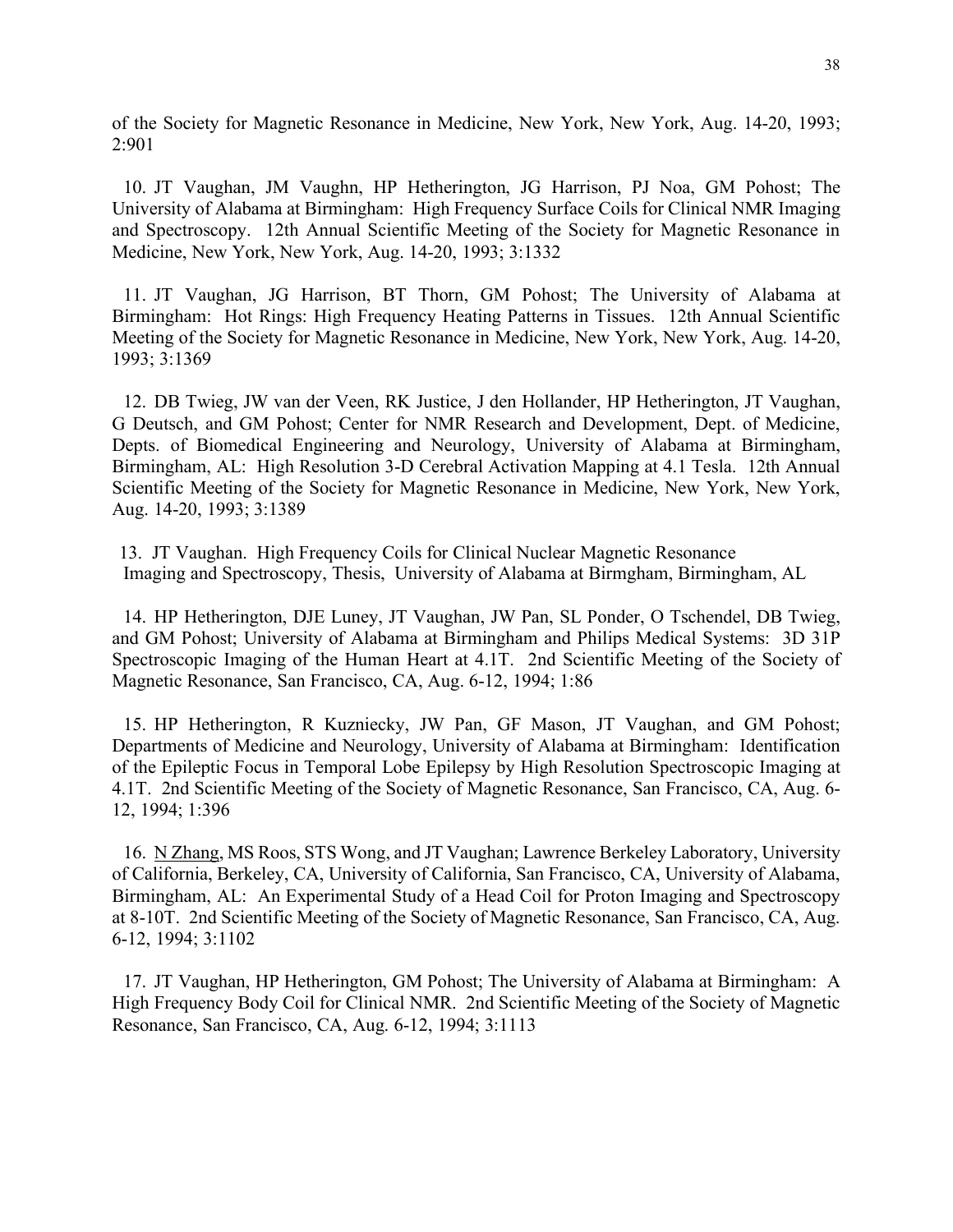of the Society for Magnetic Resonance in Medicine, New York, New York, Aug. 14-20, 1993; 2:901

10. JT Vaughan, JM Vaughn, HP Hetherington, JG Harrison, PJ Noa, GM Pohost; The University of Alabama at Birmingham: High Frequency Surface Coils for Clinical NMR Imaging and Spectroscopy. 12th Annual Scientific Meeting of the Society for Magnetic Resonance in Medicine, New York, New York, Aug. 14-20, 1993; 3:1332

11. JT Vaughan, JG Harrison, BT Thorn, GM Pohost; The University of Alabama at Birmingham: Hot Rings: High Frequency Heating Patterns in Tissues. 12th Annual Scientific Meeting of the Society for Magnetic Resonance in Medicine, New York, New York, Aug. 14-20, 1993; 3:1369

12. DB Twieg, JW van der Veen, RK Justice, J den Hollander, HP Hetherington, JT Vaughan, G Deutsch, and GM Pohost; Center for NMR Research and Development, Dept. of Medicine, Depts. of Biomedical Engineering and Neurology, University of Alabama at Birmingham, Birmingham, AL: High Resolution 3-D Cerebral Activation Mapping at 4.1 Tesla. 12th Annual Scientific Meeting of the Society for Magnetic Resonance in Medicine, New York, New York, Aug. 14-20, 1993; 3:1389

13. JT Vaughan. High Frequency Coils for Clinical Nuclear Magnetic Resonance Imaging and Spectroscopy, Thesis, University of Alabama at Birmgham, Birmingham, AL

14. HP Hetherington, DJE Luney, JT Vaughan, JW Pan, SL Ponder, O Tschendel, DB Twieg, and GM Pohost; University of Alabama at Birmingham and Philips Medical Systems: 3D 31P Spectroscopic Imaging of the Human Heart at 4.1T. 2nd Scientific Meeting of the Society of Magnetic Resonance, San Francisco, CA, Aug. 6-12, 1994; 1:86

15. HP Hetherington, R Kuzniecky, JW Pan, GF Mason, JT Vaughan, and GM Pohost; Departments of Medicine and Neurology, University of Alabama at Birmingham: Identification of the Epileptic Focus in Temporal Lobe Epilepsy by High Resolution Spectroscopic Imaging at 4.1T. 2nd Scientific Meeting of the Society of Magnetic Resonance, San Francisco, CA, Aug. 6-12, 1994; 1:396

16. <u>N Zhang</u>, MS Roos, STS Wong, and JT Vaughan; Lawrence Berkeley Laboratory, University of California, Berkeley, CA, University of California, San Francisco, CA, University of Alabama, Birmingham, AL: An Experimental Study of a Head Coil for Proton Imaging and Spectroscopy at 8-10T. 2nd Scientific Meeting of the Society of Magnetic Resonance, San Francisco, CA, Aug. 6-12, 1994; 3:1102

17. JT Vaughan, HP Hetherington, GM Pohost; The University of Alabama at Birmingham: A High Frequency Body Coil for Clinical NMR. 2nd Scientific Meeting of the Society of Magnetic Resonance, San Francisco, CA, Aug. 6-12, 1994; 3:1113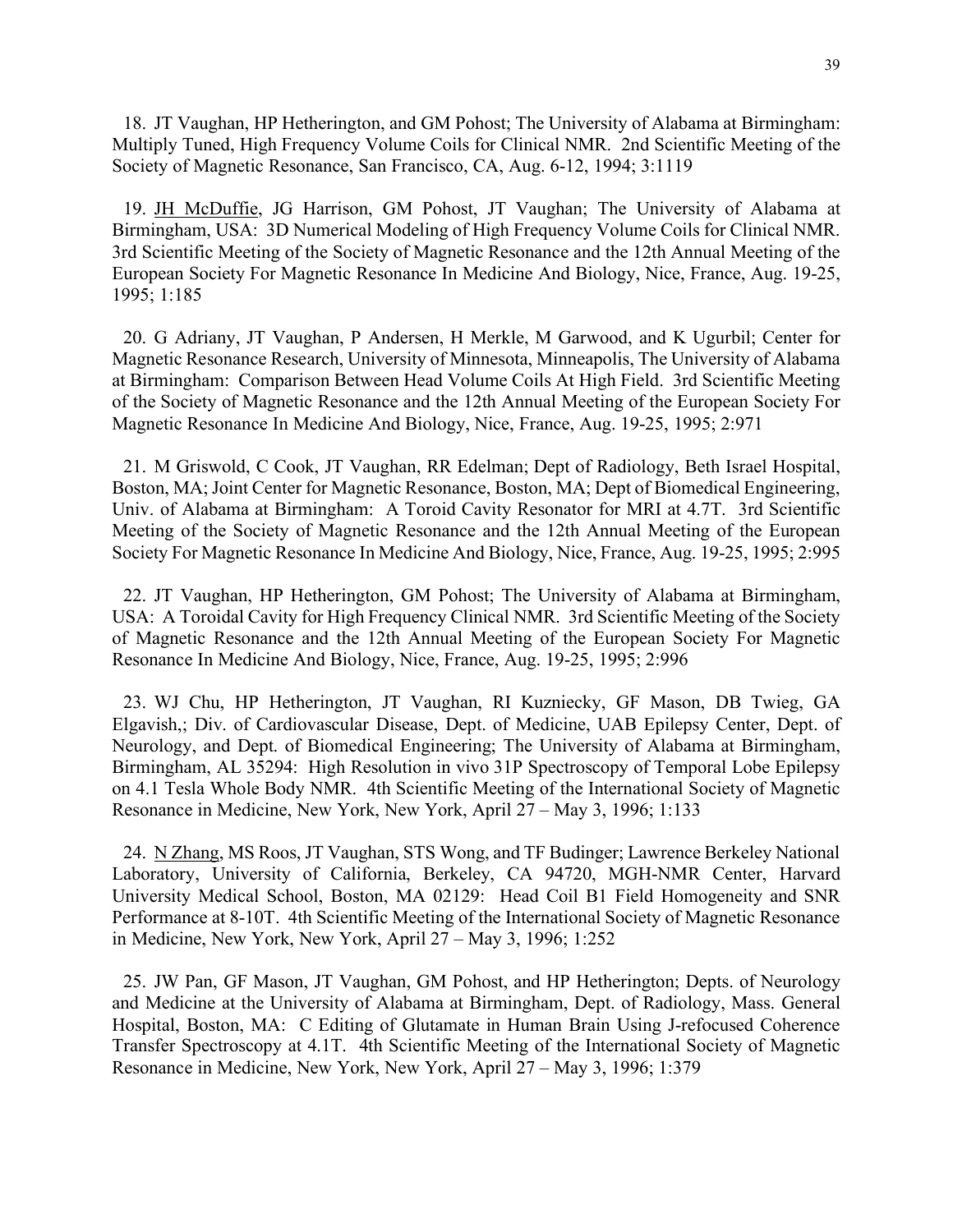18. JT Vaughan, HP Hetherington, and GM Pohost; The University of Alabama at Birmingham: Multiply Tuned, High Frequency Volume Coils for Clinical NMR. 2nd Scientific Meeting of the Society of Magnetic Resonance, San Francisco, CA, Aug. 6-12, 1994; 3:1119

19. JH McDuffie, JG Harrison, GM Pohost, JT Vaughan; The University of Alabama at Birmingham, USA: 3D Numerical Modeling of High Frequency Volume Coils for Clinical NMR. 3rd Scientific Meeting of the Society of Magnetic Resonance and the 12th Annual Meeting of the European Society For Magnetic Resonance In Medicine And Biology, Nice, France, Aug. 19-25, 1995; 1:185

20. G Adriany, JT Vaughan, P Andersen, H Merkle, M Garwood, and K Ugurbil; Center for Magnetic Resonance Research, University of Minnesota, Minneapolis, The University of Alabama at Birmingham: Comparison Between Head Volume Coils At High Field. 3rd Scientific Meeting of the Society of Magnetic Resonance and the 12th Annual Meeting of the European Society For Magnetic Resonance In Medicine And Biology, Nice, France, Aug. 19-25, 1995; 2:971

21. M Griswold, C Cook, JT Vaughan, RR Edelman; Dept of Radiology, Beth Israel Hospital, Boston, MA; Joint Center for Magnetic Resonance, Boston, MA; Dept of Biomedical Engineering, Univ. of Alabama at Birmingham: A Toroid Cavity Resonator for MRI at 4.7T. 3rd Scientific Meeting of the Society of Magnetic Resonance and the 12th Annual Meeting of the European Society For Magnetic Resonance In Medicine And Biology, Nice, France, Aug. 19-25, 1995; 2:995

22. JT Vaughan, HP Hetherington, GM Pohost; The University of Alabama at Birmingham, USA: A Toroidal Cavity for High Frequency Clinical NMR. 3rd Scientific Meeting of the Society of Magnetic Resonance and the 12th Annual Meeting of the European Society For Magnetic Resonance In Medicine And Biology, Nice, France, Aug. 19-25, 1995; 2:996

23. WJ Chu, HP Hetherington, JT Vaughan, RI Kuzniecky, GF Mason, DB Twieg, GA Elgavish,; Div. of Cardiovascular Disease, Dept. of Medicine, UAB Epilepsy Center, Dept. of Neurology, and Dept. of Biomedical Engineering; The University of Alabama at Birmingham, Birmingham, AL 35294: High Resolution in vivo 31P Spectroscopy of Temporal Lobe Epilepsy on 4.1 Tesla Whole Body NMR. 4th Scientific Meeting of the International Society of Magnetic Resonance in Medicine, New York, New York, April 27 – May 3, 1996; 1:133

24. N Zhang, MS Roos, JT Vaughan, STS Wong, and TF Budinger; Lawrence Berkeley National Laboratory, University of California, Berkeley, CA 94720, MGH-NMR Center, Harvard University Medical School, Boston, MA 02129: Head Coil B1 Field Homogeneity and SNR Performance at 8-10T. 4th Scientific Meeting of the International Society of Magnetic Resonance in Medicine, New York, New York, April 27 – May 3, 1996; 1:252

25. JW Pan, GF Mason, JT Vaughan, GM Pohost, and HP Hetherington; Depts. of Neurology and Medicine at the University of Alabama at Birmingham, Dept. of Radiology, Mass. General Hospital, Boston, MA: C Editing of Glutamate in Human Brain Using J-refocused Coherence Transfer Spectroscopy at 4.1T. 4th Scientific Meeting of the International Society of Magnetic Resonance in Medicine, New York, New York, April 27 – May 3, 1996; 1:379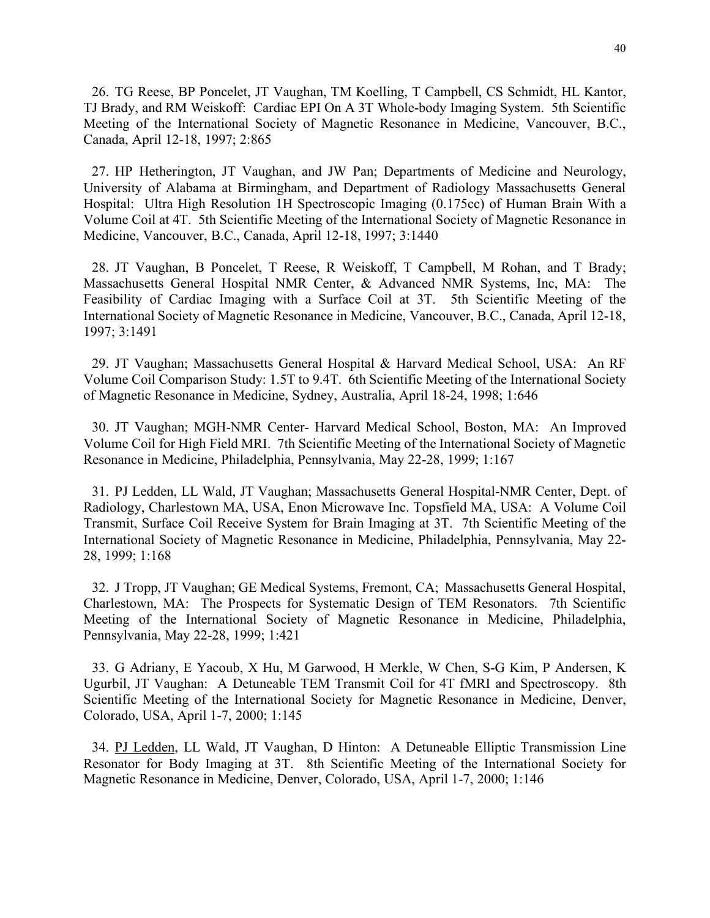26. TG Reese, BP Poncelet, JT Vaughan, TM Koelling, T Campbell, CS Schmidt, HL Kantor, TJ Brady, and RM Weiskoff: Cardiac EPI On A 3T Whole-body Imaging System. 5th Scientific Meeting of the International Society of Magnetic Resonance in Medicine, Vancouver, B.C., Canada, April 12-18, 1997; 2:865

27. HP Hetherington, JT Vaughan, and JW Pan; Departments of Medicine and Neurology, University of Alabama at Birmingham, and Department of Radiology Massachusetts General Hospital: Ultra High Resolution 1H Spectroscopic Imaging (0.175cc) of Human Brain With a Volume Coil at 4T. 5th Scientific Meeting of the International Society of Magnetic Resonance in Medicine, Vancouver, B.C., Canada, April 12-18, 1997; 3:1440

28. JT Vaughan, B Poncelet, T Reese, R Weiskoff, T Campbell, M Rohan, and T Brady; Massachusetts General Hospital NMR Center, & Advanced NMR Systems, Inc, MA: The Feasibility of Cardiac Imaging with a Surface Coil at 3T. 5th Scientific Meeting of the International Society of Magnetic Resonance in Medicine, Vancouver, B.C., Canada, April 12-18, 1997; 3:1491

29. JT Vaughan; Massachusetts General Hospital & Harvard Medical School, USA: An RF Volume Coil Comparison Study: 1.5T to 9.4T. 6th Scientific Meeting of the International Society of Magnetic Resonance in Medicine, Sydney, Australia, April 18-24, 1998; 1:646

30. JT Vaughan; MGH-NMR Center- Harvard Medical School, Boston, MA: An Improved Volume Coil for High Field MRI. 7th Scientific Meeting of the International Society of Magnetic Resonance in Medicine, Philadelphia, Pennsylvania, May 22-28, 1999; 1:167

31. PJ Ledden, LL Wald, JT Vaughan; Massachusetts General Hospital-NMR Center, Dept. of Radiology, Charlestown MA, USA, Enon Microwave Inc. Topsfield MA, USA: A Volume Coil Transmit, Surface Coil Receive System for Brain Imaging at 3T. 7th Scientific Meeting of the International Society of Magnetic Resonance in Medicine, Philadelphia, Pennsylvania, May 22-28, 1999; 1:168

32. J Tropp, JT Vaughan; GE Medical Systems, Fremont, CA; Massachusetts General Hospital, Charlestown, MA: The Prospects for Systematic Design of TEM Resonators. 7th Scientific Meeting of the International Society of Magnetic Resonance in Medicine, Philadelphia, Pennsylvania, May 22-28, 1999; 1:421

33. G Adriany, E Yacoub, X Hu, M Garwood, H Merkle, W Chen, S-G Kim, P Andersen, K Ugurbil, JT Vaughan: A Detuneable TEM Transmit Coil for 4T fMRI and Spectroscopy. 8th Scientific Meeting of the International Society for Magnetic Resonance in Medicine, Denver, Colorado, USA, April 1-7, 2000; 1:145

34. PJ Ledden, LL Wald, JT Vaughan, D Hinton: A Detuneable Elliptic Transmission Line Resonator for Body Imaging at 3T. 8th Scientific Meeting of the International Society for Magnetic Resonance in Medicine, Denver, Colorado, USA, April 1-7, 2000; 1:146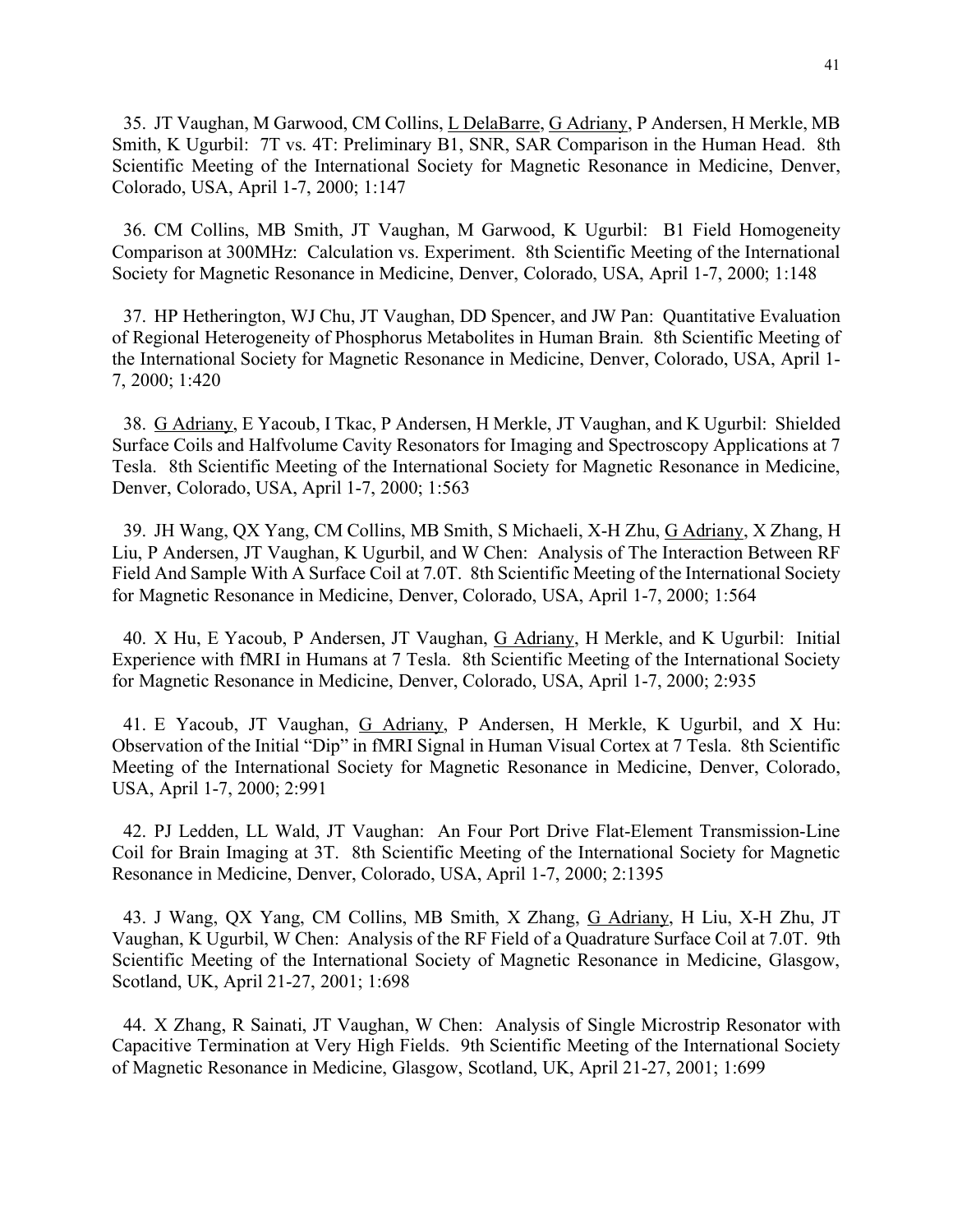35. JT Vaughan, M Garwood, CM Collins, <u>L DelaBarre</u>, <u>G Adriany</u>, P Andersen, H Merkle, MB Smith, K Ugurbil: 7T vs. 4T: Preliminary B1, SNR, SAR Comparison in the Human Head. 8th Scientific Meeting of the International Society for Magnetic Resonance in Medicine, Denver, Colorado, USA, April 1-7, 2000; 1:147

36. CM Collins, MB Smith, JT Vaughan, M Garwood, K Ugurbil: B1 Field Homogeneity Comparison at 300MHz: Calculation vs. Experiment. 8th Scientific Meeting of the International Society for Magnetic Resonance in Medicine, Denver, Colorado, USA, April 1-7, 2000; 1:148

37. HP Hetherington, WJ Chu, JT Vaughan, DD Spencer, and JW Pan: Quantitative Evaluation of Regional Heterogeneity of Phosphorus Metabolites in Human Brain. 8th Scientific Meeting of the International Society for Magnetic Resonance in Medicine, Denver, Colorado, USA, April 1-7, 2000; 1:420

38. <u>G Adriany</u>, E Yacoub, I Tkac, P Andersen, H Merkle, JT Vaughan, and K Ugurbil: Shielded Surface Coils and Halfvolume Cavity Resonators for Imaging and Spectroscopy Applications at 7 Tesla. 8th Scientific Meeting of the International Society for Magnetic Resonance in Medicine, Denver, Colorado, USA, April 1-7, 2000; 1:563

39. JH Wang, QX Yang, CM Collins, MB Smith, S Michaeli, X-H Zhu, <u>G Adriany</u>, X Zhang, H Liu, P Andersen, JT Vaughan, K Ugurbil, and W Chen: Analysis of The Interaction Between RF Field And Sample With A Surface Coil at 7.0T. 8th Scientific Meeting of the International Society for Magnetic Resonance in Medicine, Denver, Colorado, USA, April 1-7, 2000; 1:564

40. X Hu, E Yacoub, P Andersen, JT Vaughan, <u>G Adriany</u>, H Merkle, and K Ugurbil: Initial Experience with fMRI in Humans at 7 Tesla. 8th Scientific Meeting of the International Society for Magnetic Resonance in Medicine, Denver, Colorado, USA, April 1-7, 2000; 2:935

41. E Yacoub, JT Vaughan, <u>G Adriany</u>, P Andersen, H Merkle, K Ugurbil, and X Hu: Observation of the Initial "Dip" in fMRI Signal in Human Visual Cortex at 7 Tesla. 8th Scientific Meeting of the International Society for Magnetic Resonance in Medicine, Denver, Colorado, USA, April 1-7, 2000; 2:991

42. PJ Ledden, LL Wald, JT Vaughan: An Four Port Drive Flat-Element Transmission-Line Coil for Brain Imaging at 3T. 8th Scientific Meeting of the International Society for Magnetic Resonance in Medicine, Denver, Colorado, USA, April 1-7, 2000; 2:1395

43. J Wang, QX Yang, CM Collins, MB Smith, X Zhang, <u>G Adriany</u>, H Liu, X-H Zhu, JT Vaughan, K Ugurbil, W Chen: Analysis of the RF Field of a Quadrature Surface Coil at 7.0T. 9th Scientific Meeting of the International Society of Magnetic Resonance in Medicine, Glasgow, Scotland, UK, April 21-27, 2001; 1:698

44. X Zhang, R Sainati, JT Vaughan, W Chen: Analysis of Single Microstrip Resonator with Capacitive Termination at Very High Fields. 9th Scientific Meeting of the International Society of Magnetic Resonance in Medicine, Glasgow, Scotland, UK, April 21-27, 2001; 1:699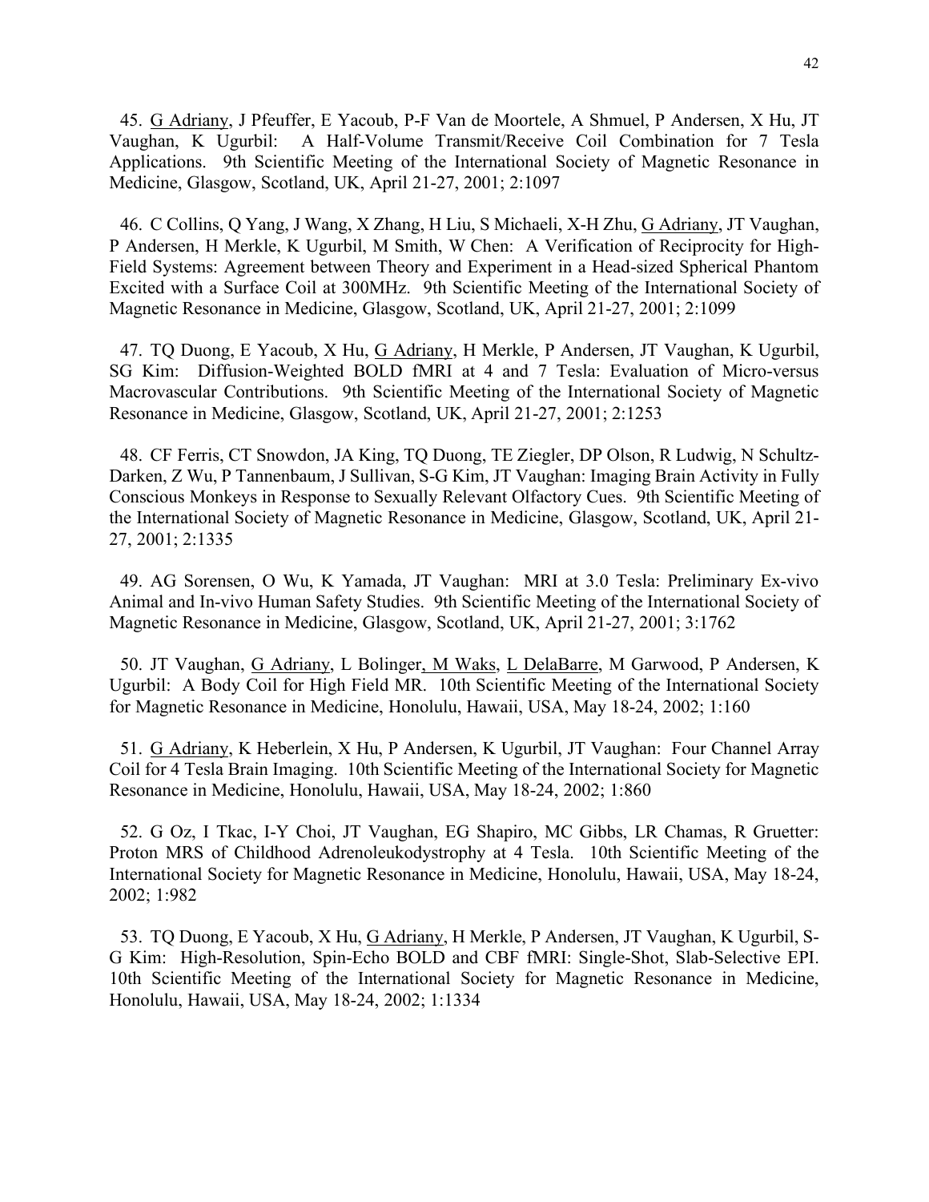45. G Adriany, J Pfeuffer, E Yacoub, P-F Van de Moortele, A Shmuel, P Andersen, X Hu, JT Vaughan, K Ugurbil: A Half-Volume Transmit/Receive Coil Combination for 7 Tesla Applications. 9th Scientific Meeting of the International Society of Magnetic Resonance in Medicine, Glasgow, Scotland, UK, April 21-27, 2001; 2:1097

46. C Collins, Q Yang, J Wang, X Zhang, H Liu, S Michaeli, X-H Zhu, G Adriany, JT Vaughan, P Andersen, H Merkle, K Ugurbil, M Smith, W Chen: A Verification of Reciprocity for High-Field Systems: Agreement between Theory and Experiment in a Head-sized Spherical Phantom Excited with a Surface Coil at 300MHz. 9th Scientific Meeting of the International Society of Magnetic Resonance in Medicine, Glasgow, Scotland, UK, April 21-27, 2001; 2:1099

47. TQ Duong, E Yacoub, X Hu, G Adriany, H Merkle, P Andersen, JT Vaughan, K Ugurbil, SG Kim: Diffusion-Weighted BOLD fMRI at 4 and 7 Tesla: Evaluation of Micro-versus Macrovascular Contributions. 9th Scientific Meeting of the International Society of Magnetic Resonance in Medicine, Glasgow, Scotland, UK, April 21-27, 2001; 2:1253

48. CF Ferris, CT Snowdon, JA King, TQ Duong, TE Ziegler, DP Olson, R Ludwig, N Schultz-Darken, Z Wu, P Tannenbaum, J Sullivan, S-G Kim, JT Vaughan: Imaging Brain Activity in Fully Conscious Monkeys in Response to Sexually Relevant Olfactory Cues. 9th Scientific Meeting of the International Society of Magnetic Resonance in Medicine, Glasgow, Scotland, UK, April 21-27, 2001; 2:1335

49. AG Sorensen, O Wu, K Yamada, JT Vaughan: MRI at 3.0 Tesla: Preliminary Ex-vivo Animal and In-vivo Human Safety Studies. 9th Scientific Meeting of the International Society of Magnetic Resonance in Medicine, Glasgow, Scotland, UK, April 21-27, 2001; 3:1762

50. JT Vaughan, G Adriany, L Bolinger, M Waks, L DelaBarre, M Garwood, P Andersen, K Ugurbil: A Body Coil for High Field MR. 10th Scientific Meeting of the International Society for Magnetic Resonance in Medicine, Honolulu, Hawaii, USA, May 18-24, 2002; 1:160

51. G Adriany, K Heberlein, X Hu, P Andersen, K Ugurbil, JT Vaughan: Four Channel Array Coil for 4 Tesla Brain Imaging. 10th Scientific Meeting of the International Society for Magnetic Resonance in Medicine, Honolulu, Hawaii, USA, May 18-24, 2002; 1:860

52. G Oz, I Tkac, I-Y Choi, JT Vaughan, EG Shapiro, MC Gibbs, LR Chamas, R Gruetter: Proton MRS of Childhood Adrenoleukodystrophy at 4 Tesla. 10th Scientific Meeting of the International Society for Magnetic Resonance in Medicine, Honolulu, Hawaii, USA, May 18-24, 2002; 1:982

53. TQ Duong, E Yacoub, X Hu, G Adriany, H Merkle, P Andersen, JT Vaughan, K Ugurbil, S-G Kim: High-Resolution, Spin-Echo BOLD and CBF fMRI: Single-Shot, Slab-Selective EPI. 10th Scientific Meeting of the International Society for Magnetic Resonance in Medicine, Honolulu, Hawaii, USA, May 18-24, 2002; 1:1334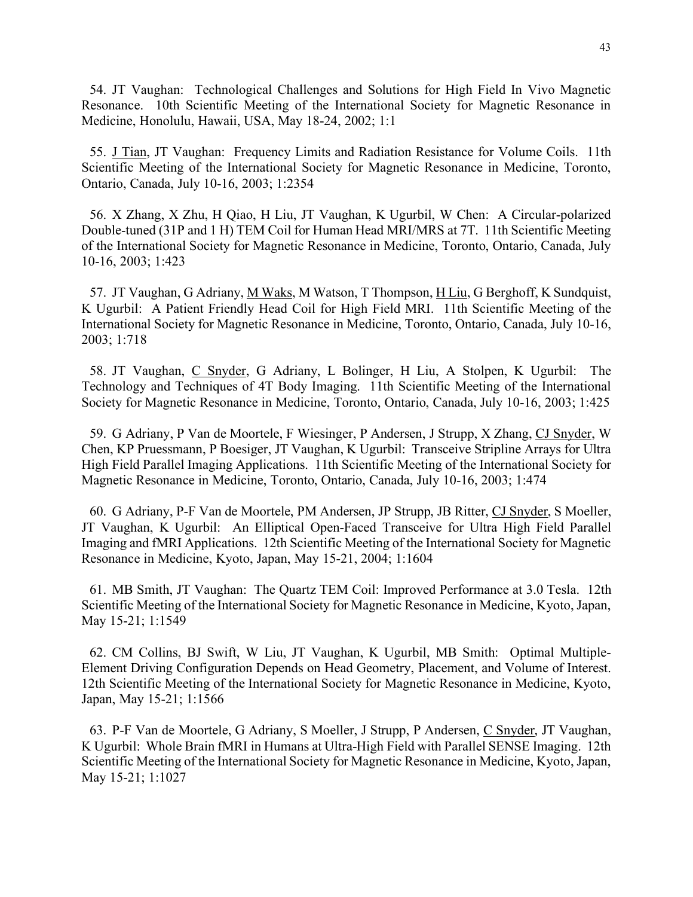54. JT Vaughan: Technological Challenges and Solutions for High Field In Vivo Magnetic Resonance. 10th Scientific Meeting of the International Society for Magnetic Resonance in Medicine, Honolulu, Hawaii, USA, May 18-24, 2002; 1:1

55. J Tian, JT Vaughan: Frequency Limits and Radiation Resistance for Volume Coils. 11th Scientific Meeting of the International Society for Magnetic Resonance in Medicine, Toronto, Ontario, Canada, July 10-16, 2003; 1:2354

56. X Zhang, X Zhu, H Qiao, H Liu, JT Vaughan, K Ugurbil, W Chen: A Circular-polarized Double-tuned (31P and 1 H) TEM Coil for Human Head MRI/MRS at 7T. 11th Scientific Meeting of the International Society for Magnetic Resonance in Medicine, Toronto, Ontario, Canada, July 10-16, 2003; 1:423

57. JT Vaughan, G Adriany, M Waks, M Watson, T Thompson, H Liu, G Berghoff, K Sundquist, K Ugurbil: A Patient Friendly Head Coil for High Field MRI. 11th Scientific Meeting of the International Society for Magnetic Resonance in Medicine, Toronto, Ontario, Canada, July 10-16, 2003; 1:718

58. JT Vaughan, C Snyder, G Adriany, L Bolinger, H Liu, A Stolpen, K Ugurbil: The Technology and Techniques of 4T Body Imaging. 11th Scientific Meeting of the International Society for Magnetic Resonance in Medicine, Toronto, Ontario, Canada, July 10-16, 2003; 1:425

59. G Adriany, P Van de Moortele, F Wiesinger, P Andersen, J Strupp, X Zhang, CJ Snyder, W Chen, KP Pruessmann, P Boesiger, JT Vaughan, K Ugurbil: Transceive Stripline Arrays for Ultra High Field Parallel Imaging Applications. 11th Scientific Meeting of the International Society for Magnetic Resonance in Medicine, Toronto, Ontario, Canada, July 10-16, 2003; 1:474

60. G Adriany, P-F Van de Moortele, PM Andersen, JP Strupp, JB Ritter, CJ Snyder, S Moeller, JT Vaughan, K Ugurbil: An Elliptical Open-Faced Transceive for Ultra High Field Parallel Imaging and fMRI Applications. 12th Scientific Meeting of the International Society for Magnetic Resonance in Medicine, Kyoto, Japan, May 15-21, 2004; 1:1604

61. MB Smith, JT Vaughan: The Quartz TEM Coil: Improved Performance at 3.0 Tesla. 12th Scientific Meeting of the International Society for Magnetic Resonance in Medicine, Kyoto, Japan, May 15-21; 1:1549

62. CM Collins, BJ Swift, W Liu, JT Vaughan, K Ugurbil, MB Smith: Optimal Multiple-Element Driving Configuration Depends on Head Geometry, Placement, and Volume of Interest. 12th Scientific Meeting of the International Society for Magnetic Resonance in Medicine, Kyoto, Japan, May 15-21; 1:1566

63. P-F Van de Moortele, G Adriany, S Moeller, J Strupp, P Andersen, C Snyder, JT Vaughan, K Ugurbil: Whole Brain fMRI in Humans at Ultra-High Field with Parallel SENSE Imaging. 12th Scientific Meeting of the International Society for Magnetic Resonance in Medicine, Kyoto, Japan, May 15-21; 1:1027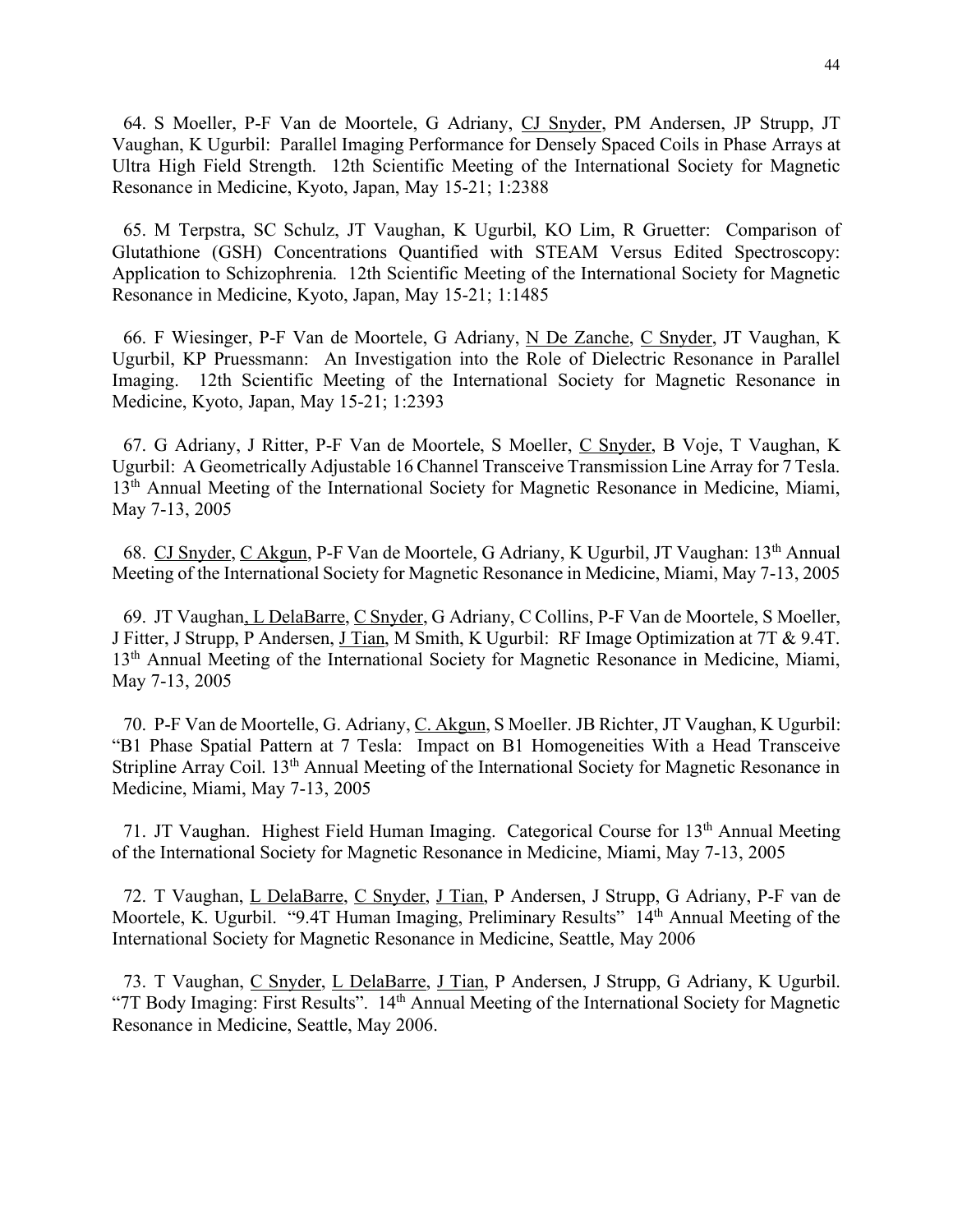64. S Moeller, P-F Van de Moortele, G Adriany, <u>CJ Snyder</u>, PM Andersen, JP Strupp, JT Vaughan, K Ugurbil: Parallel Imaging Performance for Densely Spaced Coils in Phase Arrays at Ultra High Field Strength. 12th Scientific Meeting of the International Society for Magnetic Resonance in Medicine, Kyoto, Japan, May 15-21; 1:2388

65. M Terpstra, SC Schulz, JT Vaughan, K Ugurbil, KO Lim, R Gruetter: Comparison of Glutathione (GSH) Concentrations Quantified with STEAM Versus Edited Spectroscopy: Application to Schizophrenia. 12th Scientific Meeting of the International Society for Magnetic Resonance in Medicine, Kyoto, Japan, May 15-21; 1:1485

66. F Wiesinger, P-F Van de Moortele, G Adriany, <u>N De Zanche</u>, <u>C Snyder</u>, JT Vaughan, K Ugurbil, KP Pruessmann: An Investigation into the Role of Dielectric Resonance in Parallel Imaging. 12th Scientific Meeting of the International Society for Magnetic Resonance in Medicine, Kyoto, Japan, May 15-21; 1:2393

67. G Adriany, J Ritter, P-F Van de Moortele, S Moeller, <u>C Snyder</u>, B Voje, T Vaughan, K Ugurbil: A Geometrically Adjustable 16 Channel Transceive Transmission Line Array for 7 Tesla. 13th Annual Meeting of the International Society for Magnetic Resonance in Medicine, Miami, May 7-13, 2005

68. <u>CJ Snyder</u>, <u>C Akgun</u>, P-F Van de Moortele, G Adriany, K Ugurbil, JT Vaughan: 13th Annual Meeting of the International Society for Magnetic Resonance in Medicine, Miami, May 7-13, 2005

69. JT Vaughan, <u>L DelaBarre</u>, <u>C Snyder</u>, G Adriany, C Collins, P-F Van de Moortele, S Moeller, J Fitter, J Strupp, P Andersen, <u>J Tian</u>, M Smith, K Ugurbil: RF Image Optimization at 7T & 9.4T. 13th Annual Meeting of the International Society for Magnetic Resonance in Medicine, Miami, May 7-13, 2005

70. P-F Van de Moortelle, G. Adriany, <u>C. Akgun</u>, S Moeller. JB Richter, JT Vaughan, K Ugurbil: "B1 Phase Spatial Pattern at 7 Tesla: Impact on B1 Homogeneities With a Head Transceive Stripline Array Coil. 13th Annual Meeting of the International Society for Magnetic Resonance in Medicine, Miami, May 7-13, 2005

71. JT Vaughan. Highest Field Human Imaging. Categorical Course for 13th Annual Meeting of the International Society for Magnetic Resonance in Medicine, Miami, May 7-13, 2005

72. T Vaughan, <u>L DelaBarre</u>, <u>C Snyder</u>, <u>J Tian</u>, P Andersen, J Strupp, G Adriany, P-F van de Moortele, K. Ugurbil. "9.4T Human Imaging, Preliminary Results" 14th Annual Meeting of the International Society for Magnetic Resonance in Medicine, Seattle, May 2006

73. T Vaughan, <u>C Snyder</u>, <u>L DelaBarre</u>, <u>J Tian</u>, P Andersen, J Strupp, G Adriany, K Ugurbil. "7T Body Imaging: First Results". 14th Annual Meeting of the International Society for Magnetic Resonance in Medicine, Seattle, May 2006.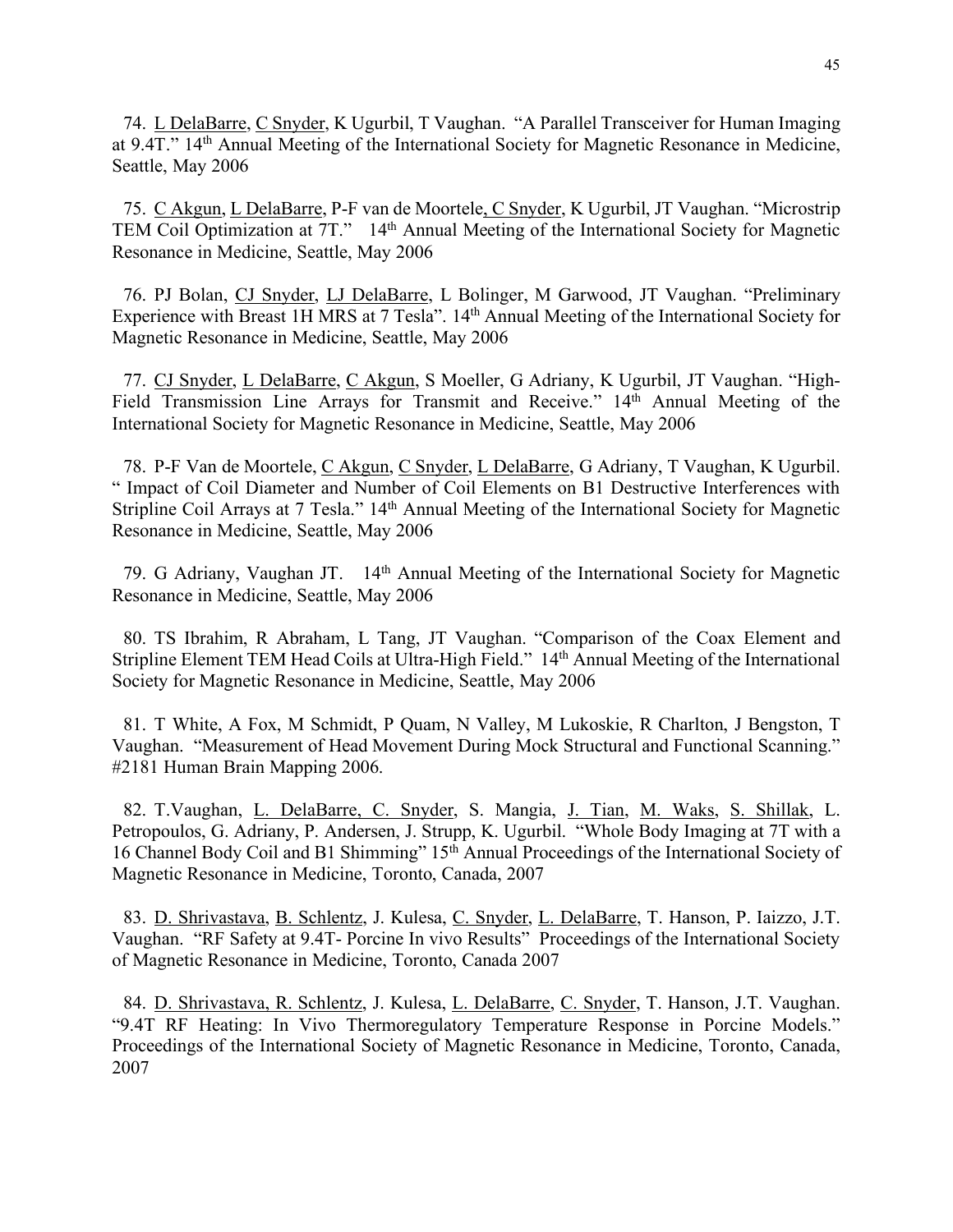74. L DelaBarre, C Snyder, K Ugurbil, T Vaughan. "A Parallel Transceiver for Human Imaging at 9.4T." 14th Annual Meeting of the International Society for Magnetic Resonance in Medicine, Seattle, May 2006

75. C Akgun, L DelaBarre, P-F van de Moortele, C Snyder, K Ugurbil, JT Vaughan. "Microstrip TEM Coil Optimization at 7T." 14th Annual Meeting of the International Society for Magnetic Resonance in Medicine, Seattle, May 2006

76. PJ Bolan, CJ Snyder, LJ DelaBarre, L Bolinger, M Garwood, JT Vaughan. "Preliminary Experience with Breast 1H MRS at 7 Tesla". 14th Annual Meeting of the International Society for Magnetic Resonance in Medicine, Seattle, May 2006

77. CJ Snyder, L DelaBarre, C Akgun, S Moeller, G Adriany, K Ugurbil, JT Vaughan. "High-Field Transmission Line Arrays for Transmit and Receive." 14th Annual Meeting of the International Society for Magnetic Resonance in Medicine, Seattle, May 2006

78. P-F Van de Moortele, C Akgun, C Snyder, L DelaBarre, G Adriany, T Vaughan, K Ugurbil. " Impact of Coil Diameter and Number of Coil Elements on B1 Destructive Interferences with Stripline Coil Arrays at 7 Tesla." 14th Annual Meeting of the International Society for Magnetic Resonance in Medicine, Seattle, May 2006

79. G Adriany, Vaughan JT. 14th Annual Meeting of the International Society for Magnetic Resonance in Medicine, Seattle, May 2006

80. TS Ibrahim, R Abraham, L Tang, JT Vaughan. "Comparison of the Coax Element and Stripline Element TEM Head Coils at Ultra-High Field." 14th Annual Meeting of the International Society for Magnetic Resonance in Medicine, Seattle, May 2006

81. T White, A Fox, M Schmidt, P Quam, N Valley, M Lukoskie, R Charlton, J Bengston, T Vaughan. "Measurement of Head Movement During Mock Structural and Functional Scanning." #2181 Human Brain Mapping 2006.

82. T.Vaughan, L. DelaBarre, C. Snyder, S. Mangia, J. Tian, M. Waks, S. Shillak, L. Petropoulos, G. Adriany, P. Andersen, J. Strupp, K. Ugurbil. "Whole Body Imaging at 7T with a 16 Channel Body Coil and B1 Shimming" 15th Annual Proceedings of the International Society of Magnetic Resonance in Medicine, Toronto, Canada, 2007

83. D. Shrivastava, B. Schlentz, J. Kulesa, C. Snyder, L. DelaBarre, T. Hanson, P. Iaizzo, J.T. Vaughan. "RF Safety at 9.4T- Porcine In vivo Results" Proceedings of the International Society of Magnetic Resonance in Medicine, Toronto, Canada 2007

84. D. Shrivastava, R. Schlentz, J. Kulesa, L. DelaBarre, C. Snyder, T. Hanson, J.T. Vaughan. "9.4T RF Heating: In Vivo Thermoregulatory Temperature Response in Porcine Models." Proceedings of the International Society of Magnetic Resonance in Medicine, Toronto, Canada, 2007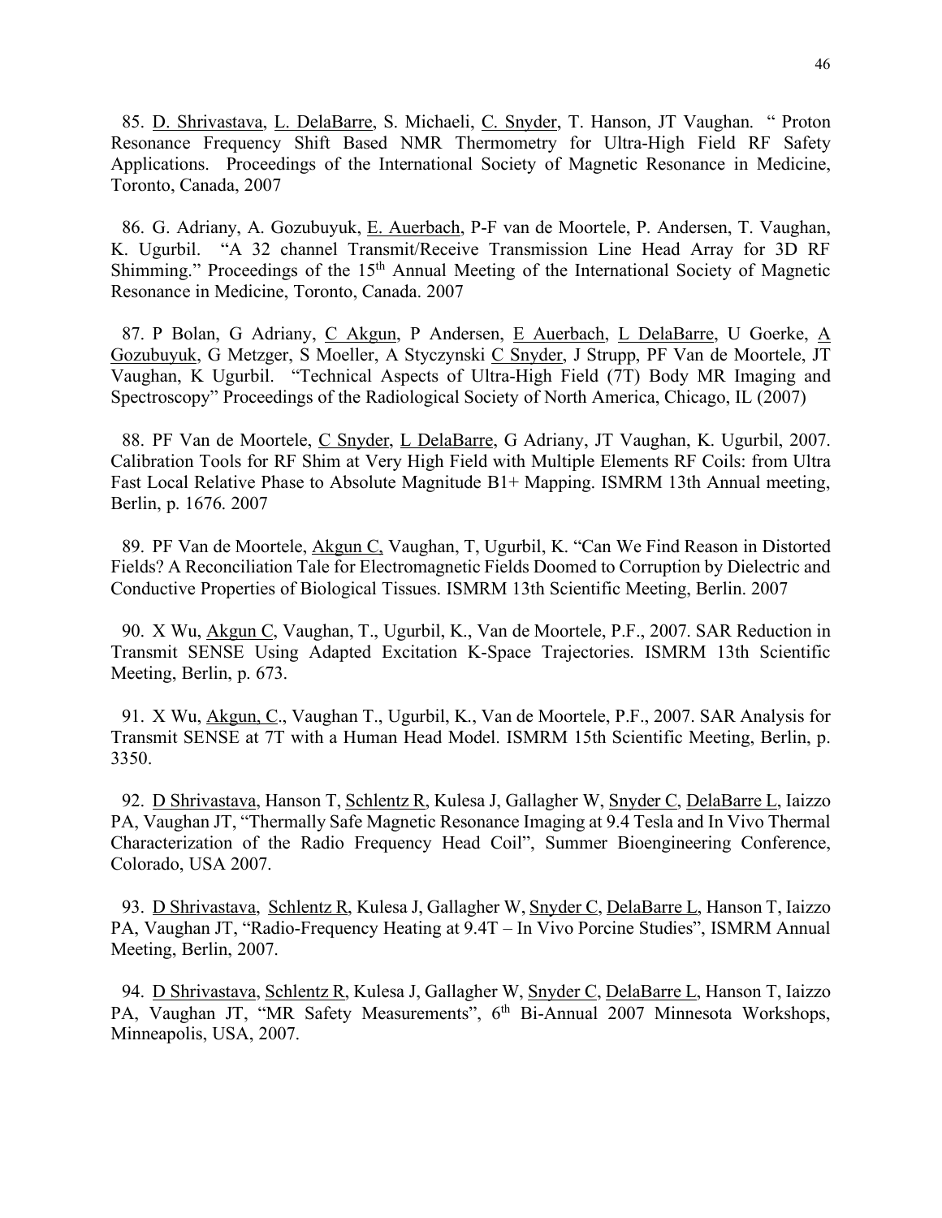85. D. Shrivastava, L. DelaBarre, S. Michaeli, C. Snyder, T. Hanson, JT Vaughan. " Proton Resonance Frequency Shift Based NMR Thermometry for Ultra-High Field RF Safety Applications. Proceedings of the International Society of Magnetic Resonance in Medicine, Toronto, Canada, 2007

86. G. Adriany, A. Gozubuyuk, E. Auerbach, P-F van de Moortele, P. Andersen, T. Vaughan, K. Ugurbil. "A 32 channel Transmit/Receive Transmission Line Head Array for 3D RF Shimming." Proceedings of the 15th Annual Meeting of the International Society of Magnetic Resonance in Medicine, Toronto, Canada. 2007

87. P Bolan, G Adriany, C Akgun, P Andersen, E Auerbach, L DelaBarre, U Goerke, A Gozubuyuk, G Metzger, S Moeller, A Styczynski C Snyder, J Strupp, PF Van de Moortele, JT Vaughan, K Ugurbil. "Technical Aspects of Ultra-High Field (7T) Body MR Imaging and Spectroscopy" Proceedings of the Radiological Society of North America, Chicago, IL (2007)

88. PF Van de Moortele, C Snyder, L DelaBarre, G Adriany, JT Vaughan, K. Ugurbil, 2007. Calibration Tools for RF Shim at Very High Field with Multiple Elements RF Coils: from Ultra Fast Local Relative Phase to Absolute Magnitude B1+ Mapping. ISMRM 13th Annual meeting, Berlin, p. 1676. 2007

89. PF Van de Moortele, Akgun C, Vaughan, T, Ugurbil, K. "Can We Find Reason in Distorted Fields? A Reconciliation Tale for Electromagnetic Fields Doomed to Corruption by Dielectric and Conductive Properties of Biological Tissues. ISMRM 13th Scientific Meeting, Berlin. 2007

90. X Wu, Akgun C, Vaughan, T., Ugurbil, K., Van de Moortele, P.F., 2007. SAR Reduction in Transmit SENSE Using Adapted Excitation K-Space Trajectories. ISMRM 13th Scientific Meeting, Berlin, p. 673.

91. X Wu, Akgun, C., Vaughan T., Ugurbil, K., Van de Moortele, P.F., 2007. SAR Analysis for Transmit SENSE at 7T with a Human Head Model. ISMRM 15th Scientific Meeting, Berlin, p. 3350.

92. D Shrivastava, Hanson T, Schlentz R, Kulesa J, Gallagher W, Snyder C, DelaBarre L, Iaizzo PA, Vaughan JT, "Thermally Safe Magnetic Resonance Imaging at 9.4 Tesla and In Vivo Thermal Characterization of the Radio Frequency Head Coil", Summer Bioengineering Conference, Colorado, USA 2007.

93. D Shrivastava, Schlentz R, Kulesa J, Gallagher W, Snyder C, DelaBarre L, Hanson T, Iaizzo PA, Vaughan JT, "Radio-Frequency Heating at 9.4T – In Vivo Porcine Studies", ISMRM Annual Meeting, Berlin, 2007.

94. D Shrivastava, Schlentz R, Kulesa J, Gallagher W, Snyder C, DelaBarre L, Hanson T, Iaizzo PA, Vaughan JT, "MR Safety Measurements", 6th Bi-Annual 2007 Minnesota Workshops, Minneapolis, USA, 2007.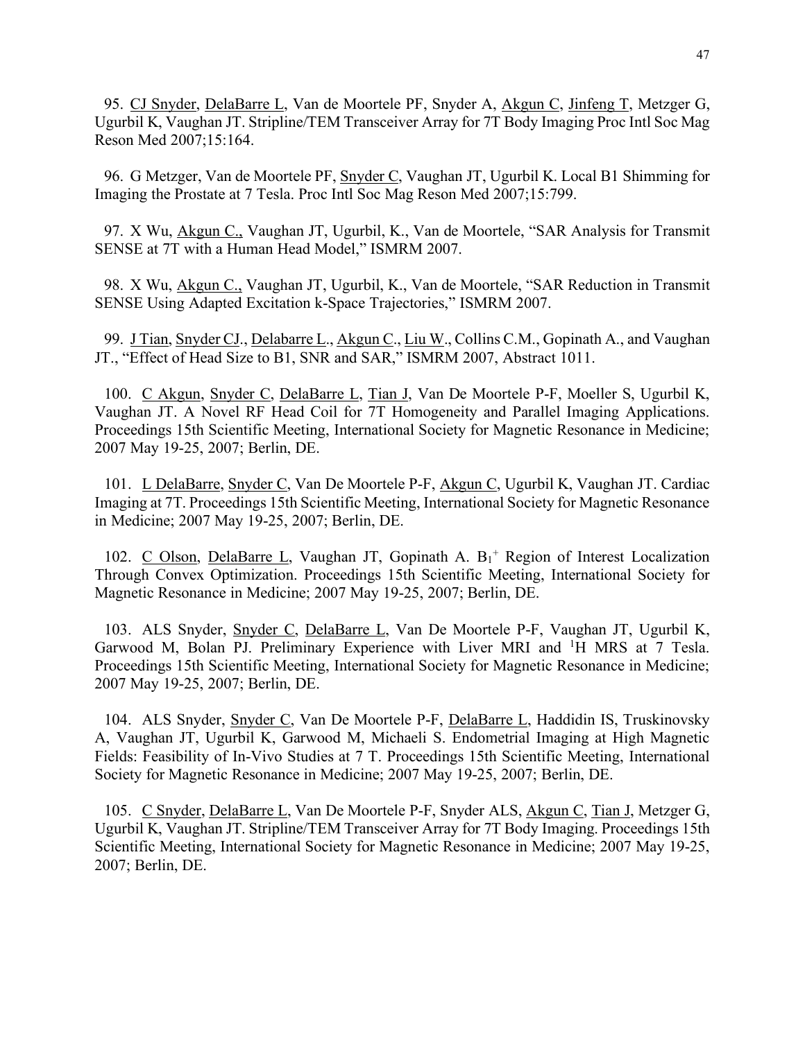95. CJ Snyder, DelaBarre L, Van de Moortele PF, Snyder A, Akgun C, Jinfeng T, Metzger G, Ugurbil K, Vaughan JT. Stripline/TEM Transceiver Array for 7T Body Imaging Proc Intl Soc Mag Reson Med 2007;15:164.

96. G Metzger, Van de Moortele PF, Snyder C, Vaughan JT, Ugurbil K. Local B1 Shimming for Imaging the Prostate at 7 Tesla. Proc Intl Soc Mag Reson Med 2007;15:799.

97. X Wu, Akgun C., Vaughan JT, Ugurbil, K., Van de Moortele, "SAR Analysis for Transmit SENSE at 7T with a Human Head Model," ISMRM 2007.

98. X Wu, Akgun C., Vaughan JT, Ugurbil, K., Van de Moortele, "SAR Reduction in Transmit SENSE Using Adapted Excitation k-Space Trajectories," ISMRM 2007.

99. J Tian, Snyder CJ., Delabarre L., Akgun C., Liu W., Collins C.M., Gopinath A., and Vaughan JT., "Effect of Head Size to B1, SNR and SAR," ISMRM 2007, Abstract 1011.

100. C Akgun, Snyder C, DelaBarre L, Tian J, Van De Moortele P-F, Moeller S, Ugurbil K, Vaughan JT. A Novel RF Head Coil for 7T Homogeneity and Parallel Imaging Applications. Proceedings 15th Scientific Meeting, International Society for Magnetic Resonance in Medicine; 2007 May 19-25, 2007; Berlin, DE.

101. L DelaBarre, Snyder C, Van De Moortele P-F, Akgun C, Ugurbil K, Vaughan JT. Cardiac Imaging at 7T. Proceedings 15th Scientific Meeting, International Society for Magnetic Resonance in Medicine; 2007 May 19-25, 2007; Berlin, DE.

102. C Olson, DelaBarre L, Vaughan JT, Gopinath A. $B_1^+$ Region of Interest Localization Through Convex Optimization. Proceedings 15th Scientific Meeting, International Society for Magnetic Resonance in Medicine; 2007 May 19-25, 2007; Berlin, DE.

103. ALS Snyder, Snyder C, DelaBarre L, Van De Moortele P-F, Vaughan JT, Ugurbil K, Garwood M, Bolan PJ. Preliminary Experience with Liver MRI and $^1$H MRS at 7 Tesla. Proceedings 15th Scientific Meeting, International Society for Magnetic Resonance in Medicine; 2007 May 19-25, 2007; Berlin, DE.

104. ALS Snyder, Snyder C, Van De Moortele P-F, DelaBarre L, Haddidin IS, Truskinovsky A, Vaughan JT, Ugurbil K, Garwood M, Michaeli S. Endometrial Imaging at High Magnetic Fields: Feasibility of In-Vivo Studies at 7 T. Proceedings 15th Scientific Meeting, International Society for Magnetic Resonance in Medicine; 2007 May 19-25, 2007; Berlin, DE.

105. C Snyder, DelaBarre L, Van De Moortele P-F, Snyder ALS, Akgun C, Tian J, Metzger G, Ugurbil K, Vaughan JT. Stripline/TEM Transceiver Array for 7T Body Imaging. Proceedings 15th Scientific Meeting, International Society for Magnetic Resonance in Medicine; 2007 May 19-25, 2007; Berlin, DE.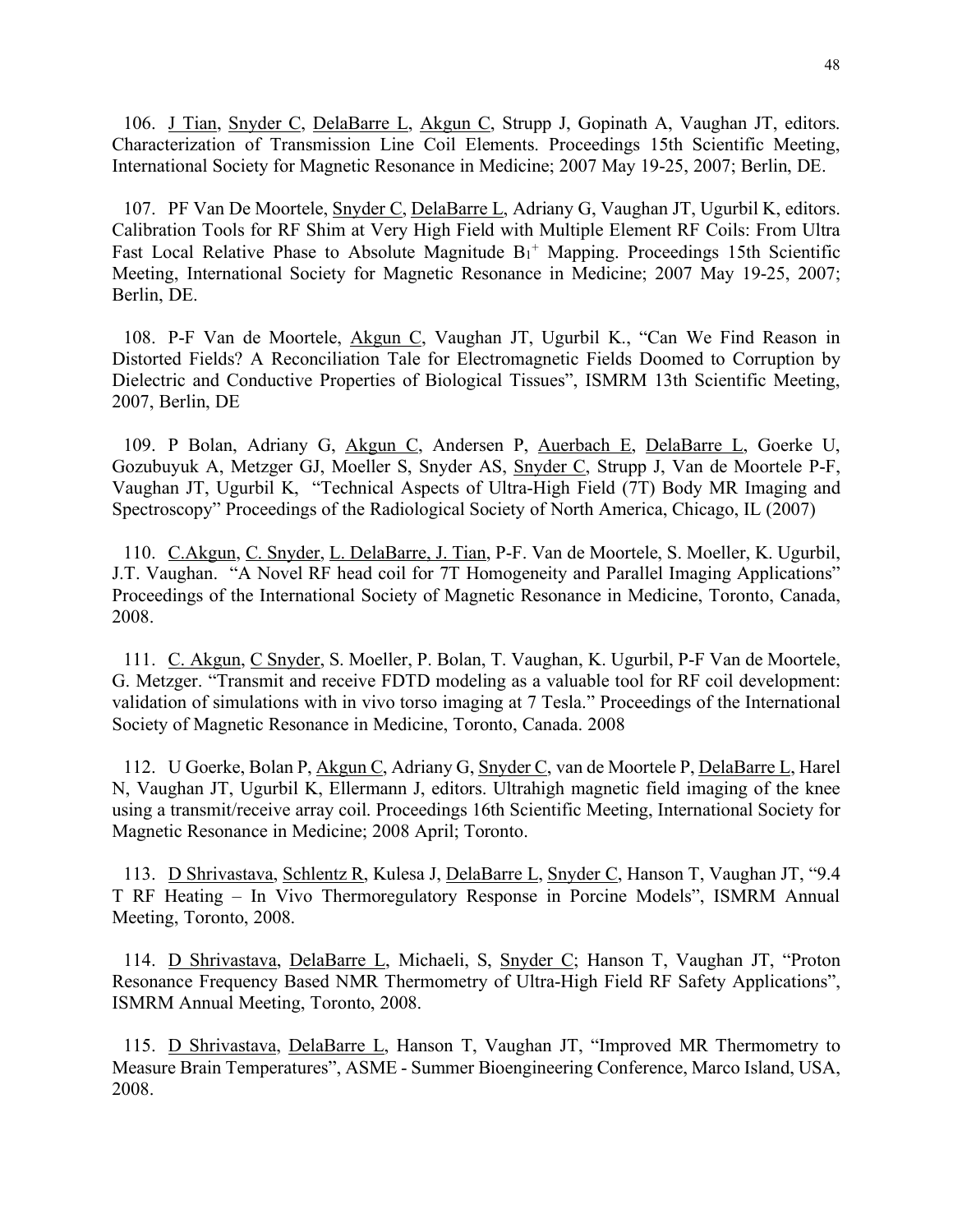106. J Tian, Snyder C, DelaBarre L, Akgun C, Strupp J, Gopinath A, Vaughan JT, editors. Characterization of Transmission Line Coil Elements. Proceedings 15th Scientific Meeting, International Society for Magnetic Resonance in Medicine; 2007 May 19-25, 2007; Berlin, DE.

107. PF Van De Moortele, Snyder C, DelaBarre L, Adriany G, Vaughan JT, Ugurbil K, editors. Calibration Tools for RF Shim at Very High Field with Multiple Element RF Coils: From Ultra Fast Local Relative Phase to Absolute Magnitude $B_1^+$ Mapping. Proceedings 15th Scientific Meeting, International Society for Magnetic Resonance in Medicine; 2007 May 19-25, 2007; Berlin, DE.

108. P-F Van de Moortele, Akgun C, Vaughan JT, Ugurbil K., "Can We Find Reason in Distorted Fields? A Reconciliation Tale for Electromagnetic Fields Doomed to Corruption by Dielectric and Conductive Properties of Biological Tissues", ISMRM 13th Scientific Meeting, 2007, Berlin, DE

109. P Bolan, Adriany G, Akgun C, Andersen P, Auerbach E, DelaBarre L, Goerke U, Gozubuyuk A, Metzger GJ, Moeller S, Snyder AS, Snyder C, Strupp J, Van de Moortele P-F, Vaughan JT, Ugurbil K, "Technical Aspects of Ultra-High Field (7T) Body MR Imaging and Spectroscopy" Proceedings of the Radiological Society of North America, Chicago, IL (2007)

110. C.Akgun, C. Snyder, L. DelaBarre, J. Tian, P-F. Van de Moortele, S. Moeller, K. Ugurbil, J.T. Vaughan. "A Novel RF head coil for 7T Homogeneity and Parallel Imaging Applications" Proceedings of the International Society of Magnetic Resonance in Medicine, Toronto, Canada, 2008.

111. C. Akgun, C Snyder, S. Moeller, P. Bolan, T. Vaughan, K. Ugurbil, P-F Van de Moortele, G. Metzger. "Transmit and receive FDTD modeling as a valuable tool for RF coil development: validation of simulations with in vivo torso imaging at 7 Tesla." Proceedings of the International Society of Magnetic Resonance in Medicine, Toronto, Canada. 2008

112. U Goerke, Bolan P, Akgun C, Adriany G, Snyder C, van de Moortele P, DelaBarre L, Harel N, Vaughan JT, Ugurbil K, Ellermann J, editors. Ultrahigh magnetic field imaging of the knee using a transmit/receive array coil. Proceedings 16th Scientific Meeting, International Society for Magnetic Resonance in Medicine; 2008 April; Toronto.

113. D Shrivastava, Schlentz R, Kulesa J, DelaBarre L, Snyder C, Hanson T, Vaughan JT, "9.4 T RF Heating – In Vivo Thermoregulatory Response in Porcine Models", ISMRM Annual Meeting, Toronto, 2008.

114. D Shrivastava, DelaBarre L, Michaeli, S, Snyder C; Hanson T, Vaughan JT, "Proton Resonance Frequency Based NMR Thermometry of Ultra-High Field RF Safety Applications", ISMRM Annual Meeting, Toronto, 2008.

115. D Shrivastava, DelaBarre L, Hanson T, Vaughan JT, "Improved MR Thermometry to Measure Brain Temperatures", ASME - Summer Bioengineering Conference, Marco Island, USA, 2008.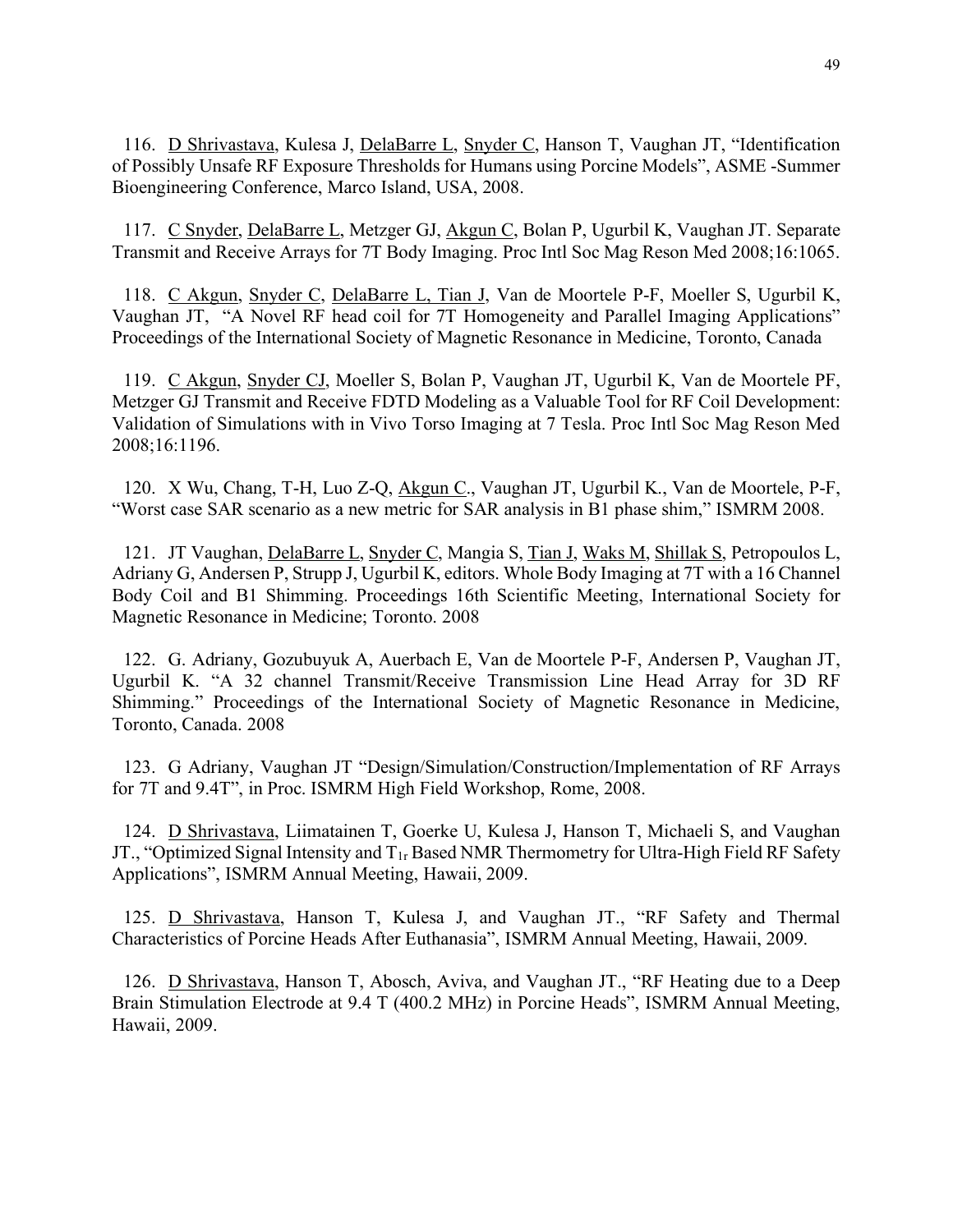116. D Shrivastava, Kulesa J, DelaBarre L, Snyder C, Hanson T, Vaughan JT, "Identification of Possibly Unsafe RF Exposure Thresholds for Humans using Porcine Models", ASME -Summer Bioengineering Conference, Marco Island, USA, 2008.

117. C Snyder, DelaBarre L, Metzger GJ, Akgun C, Bolan P, Ugurbil K, Vaughan JT. Separate Transmit and Receive Arrays for 7T Body Imaging. Proc Intl Soc Mag Reson Med 2008;16:1065.

118. C Akgun, Snyder C, DelaBarre L, Tian J, Van de Moortele P-F, Moeller S, Ugurbil K, Vaughan JT, "A Novel RF head coil for 7T Homogeneity and Parallel Imaging Applications" Proceedings of the International Society of Magnetic Resonance in Medicine, Toronto, Canada

119. C Akgun, Snyder CJ, Moeller S, Bolan P, Vaughan JT, Ugurbil K, Van de Moortele PF, Metzger GJ Transmit and Receive FDTD Modeling as a Valuable Tool for RF Coil Development: Validation of Simulations with in Vivo Torso Imaging at 7 Tesla. Proc Intl Soc Mag Reson Med 2008;16:1196.

120. X Wu, Chang, T-H, Luo Z-Q, Akgun C., Vaughan JT, Ugurbil K., Van de Moortele, P-F, "Worst case SAR scenario as a new metric for SAR analysis in B1 phase shim," ISMRM 2008.

121. JT Vaughan, DelaBarre L, Snyder C, Mangia S, Tian J, Waks M, Shillak S, Petropoulos L, Adriany G, Andersen P, Strupp J, Ugurbil K, editors. Whole Body Imaging at 7T with a 16 Channel Body Coil and B1 Shimming. Proceedings 16th Scientific Meeting, International Society for Magnetic Resonance in Medicine; Toronto. 2008

122. G. Adriany, Gozubuyuk A, Auerbach E, Van de Moortele P-F, Andersen P, Vaughan JT, Ugurbil K. "A 32 channel Transmit/Receive Transmission Line Head Array for 3D RF Shimming." Proceedings of the International Society of Magnetic Resonance in Medicine, Toronto, Canada. 2008

123. G Adriany, Vaughan JT "Design/Simulation/Construction/Implementation of RF Arrays for 7T and 9.4T", in Proc. ISMRM High Field Workshop, Rome, 2008.

124. D Shrivastava, Liimatainen T, Goerke U, Kulesa J, Hanson T, Michaeli S, and Vaughan JT., "Optimized Signal Intensity and $T_{1r}$ Based NMR Thermometry for Ultra-High Field RF Safety Applications", ISMRM Annual Meeting, Hawaii, 2009.

125. D Shrivastava, Hanson T, Kulesa J, and Vaughan JT., "RF Safety and Thermal Characteristics of Porcine Heads After Euthanasia", ISMRM Annual Meeting, Hawaii, 2009.

126. D Shrivastava, Hanson T, Abosch, Aviva, and Vaughan JT., "RF Heating due to a Deep Brain Stimulation Electrode at 9.4 T (400.2 MHz) in Porcine Heads", ISMRM Annual Meeting, Hawaii, 2009.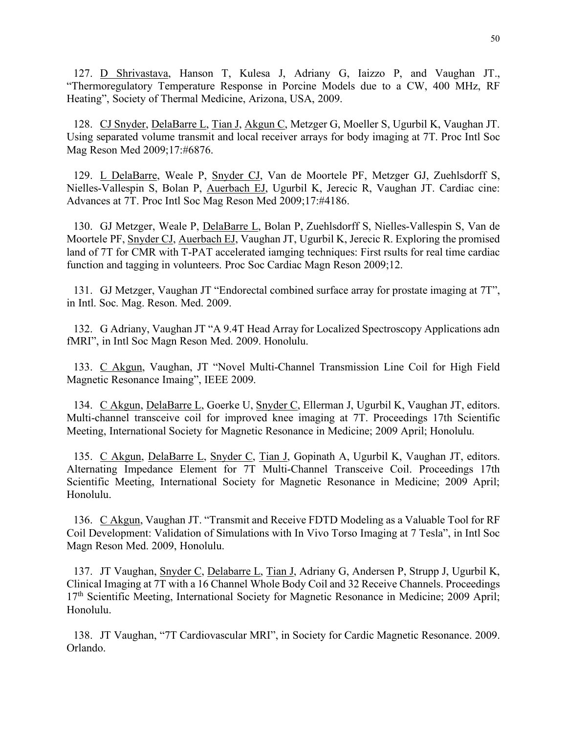127. D Shrivastava, Hanson T, Kulesa J, Adriany G, Iaizzo P, and Vaughan JT., “Thermoregulatory Temperature Response in Porcine Models due to a CW, 400 MHz, RF Heating”, Society of Thermal Medicine, Arizona, USA, 2009.

128. CJ Snyder, DelaBarre L, Tian J, Akgun C, Metzger G, Moeller S, Ugurbil K, Vaughan JT. Using separated volume transmit and local receiver arrays for body imaging at 7T. Proc Intl Soc Mag Reson Med 2009;17:#6876.

129. L DelaBarre, Weale P, Snyder CJ, Van de Moortele PF, Metzger GJ, Zuehlsdorff S, Nielles-Vallespin S, Bolan P, Auerbach EJ, Ugurbil K, Jerecic R, Vaughan JT. Cardiac cine: Advances at 7T. Proc Intl Soc Mag Reson Med 2009;17:#4186.

130. GJ Metzger, Weale P, DelaBarre L, Bolan P, Zuehlsdorff S, Nielles-Vallespin S, Van de Moortele PF, Snyder CJ, Auerbach EJ, Vaughan JT, Ugurbil K, Jerecic R. Exploring the promised land of 7T for CMR with T-PAT accelerated iamging techniques: First rsults for real time cardiac function and tagging in volunteers. Proc Soc Cardiac Magn Reson 2009;12.

131. GJ Metzger, Vaughan JT “Endorectal combined surface array for prostate imaging at 7T”, in Intl. Soc. Mag. Reson. Med. 2009.

132. G Adriany, Vaughan JT “A 9.4T Head Array for Localized Spectroscopy Applications adn fMRI”, in Intl Soc Magn Reson Med. 2009. Honolulu.

133. C Akgun, Vaughan, JT “Novel Multi-Channel Transmission Line Coil for High Field Magnetic Resonance Imaing”, IEEE 2009.

134. C Akgun, DelaBarre L, Goerke U, Snyder C, Ellerman J, Ugurbil K, Vaughan JT, editors. Multi-channel transceive coil for improved knee imaging at 7T. Proceedings 17th Scientific Meeting, International Society for Magnetic Resonance in Medicine; 2009 April; Honolulu.

135. C Akgun, DelaBarre L, Snyder C, Tian J, Gopinath A, Ugurbil K, Vaughan JT, editors. Alternating Impedance Element for 7T Multi-Channel Transceive Coil. Proceedings 17th Scientific Meeting, International Society for Magnetic Resonance in Medicine; 2009 April; Honolulu.

136. C Akgun, Vaughan JT. “Transmit and Receive FDTD Modeling as a Valuable Tool for RF Coil Development: Validation of Simulations with In Vivo Torso Imaging at 7 Tesla”, in Intl Soc Magn Reson Med. 2009, Honolulu.

137. JT Vaughan, Snyder C, Delabarre L, Tian J, Adriany G, Andersen P, Strupp J, Ugurbil K, Clinical Imaging at 7T with a 16 Channel Whole Body Coil and 32 Receive Channels. Proceedings 17th Scientific Meeting, International Society for Magnetic Resonance in Medicine; 2009 April; Honolulu.

138. JT Vaughan, “7T Cardiovascular MRI”, in Society for Cardic Magnetic Resonance. 2009. Orlando.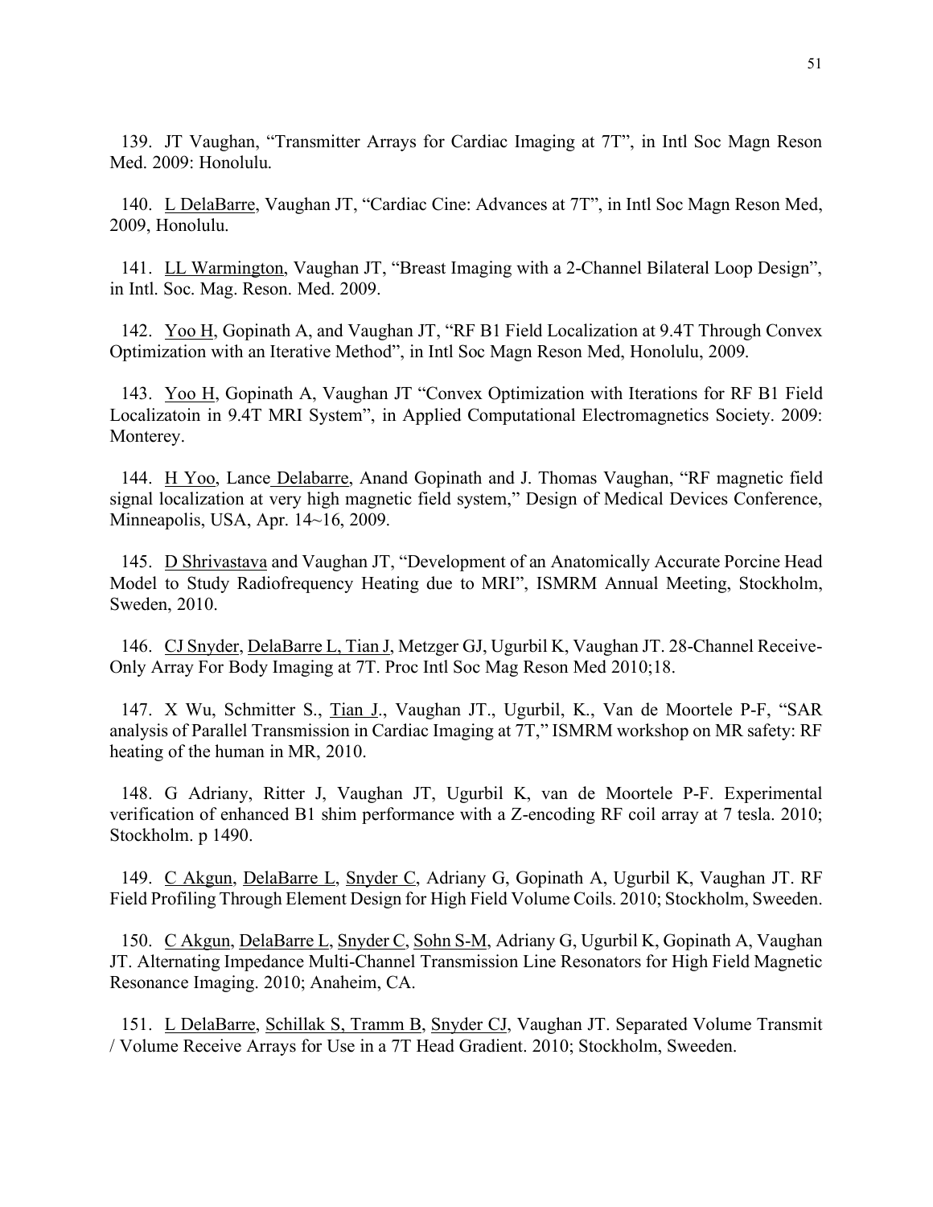139. JT Vaughan, "Transmitter Arrays for Cardiac Imaging at 7T", in Intl Soc Magn Reson Med. 2009: Honolulu.

140. L DelaBarre, Vaughan JT, "Cardiac Cine: Advances at 7T", in Intl Soc Magn Reson Med, 2009, Honolulu.

141. LL Warmington, Vaughan JT, "Breast Imaging with a 2-Channel Bilateral Loop Design", in Intl. Soc. Mag. Reson. Med. 2009.

142. Yoo H, Gopinath A, and Vaughan JT, "RF B1 Field Localization at 9.4T Through Convex Optimization with an Iterative Method", in Intl Soc Magn Reson Med, Honolulu, 2009.

143. Yoo H, Gopinath A, Vaughan JT "Convex Optimization with Iterations for RF B1 Field Localizatoin in 9.4T MRI System", in Applied Computational Electromagnetics Society. 2009: Monterey.

144. H Yoo, Lance Delabarre, Anand Gopinath and J. Thomas Vaughan, "RF magnetic field signal localization at very high magnetic field system," Design of Medical Devices Conference, Minneapolis, USA, Apr. 14~16, 2009.

145. D Shrivastava and Vaughan JT, "Development of an Anatomically Accurate Porcine Head Model to Study Radiofrequency Heating due to MRI", ISMRM Annual Meeting, Stockholm, Sweden, 2010.

146. CJ Snyder, DelaBarre L, Tian J, Metzger GJ, Ugurbil K, Vaughan JT. 28-Channel Receive-Only Array For Body Imaging at 7T. Proc Intl Soc Mag Reson Med 2010;18.

147. X Wu, Schmitter S., Tian J., Vaughan JT., Ugurbil, K., Van de Moortele P-F, "SAR analysis of Parallel Transmission in Cardiac Imaging at 7T," ISMRM workshop on MR safety: RF heating of the human in MR, 2010.

148. G Adriany, Ritter J, Vaughan JT, Ugurbil K, van de Moortele P-F. Experimental verification of enhanced B1 shim performance with a Z-encoding RF coil array at 7 tesla. 2010; Stockholm. p 1490.

149. C Akgun, DelaBarre L, Snyder C, Adriany G, Gopinath A, Ugurbil K, Vaughan JT. RF Field Profiling Through Element Design for High Field Volume Coils. 2010; Stockholm, Sweeden.

150. C Akgun, DelaBarre L, Snyder C, Sohn S-M, Adriany G, Ugurbil K, Gopinath A, Vaughan JT. Alternating Impedance Multi-Channel Transmission Line Resonators for High Field Magnetic Resonance Imaging. 2010; Anaheim, CA.

151. L DelaBarre, Schillak S, Tramm B, Snyder CJ, Vaughan JT. Separated Volume Transmit / Volume Receive Arrays for Use in a 7T Head Gradient. 2010; Stockholm, Sweeden.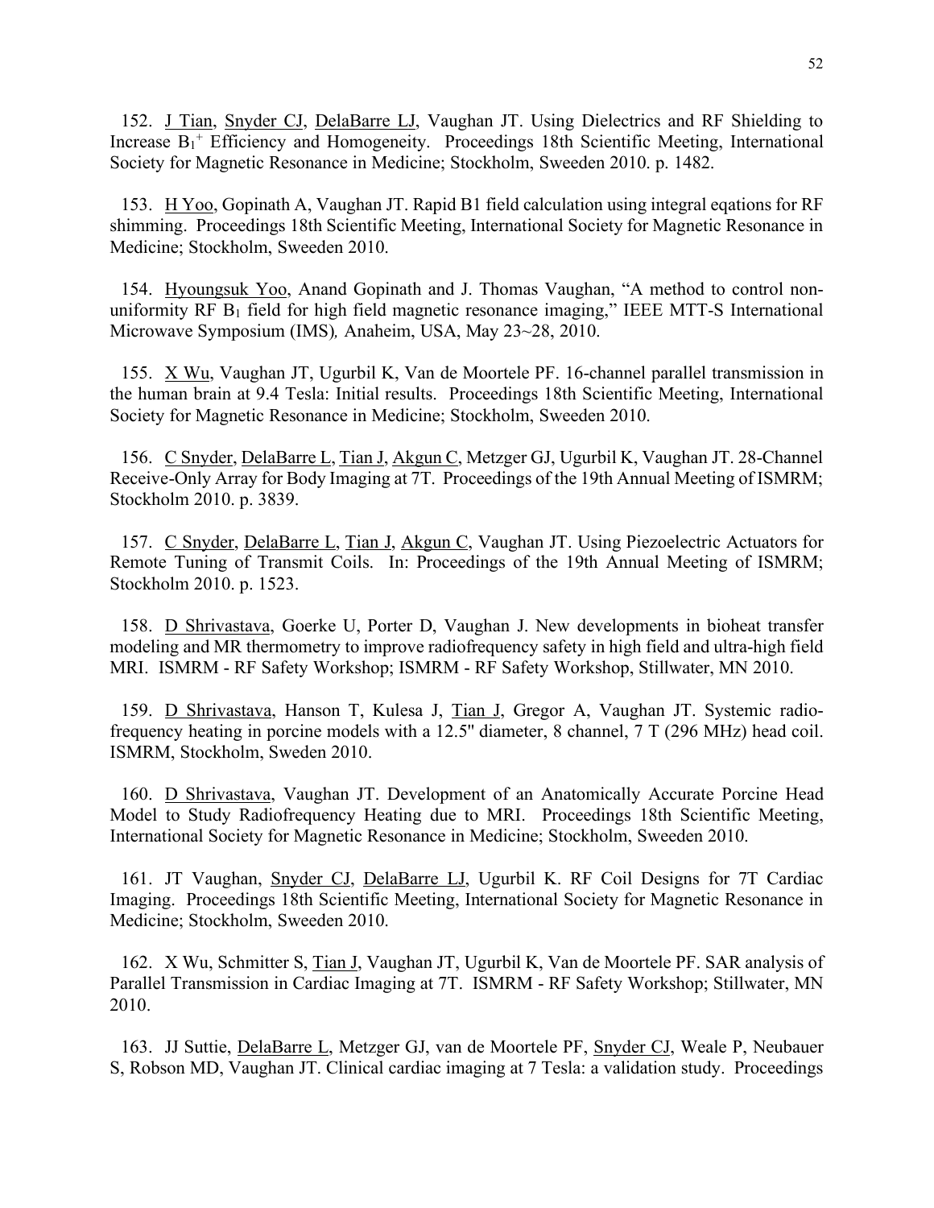152. <u>J Tian</u>, <u>Snyder CJ</u>, <u>DelaBarre LJ</u>, Vaughan JT. Using Dielectrics and RF Shielding to Increase $B_1^+$ Efficiency and Homogeneity. Proceedings 18th Scientific Meeting, International Society for Magnetic Resonance in Medicine; Stockholm, Sweeden 2010. p. 1482.

153. <u>H Yoo</u>, Gopinath A, Vaughan JT. Rapid B1 field calculation using integral eqations for RF shimming. Proceedings 18th Scientific Meeting, International Society for Magnetic Resonance in Medicine; Stockholm, Sweeden 2010.

154. <u>Hyoungsuk Yoo</u>, Anand Gopinath and J. Thomas Vaughan, "A method to control non-uniformity RF $B_1$ field for high field magnetic resonance imaging," IEEE MTT-S International Microwave Symposium (IMS)*,* Anaheim, USA, May 23~28, 2010.

155. <u>X Wu</u>, Vaughan JT, Ugurbil K, Van de Moortele PF. 16-channel parallel transmission in the human brain at 9.4 Tesla: Initial results. Proceedings 18th Scientific Meeting, International Society for Magnetic Resonance in Medicine; Stockholm, Sweeden 2010.

156. <u>C Snyder</u>, <u>DelaBarre L</u>, <u>Tian J</u>, <u>Akgun C</u>, Metzger GJ, Ugurbil K, Vaughan JT. 28-Channel Receive-Only Array for Body Imaging at 7T. Proceedings of the 19th Annual Meeting of ISMRM; Stockholm 2010. p. 3839.

157. <u>C Snyder</u>, <u>DelaBarre L</u>, <u>Tian J</u>, <u>Akgun C</u>, Vaughan JT. Using Piezoelectric Actuators for Remote Tuning of Transmit Coils. In: Proceedings of the 19th Annual Meeting of ISMRM; Stockholm 2010. p. 1523.

158. <u>D Shrivastava</u>, Goerke U, Porter D, Vaughan J. New developments in bioheat transfer modeling and MR thermometry to improve radiofrequency safety in high field and ultra-high field MRI. ISMRM - RF Safety Workshop; ISMRM - RF Safety Workshop, Stillwater, MN 2010.

159. <u>D Shrivastava</u>, Hanson T, Kulesa J, <u>Tian J</u>, Gregor A, Vaughan JT. Systemic radio-frequency heating in porcine models with a 12.5" diameter, 8 channel, 7 T (296 MHz) head coil. ISMRM, Stockholm, Sweden 2010.

160. <u>D Shrivastava</u>, Vaughan JT. Development of an Anatomically Accurate Porcine Head Model to Study Radiofrequency Heating due to MRI. Proceedings 18th Scientific Meeting, International Society for Magnetic Resonance in Medicine; Stockholm, Sweeden 2010.

161. JT Vaughan, <u>Snyder CJ</u>, <u>DelaBarre LJ</u>, Ugurbil K. RF Coil Designs for 7T Cardiac Imaging. Proceedings 18th Scientific Meeting, International Society for Magnetic Resonance in Medicine; Stockholm, Sweeden 2010.

162. X Wu, Schmitter S, <u>Tian J</u>, Vaughan JT, Ugurbil K, Van de Moortele PF. SAR analysis of Parallel Transmission in Cardiac Imaging at 7T. ISMRM - RF Safety Workshop; Stillwater, MN 2010.

163. JJ Suttie, <u>DelaBarre L</u>, Metzger GJ, van de Moortele PF, <u>Snyder CJ</u>, Weale P, Neubauer S, Robson MD, Vaughan JT. Clinical cardiac imaging at 7 Tesla: a validation study. Proceedings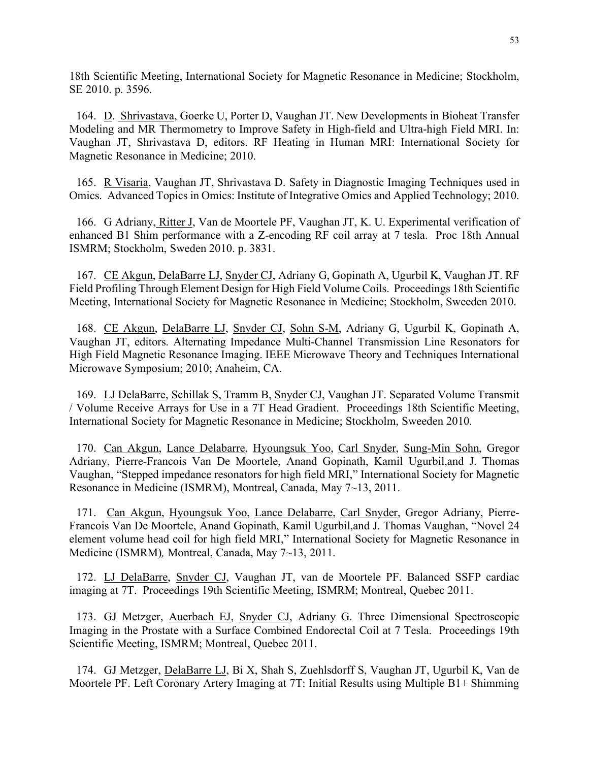18th Scientific Meeting, International Society for Magnetic Resonance in Medicine; Stockholm, SE 2010. p. 3596.

164. D. Shrivastava, Goerke U, Porter D, Vaughan JT. New Developments in Bioheat Transfer Modeling and MR Thermometry to Improve Safety in High-field and Ultra-high Field MRI. In: Vaughan JT, Shrivastava D, editors. RF Heating in Human MRI: International Society for Magnetic Resonance in Medicine; 2010.

165. R Visaria, Vaughan JT, Shrivastava D. Safety in Diagnostic Imaging Techniques used in Omics. Advanced Topics in Omics: Institute of Integrative Omics and Applied Technology; 2010.

166. G Adriany, Ritter J, Van de Moortele PF, Vaughan JT, K. U. Experimental verification of enhanced B1 Shim performance with a Z-encoding RF coil array at 7 tesla. Proc 18th Annual ISMRM; Stockholm, Sweden 2010. p. 3831.

167. CE Akgun, DelaBarre LJ, Snyder CJ, Adriany G, Gopinath A, Ugurbil K, Vaughan JT. RF Field Profiling Through Element Design for High Field Volume Coils. Proceedings 18th Scientific Meeting, International Society for Magnetic Resonance in Medicine; Stockholm, Sweeden 2010.

168. CE Akgun, DelaBarre LJ, Snyder CJ, Sohn S-M, Adriany G, Ugurbil K, Gopinath A, Vaughan JT, editors. Alternating Impedance Multi-Channel Transmission Line Resonators for High Field Magnetic Resonance Imaging. IEEE Microwave Theory and Techniques International Microwave Symposium; 2010; Anaheim, CA.

169. LJ DelaBarre, Schillak S, Tramm B, Snyder CJ, Vaughan JT. Separated Volume Transmit / Volume Receive Arrays for Use in a 7T Head Gradient. Proceedings 18th Scientific Meeting, International Society for Magnetic Resonance in Medicine; Stockholm, Sweeden 2010.

170. Can Akgun, Lance Delabarre, Hyoungsuk Yoo, Carl Snyder, Sung-Min Sohn, Gregor Adriany, Pierre-Francois Van De Moortele, Anand Gopinath, Kamil Ugurbil,and J. Thomas Vaughan, "Stepped impedance resonators for high field MRI," International Society for Magnetic Resonance in Medicine (ISMRM), Montreal, Canada, May 7~13, 2011.

171. Can Akgun, Hyoungsuk Yoo, Lance Delabarre, Carl Snyder, Gregor Adriany, Pierre-Francois Van De Moortele, Anand Gopinath, Kamil Ugurbil,and J. Thomas Vaughan, "Novel 24 element volume head coil for high field MRI," International Society for Magnetic Resonance in Medicine (ISMRM)*,* Montreal, Canada, May 7~13, 2011.

172. LJ DelaBarre, Snyder CJ, Vaughan JT, van de Moortele PF. Balanced SSFP cardiac imaging at 7T. Proceedings 19th Scientific Meeting, ISMRM; Montreal, Quebec 2011.

173. GJ Metzger, Auerbach EJ, Snyder CJ, Adriany G. Three Dimensional Spectroscopic Imaging in the Prostate with a Surface Combined Endorectal Coil at 7 Tesla. Proceedings 19th Scientific Meeting, ISMRM; Montreal, Quebec 2011.

174. GJ Metzger, DelaBarre LJ, Bi X, Shah S, Zuehlsdorff S, Vaughan JT, Ugurbil K, Van de Moortele PF. Left Coronary Artery Imaging at 7T: Initial Results using Multiple B1+ Shimming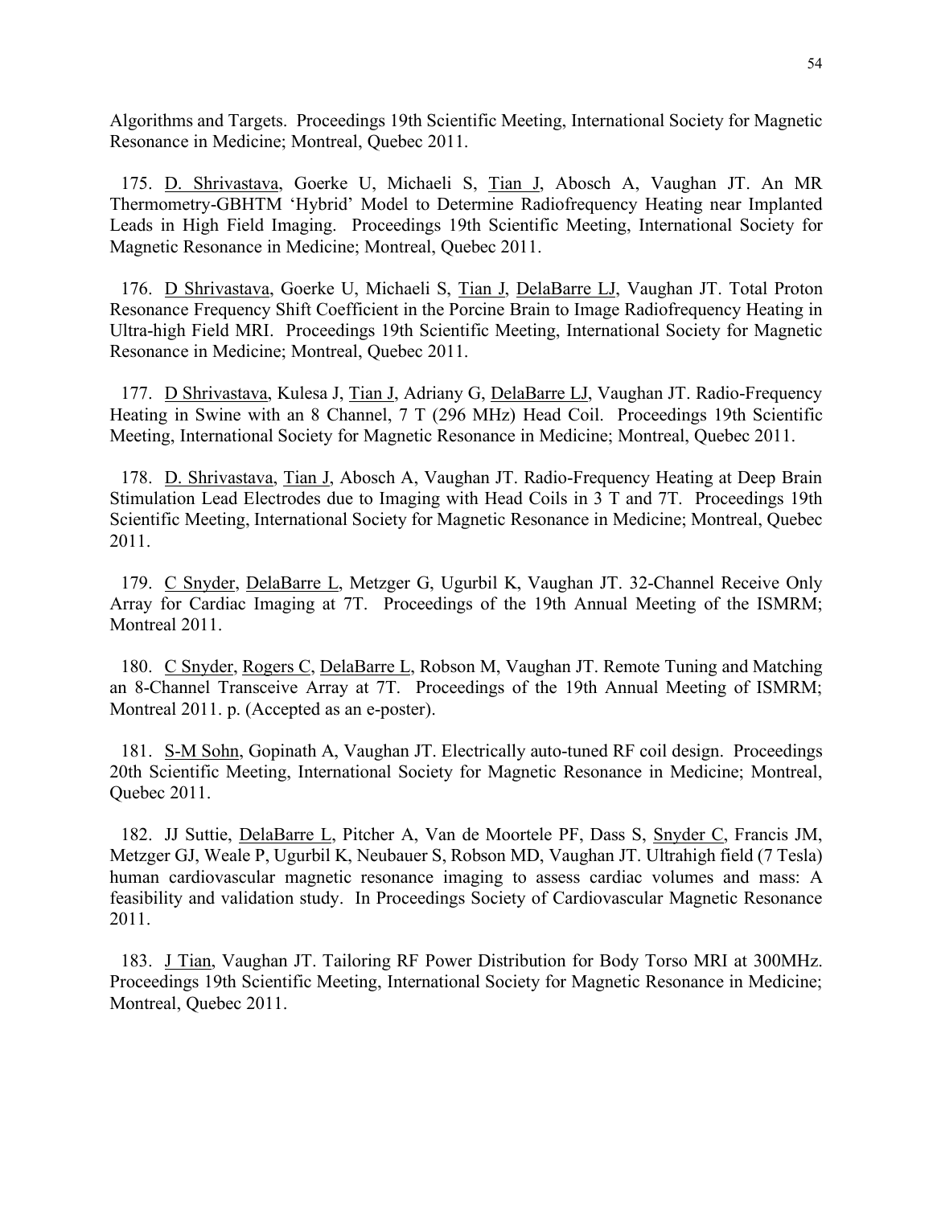Algorithms and Targets. Proceedings 19th Scientific Meeting, International Society for Magnetic Resonance in Medicine; Montreal, Quebec 2011.

175. D. Shrivastava, Goerke U, Michaeli S, Tian J, Abosch A, Vaughan JT. An MR Thermometry-GBHTM 'Hybrid' Model to Determine Radiofrequency Heating near Implanted Leads in High Field Imaging. Proceedings 19th Scientific Meeting, International Society for Magnetic Resonance in Medicine; Montreal, Quebec 2011.

176. D Shrivastava, Goerke U, Michaeli S, Tian J, DelaBarre LJ, Vaughan JT. Total Proton Resonance Frequency Shift Coefficient in the Porcine Brain to Image Radiofrequency Heating in Ultra-high Field MRI. Proceedings 19th Scientific Meeting, International Society for Magnetic Resonance in Medicine; Montreal, Quebec 2011.

177. D Shrivastava, Kulesa J, Tian J, Adriany G, DelaBarre LJ, Vaughan JT. Radio-Frequency Heating in Swine with an 8 Channel, 7 T (296 MHz) Head Coil. Proceedings 19th Scientific Meeting, International Society for Magnetic Resonance in Medicine; Montreal, Quebec 2011.

178. D. Shrivastava, Tian J, Abosch A, Vaughan JT. Radio-Frequency Heating at Deep Brain Stimulation Lead Electrodes due to Imaging with Head Coils in 3 T and 7T. Proceedings 19th Scientific Meeting, International Society for Magnetic Resonance in Medicine; Montreal, Quebec 2011.

179. C Snyder, DelaBarre L, Metzger G, Ugurbil K, Vaughan JT. 32-Channel Receive Only Array for Cardiac Imaging at 7T. Proceedings of the 19th Annual Meeting of the ISMRM; Montreal 2011.

180. C Snyder, Rogers C, DelaBarre L, Robson M, Vaughan JT. Remote Tuning and Matching an 8-Channel Transceive Array at 7T. Proceedings of the 19th Annual Meeting of ISMRM; Montreal 2011. p. (Accepted as an e-poster).

181. S-M Sohn, Gopinath A, Vaughan JT. Electrically auto-tuned RF coil design. Proceedings 20th Scientific Meeting, International Society for Magnetic Resonance in Medicine; Montreal, Quebec 2011.

182. JJ Suttie, DelaBarre L, Pitcher A, Van de Moortele PF, Dass S, Snyder C, Francis JM, Metzger GJ, Weale P, Ugurbil K, Neubauer S, Robson MD, Vaughan JT. Ultrahigh field (7 Tesla) human cardiovascular magnetic resonance imaging to assess cardiac volumes and mass: A feasibility and validation study. In Proceedings Society of Cardiovascular Magnetic Resonance 2011.

183. J Tian, Vaughan JT. Tailoring RF Power Distribution for Body Torso MRI at 300MHz. Proceedings 19th Scientific Meeting, International Society for Magnetic Resonance in Medicine; Montreal, Quebec 2011.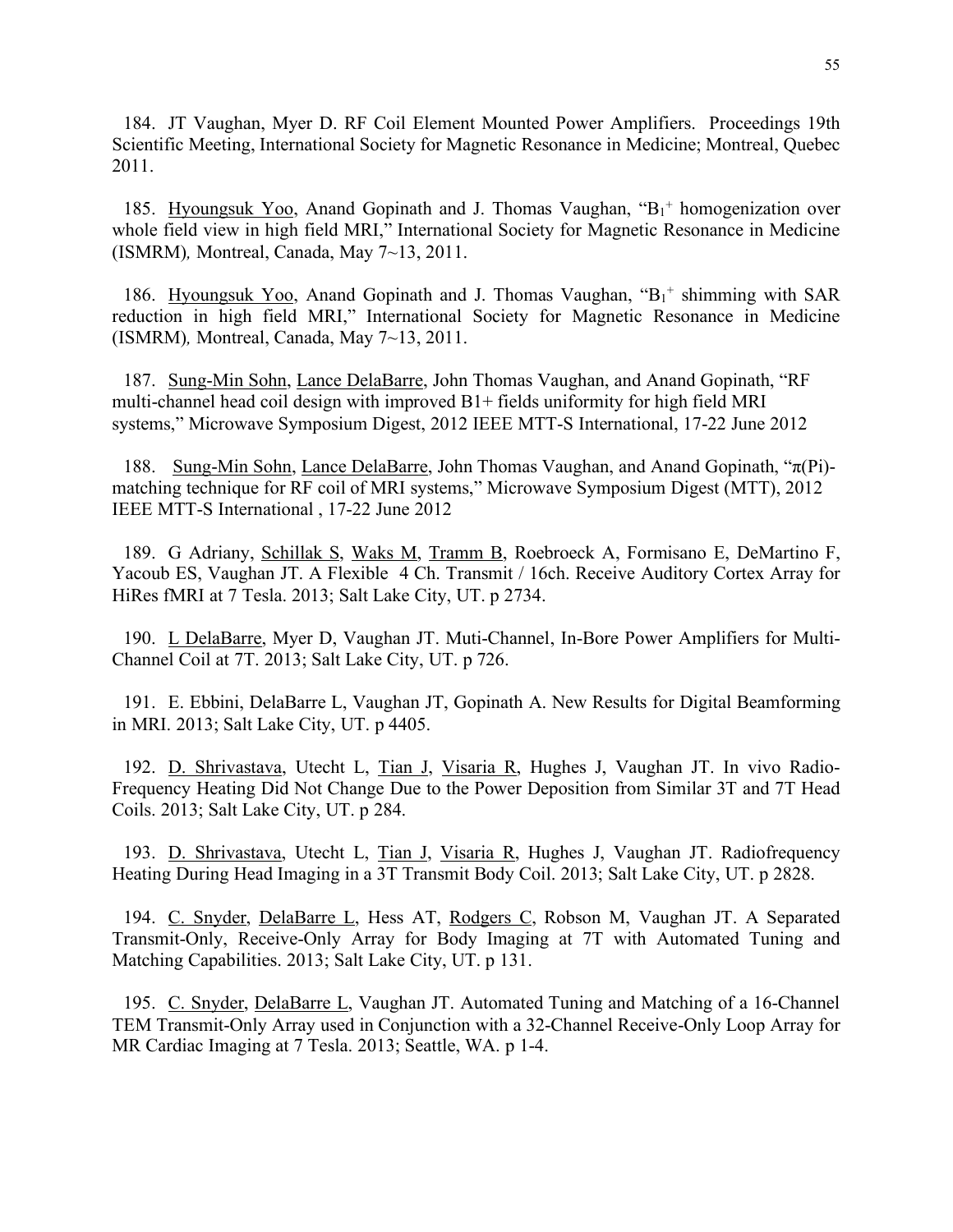184. JT Vaughan, Myer D. RF Coil Element Mounted Power Amplifiers. Proceedings 19th Scientific Meeting, International Society for Magnetic Resonance in Medicine; Montreal, Quebec 2011.

185. Hyoungsuk Yoo, Anand Gopinath and J. Thomas Vaughan, "$B_1^+$ homogenization over whole field view in high field MRI," International Society for Magnetic Resonance in Medicine (ISMRM)*,* Montreal, Canada, May 7~13, 2011.

186. Hyoungsuk Yoo, Anand Gopinath and J. Thomas Vaughan, "$B_1^+$ shimming with SAR reduction in high field MRI," International Society for Magnetic Resonance in Medicine (ISMRM)*,* Montreal, Canada, May 7~13, 2011.

187. Sung-Min Sohn, Lance DelaBarre, John Thomas Vaughan, and Anand Gopinath, "RF multi-channel head coil design with improved B1+ fields uniformity for high field MRI systems," Microwave Symposium Digest, 2012 IEEE MTT-S International, 17-22 June 2012

188. Sung-Min Sohn, Lance DelaBarre, John Thomas Vaughan, and Anand Gopinath, "π(Pi)-matching technique for RF coil of MRI systems," Microwave Symposium Digest (MTT), 2012 IEEE MTT-S International , 17-22 June 2012

189. G Adriany, Schillak S, Waks M, Tramm B, Roebroeck A, Formisano E, DeMartino F, Yacoub ES, Vaughan JT. A Flexible 4 Ch. Transmit / 16ch. Receive Auditory Cortex Array for HiRes fMRI at 7 Tesla. 2013; Salt Lake City, UT. p 2734.

190. L DelaBarre, Myer D, Vaughan JT. Muti-Channel, In-Bore Power Amplifiers for Multi-Channel Coil at 7T. 2013; Salt Lake City, UT. p 726.

191. E. Ebbini, DelaBarre L, Vaughan JT, Gopinath A. New Results for Digital Beamforming in MRI. 2013; Salt Lake City, UT. p 4405.

192. D. Shrivastava, Utecht L, Tian J, Visaria R, Hughes J, Vaughan JT. In vivo Radio-Frequency Heating Did Not Change Due to the Power Deposition from Similar 3T and 7T Head Coils. 2013; Salt Lake City, UT. p 284.

193. D. Shrivastava, Utecht L, Tian J, Visaria R, Hughes J, Vaughan JT. Radiofrequency Heating During Head Imaging in a 3T Transmit Body Coil. 2013; Salt Lake City, UT. p 2828.

194. C. Snyder, DelaBarre L, Hess AT, Rodgers C, Robson M, Vaughan JT. A Separated Transmit-Only, Receive-Only Array for Body Imaging at 7T with Automated Tuning and Matching Capabilities. 2013; Salt Lake City, UT. p 131.

195. C. Snyder, DelaBarre L, Vaughan JT. Automated Tuning and Matching of a 16-Channel TEM Transmit-Only Array used in Conjunction with a 32-Channel Receive-Only Loop Array for MR Cardiac Imaging at 7 Tesla. 2013; Seattle, WA. p 1-4.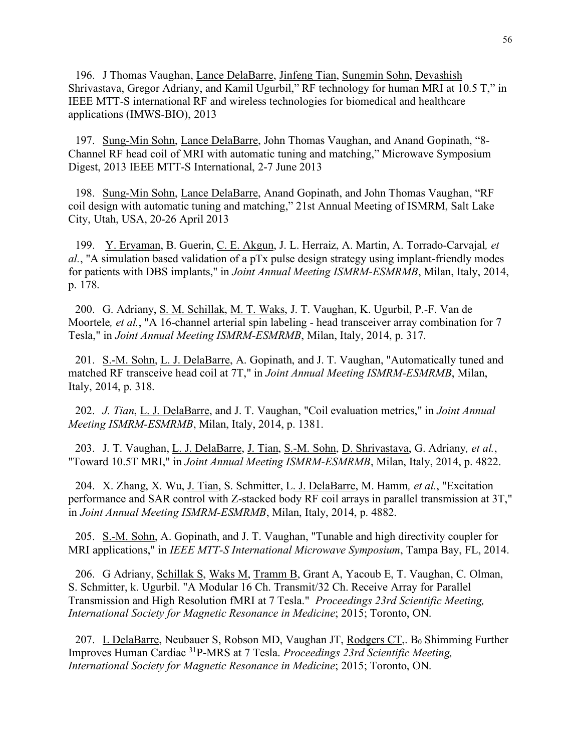196. J Thomas Vaughan, Lance DelaBarre, Jinfeng Tian, Sungmin Sohn, Devashish Shrivastava, Gregor Adriany, and Kamil Ugurbil," RF technology for human MRI at 10.5 T," in IEEE MTT-S international RF and wireless technologies for biomedical and healthcare applications (IMWS-BIO), 2013

197. Sung-Min Sohn, Lance DelaBarre, John Thomas Vaughan, and Anand Gopinath, "8-Channel RF head coil of MRI with automatic tuning and matching," Microwave Symposium Digest, 2013 IEEE MTT-S International, 2-7 June 2013

198. Sung-Min Sohn, Lance DelaBarre, Anand Gopinath, and John Thomas Vaughan, "RF coil design with automatic tuning and matching," 21st Annual Meeting of ISMRM, Salt Lake City, Utah, USA, 20-26 April 2013

199. Y. Eryaman, B. Guerin, C. E. Akgun, J. L. Herraiz, A. Martin, A. Torrado-Carvajal*, et al.*, "A simulation based validation of a pTx pulse design strategy using implant-friendly modes for patients with DBS implants," in *Joint Annual Meeting ISMRM-ESMRMB*, Milan, Italy, 2014, p. 178.

200. G. Adriany, S. M. Schillak, M. T. Waks, J. T. Vaughan, K. Ugurbil, P.-F. Van de Moortele*, et al.*, "A 16-channel arterial spin labeling - head transceiver array combination for 7 Tesla," in *Joint Annual Meeting ISMRM-ESMRMB*, Milan, Italy, 2014, p. 317.

201. S.-M. Sohn, L. J. DelaBarre, A. Gopinath, and J. T. Vaughan, "Automatically tuned and matched RF transceive head coil at 7T," in *Joint Annual Meeting ISMRM-ESMRMB*, Milan, Italy, 2014, p. 318.

202. *J. Tian*, L. J. DelaBarre, and J. T. Vaughan, "Coil evaluation metrics," in *Joint Annual Meeting ISMRM-ESMRMB*, Milan, Italy, 2014, p. 1381.

203. J. T. Vaughan, L. J. DelaBarre, J. Tian, S.-M. Sohn, D. Shrivastava, G. Adriany*, et al.*, "Toward 10.5T MRI," in *Joint Annual Meeting ISMRM-ESMRMB*, Milan, Italy, 2014, p. 4822.

204. X. Zhang, X. Wu, J. Tian, S. Schmitter, L. J. DelaBarre, M. Hamm*, et al.*, "Excitation performance and SAR control with Z-stacked body RF coil arrays in parallel transmission at 3T," in *Joint Annual Meeting ISMRM-ESMRMB*, Milan, Italy, 2014, p. 4882.

205. S.-M. Sohn, A. Gopinath, and J. T. Vaughan, "Tunable and high directivity coupler for MRI applications," in *IEEE MTT-S International Microwave Symposium*, Tampa Bay, FL, 2014.

206. G Adriany, Schillak S, Waks M, Tramm B, Grant A, Yacoub E, T. Vaughan, C. Olman, S. Schmitter, k. Ugurbil. "A Modular 16 Ch. Transmit/32 Ch. Receive Array for Parallel Transmission and High Resolution fMRI at 7 Tesla." *Proceedings 23rd Scientific Meeting, International Society for Magnetic Resonance in Medicine*; 2015; Toronto, ON.

207. L DelaBarre, Neubauer S, Robson MD, Vaughan JT, Rodgers CT,. $B_0$ Shimming Further Improves Human Cardiac $^{31}$P-MRS at 7 Tesla. *Proceedings 23rd Scientific Meeting, International Society for Magnetic Resonance in Medicine*; 2015; Toronto, ON.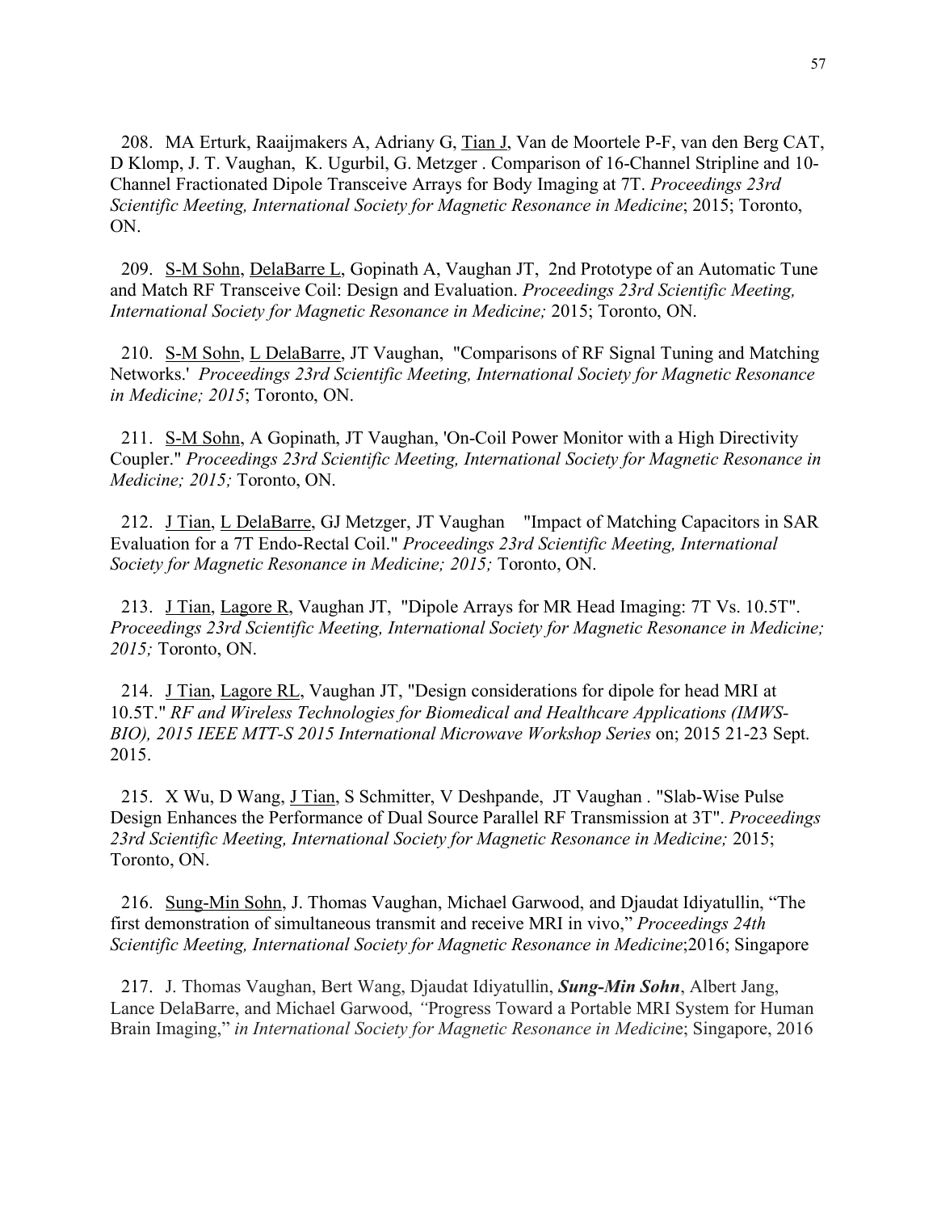208. MA Erturk, Raaijmakers A, Adriany G, Tian J, Van de Moortele P-F, van den Berg CAT, D Klomp, J. T. Vaughan, K. Ugurbil, G. Metzger . Comparison of 16-Channel Stripline and 10-Channel Fractionated Dipole Transceive Arrays for Body Imaging at 7T. *Proceedings 23rd Scientific Meeting, International Society for Magnetic Resonance in Medicine*; 2015; Toronto, ON.

209. S-M Sohn, DelaBarre L, Gopinath A, Vaughan JT, 2nd Prototype of an Automatic Tune and Match RF Transceive Coil: Design and Evaluation. *Proceedings 23rd Scientific Meeting, International Society for Magnetic Resonance in Medicine;* 2015; Toronto, ON.

210. S-M Sohn, L DelaBarre, JT Vaughan, "Comparisons of RF Signal Tuning and Matching Networks.' *Proceedings 23rd Scientific Meeting, International Society for Magnetic Resonance in Medicine; 2015*; Toronto, ON.

211. S-M Sohn, A Gopinath, JT Vaughan, 'On-Coil Power Monitor with a High Directivity Coupler." *Proceedings 23rd Scientific Meeting, International Society for Magnetic Resonance in Medicine; 2015;* Toronto, ON.

212. J Tian, L DelaBarre, GJ Metzger, JT Vaughan "Impact of Matching Capacitors in SAR Evaluation for a 7T Endo-Rectal Coil." *Proceedings 23rd Scientific Meeting, International Society for Magnetic Resonance in Medicine; 2015;* Toronto, ON.

213. J Tian, Lagore R, Vaughan JT, "Dipole Arrays for MR Head Imaging: 7T Vs. 10.5T". *Proceedings 23rd Scientific Meeting, International Society for Magnetic Resonance in Medicine; 2015;* Toronto, ON.

214. J Tian, Lagore RL, Vaughan JT, "Design considerations for dipole for head MRI at 10.5T." *RF and Wireless Technologies for Biomedical and Healthcare Applications (IMWS-BIO), 2015 IEEE MTT-S 2015 International Microwave Workshop Series* on; 2015 21-23 Sept. 2015.

215. X Wu, D Wang, J Tian, S Schmitter, V Deshpande, JT Vaughan . "Slab-Wise Pulse Design Enhances the Performance of Dual Source Parallel RF Transmission at 3T". *Proceedings 23rd Scientific Meeting, International Society for Magnetic Resonance in Medicine;* 2015; Toronto, ON.

216. Sung-Min Sohn, J. Thomas Vaughan, Michael Garwood, and Djaudat Idiyatullin, "The first demonstration of simultaneous transmit and receive MRI in vivo," *Proceedings 24th Scientific Meeting, International Society for Magnetic Resonance in Medicine*;2016; Singapore

217. J. Thomas Vaughan, Bert Wang, Djaudat Idiyatullin, ***Sung-Min Sohn***, Albert Jang, Lance DelaBarre, and Michael Garwood, *"*Progress Toward a Portable MRI System for Human Brain Imaging," *in International Society for Magnetic Resonance in Medicin*e; Singapore, 2016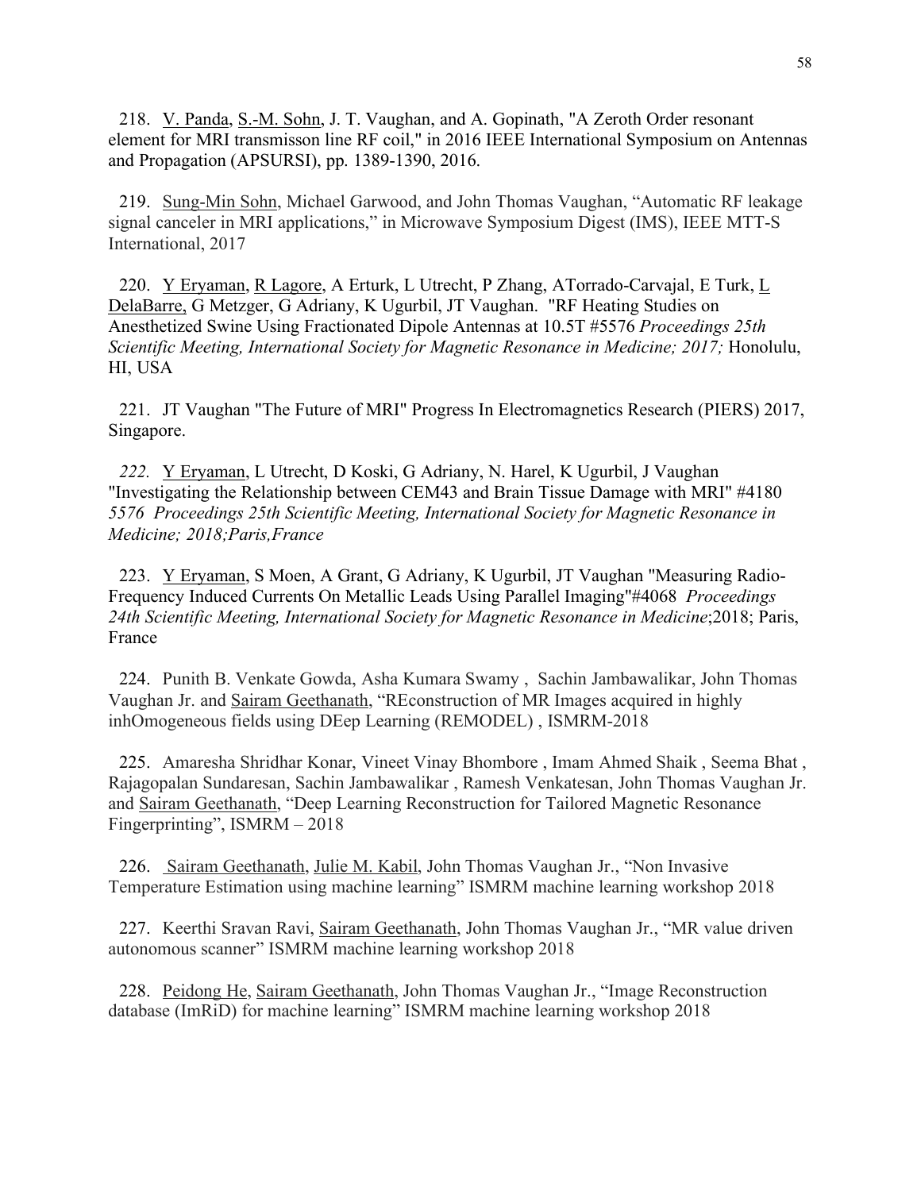218. V. Panda, S.-M. Sohn, J. T. Vaughan, and A. Gopinath, "A Zeroth Order resonant element for MRI transmisson line RF coil," in 2016 IEEE International Symposium on Antennas and Propagation (APSURSI), pp. 1389-1390, 2016.

219. Sung-Min Sohn, Michael Garwood, and John Thomas Vaughan, "Automatic RF leakage signal canceler in MRI applications," in Microwave Symposium Digest (IMS), IEEE MTT-S International, 2017

220. Y Eryaman, R Lagore, A Erturk, L Utrecht, P Zhang, ATorrado-Carvajal, E Turk, L DelaBarre, G Metzger, G Adriany, K Ugurbil, JT Vaughan. "RF Heating Studies on Anesthetized Swine Using Fractionated Dipole Antennas at 10.5T #5576 *Proceedings 25th Scientific Meeting, International Society for Magnetic Resonance in Medicine; 2017;* Honolulu, HI, USA

221. JT Vaughan "The Future of MRI" Progress In Electromagnetics Research (PIERS) 2017, Singapore.

*222.* Y Eryaman, L Utrecht, D Koski, G Adriany, N. Harel, K Ugurbil, J Vaughan "Investigating the Relationship between CEM43 and Brain Tissue Damage with MRI" #4180 *5576 Proceedings 25th Scientific Meeting, International Society for Magnetic Resonance in Medicine; 2018;Paris,France*

223. Y Eryaman, S Moen, A Grant, G Adriany, K Ugurbil, JT Vaughan "Measuring Radio-Frequency Induced Currents On Metallic Leads Using Parallel Imaging"#4068 *Proceedings 24th Scientific Meeting, International Society for Magnetic Resonance in Medicine*;2018; Paris, France

224. Punith B. Venkate Gowda, Asha Kumara Swamy , Sachin Jambawalikar, John Thomas Vaughan Jr. and Sairam Geethanath, "REconstruction of MR Images acquired in highly inhOmogeneous fields using DEep Learning (REMODEL) , ISMRM-2018

225. Amaresha Shridhar Konar, Vineet Vinay Bhombore , Imam Ahmed Shaik , Seema Bhat , Rajagopalan Sundaresan, Sachin Jambawalikar , Ramesh Venkatesan, John Thomas Vaughan Jr. and Sairam Geethanath, "Deep Learning Reconstruction for Tailored Magnetic Resonance Fingerprinting", ISMRM – 2018

226. Sairam Geethanath, Julie M. Kabil, John Thomas Vaughan Jr., "Non Invasive Temperature Estimation using machine learning" ISMRM machine learning workshop 2018

227. Keerthi Sravan Ravi, Sairam Geethanath, John Thomas Vaughan Jr., "MR value driven autonomous scanner" ISMRM machine learning workshop 2018

228. Peidong He, Sairam Geethanath, John Thomas Vaughan Jr., "Image Reconstruction database (ImRiD) for machine learning" ISMRM machine learning workshop 2018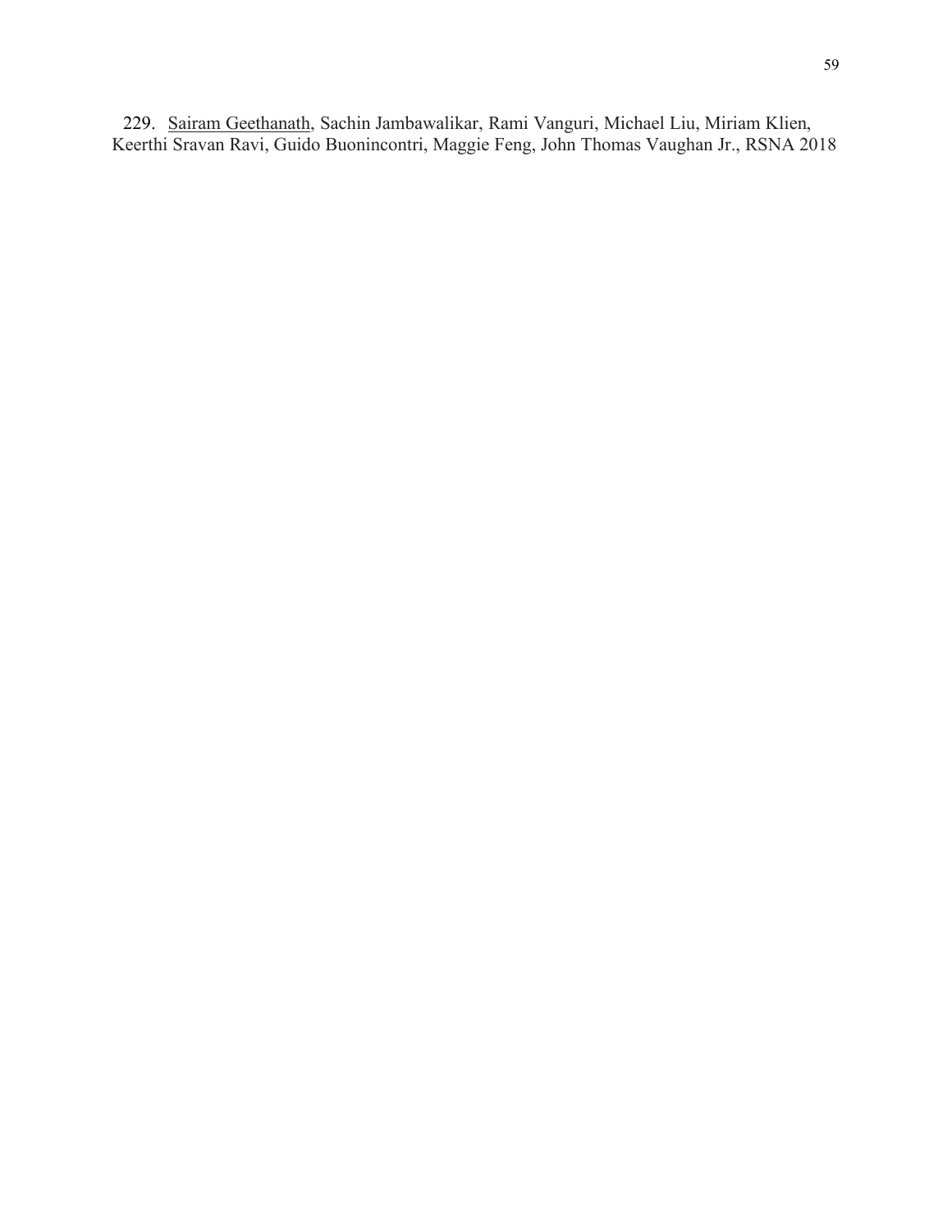229. Sairam Geethanath, Sachin Jambawalikar, Rami Vanguri, Michael Liu, Miriam Klien, Keerthi Sravan Ravi, Guido Buonincontri, Maggie Feng, John Thomas Vaughan Jr., RSNA 2018